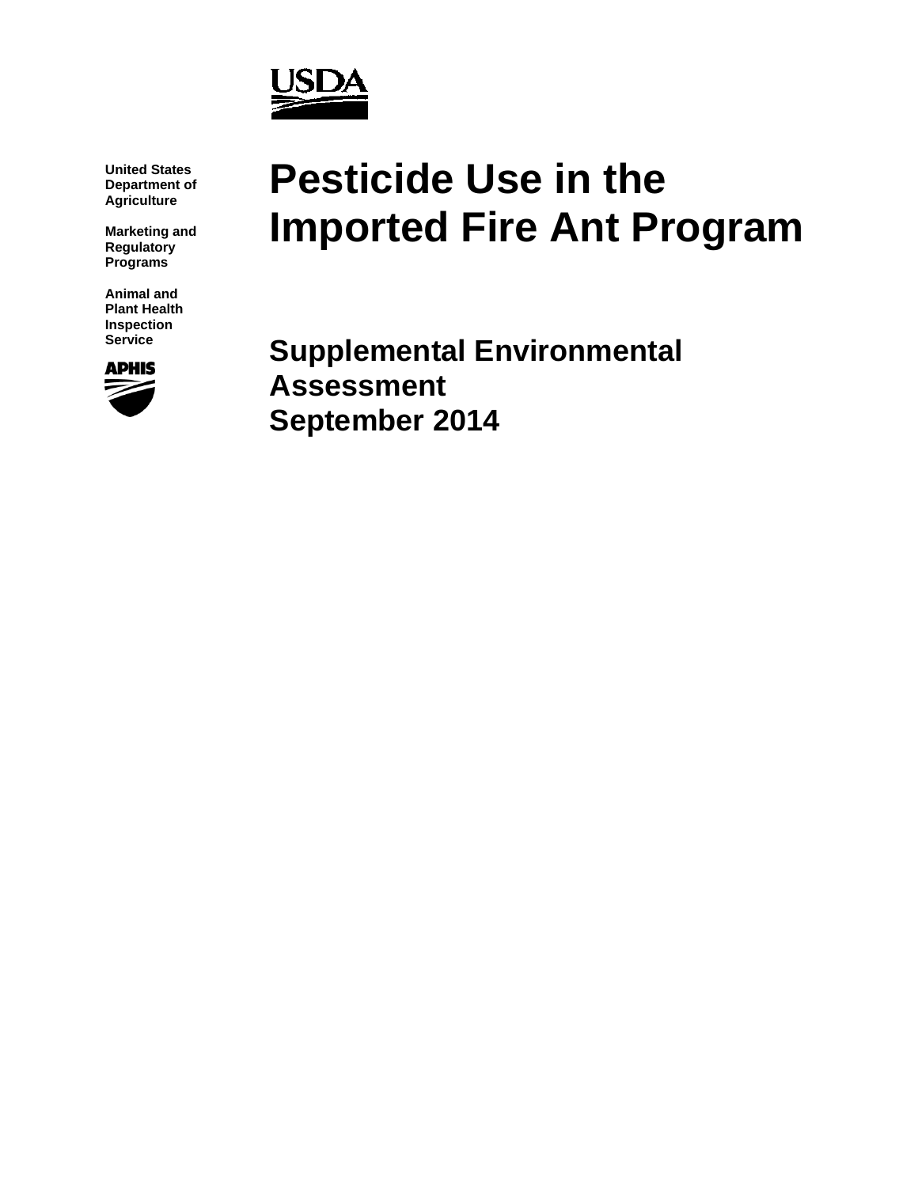USDA

United States Department of Agriculture

Marketing and Regulatory Programs

Animal and Plant Health Inspection Service

APHIS

# Pesticide Use in the Imported Fire Ant Program

## Supplemental Environmental Assessment
## September 2014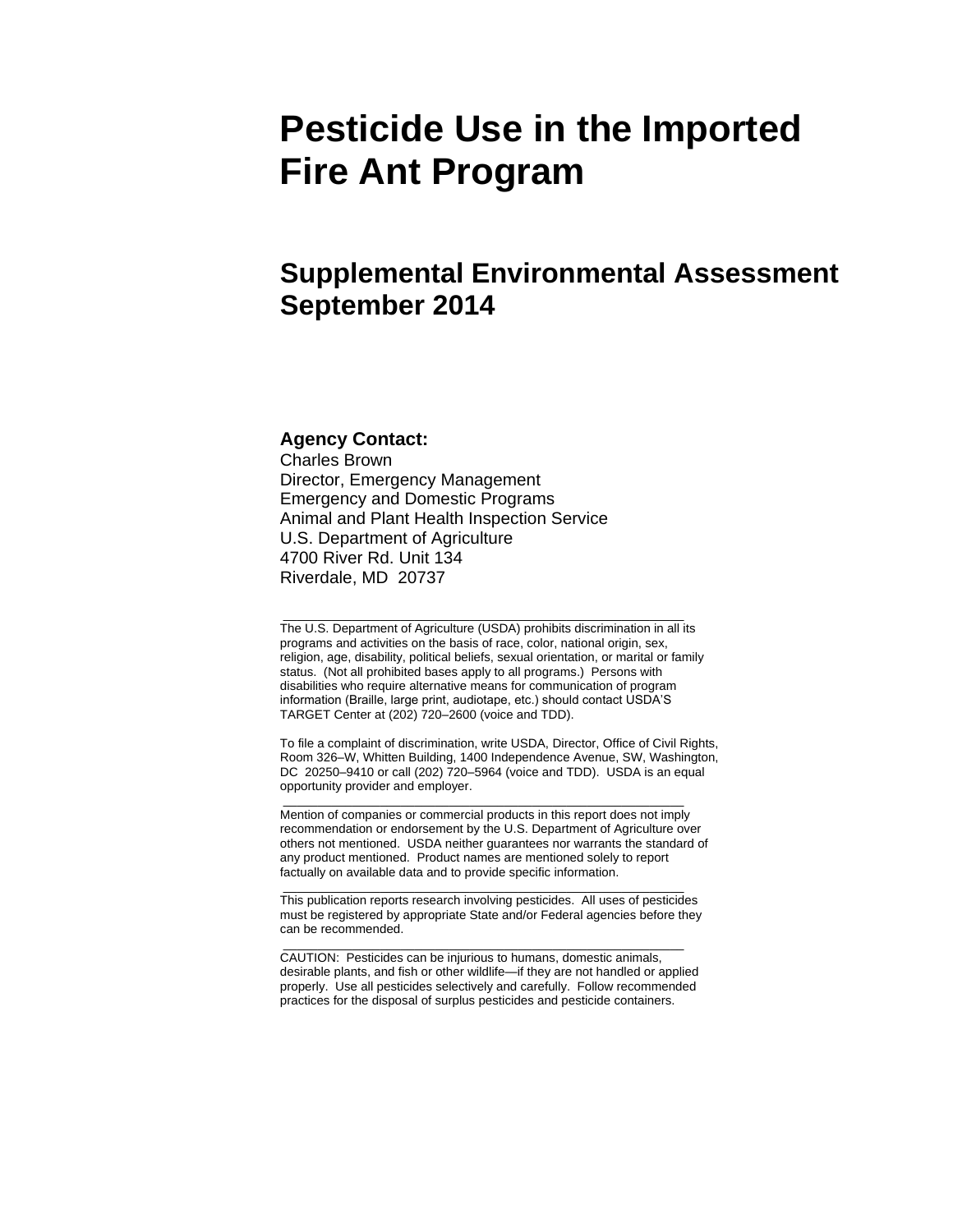# Pesticide Use in the Imported Fire Ant Program

## Supplemental Environmental Assessment September 2014

**Agency Contact:**
Charles Brown
Director, Emergency Management
Emergency and Domestic Programs
Animal and Plant Health Inspection Service
U.S. Department of Agriculture
4700 River Rd. Unit 134
Riverdale, MD 20737

---

The U.S. Department of Agriculture (USDA) prohibits discrimination in all its programs and activities on the basis of race, color, national origin, sex, religion, age, disability, political beliefs, sexual orientation, or marital or family status. (Not all prohibited bases apply to all programs.) Persons with disabilities who require alternative means for communication of program information (Braille, large print, audiotape, etc.) should contact USDA'S TARGET Center at (202) 720–2600 (voice and TDD).

To file a complaint of discrimination, write USDA, Director, Office of Civil Rights, Room 326–W, Whitten Building, 1400 Independence Avenue, SW, Washington, DC 20250–9410 or call (202) 720–5964 (voice and TDD). USDA is an equal opportunity provider and employer.

---

Mention of companies or commercial products in this report does not imply recommendation or endorsement by the U.S. Department of Agriculture over others not mentioned. USDA neither guarantees nor warrants the standard of any product mentioned. Product names are mentioned solely to report factually on available data and to provide specific information.

---

This publication reports research involving pesticides. All uses of pesticides must be registered by appropriate State and/or Federal agencies before they can be recommended.

---

CAUTION: Pesticides can be injurious to humans, domestic animals, desirable plants, and fish or other wildlife—if they are not handled or applied properly. Use all pesticides selectively and carefully. Follow recommended practices for the disposal of surplus pesticides and pesticide containers.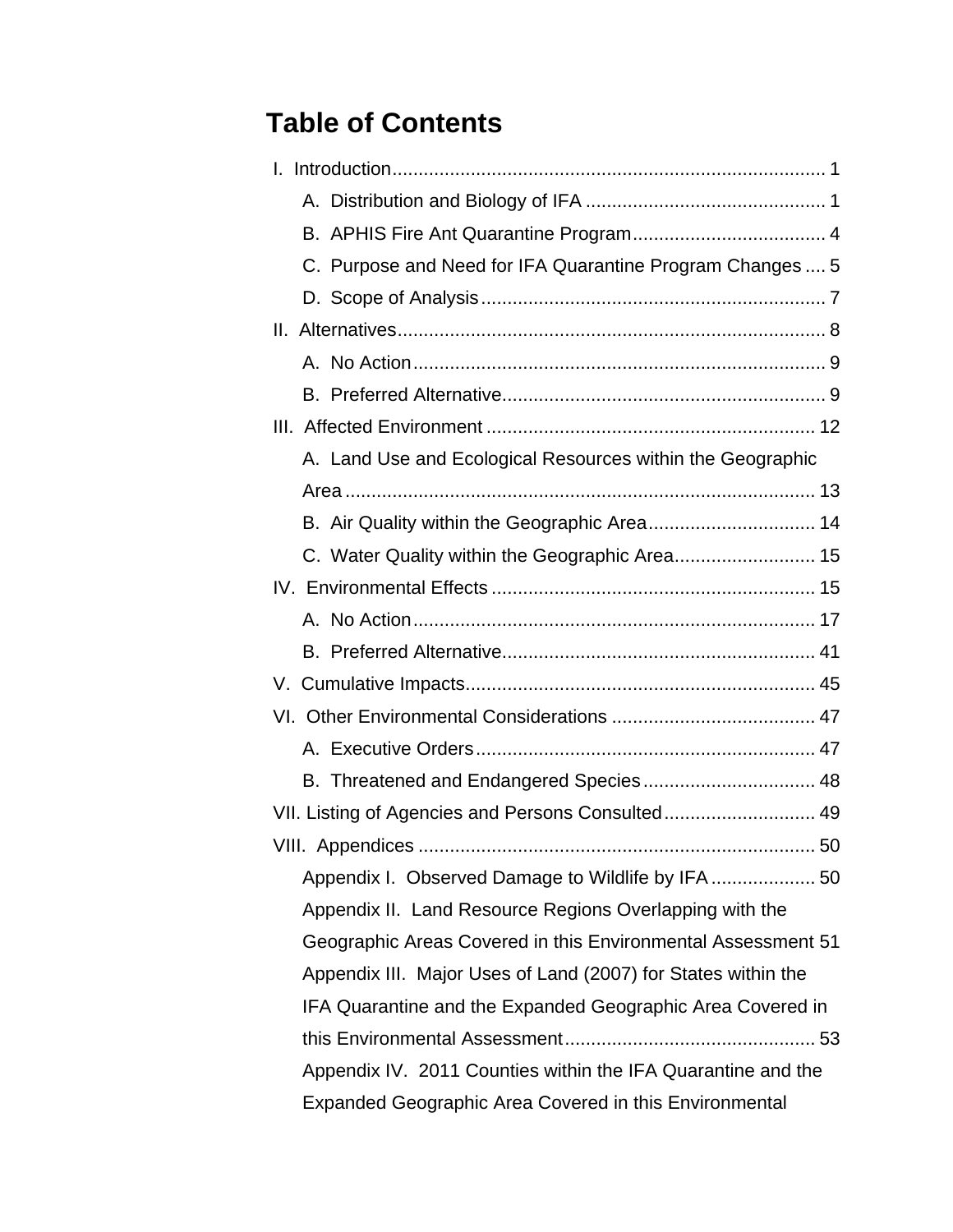# Table of Contents

I. Introduction .................................................................................. 1

- A. Distribution and Biology of IFA .............................................. 1
- B. APHIS Fire Ant Quarantine Program ..................................... 4
- C. Purpose and Need for IFA Quarantine Program Changes .... 5
- D. Scope of Analysis .................................................................. 7

II. Alternatives .................................................................................. 8

- A. No Action ............................................................................... 9
- B. Preferred Alternative .............................................................. 9

III. Affected Environment ............................................................... 12

- A. Land Use and Ecological Resources within the Geographic Area .......................................................................................... 13
- B. Air Quality within the Geographic Area ................................ 14
- C. Water Quality within the Geographic Area ........................... 15

IV. Environmental Effects .............................................................. 15

- A. No Action ............................................................................. 17
- B. Preferred Alternative ............................................................ 41

V. Cumulative Impacts ................................................................... 45

VI. Other Environmental Considerations ....................................... 47

- A. Executive Orders ................................................................. 47
- B. Threatened and Endangered Species ................................. 48

VII. Listing of Agencies and Persons Consulted ............................. 49

VIII. Appendices ............................................................................ 50

- Appendix I. Observed Damage to Wildlife by IFA .................... 50
- Appendix II. Land Resource Regions Overlapping with the Geographic Areas Covered in this Environmental Assessment 51
- Appendix III. Major Uses of Land (2007) for States within the IFA Quarantine and the Expanded Geographic Area Covered in this Environmental Assessment ................................................ 53
- Appendix IV. 2011 Counties within the IFA Quarantine and the Expanded Geographic Area Covered in this Environmental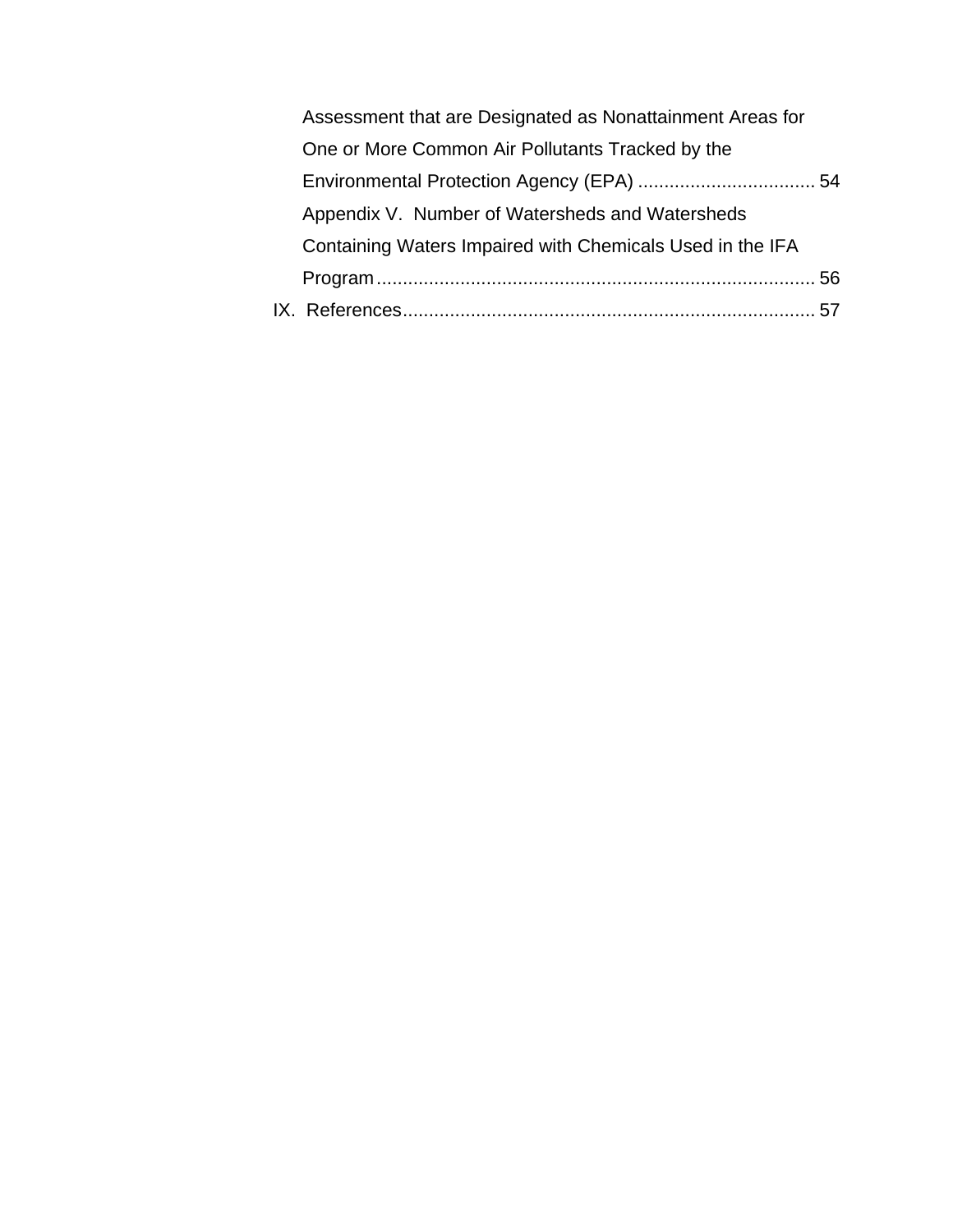Assessment that are Designated as Nonattainment Areas for One or More Common Air Pollutants Tracked by the Environmental Protection Agency (EPA) .................................. 54

Appendix V. Number of Watersheds and Watersheds Containing Waters Impaired with Chemicals Used in the IFA Program .................................................................................... 56

IX. References .............................................................................. 57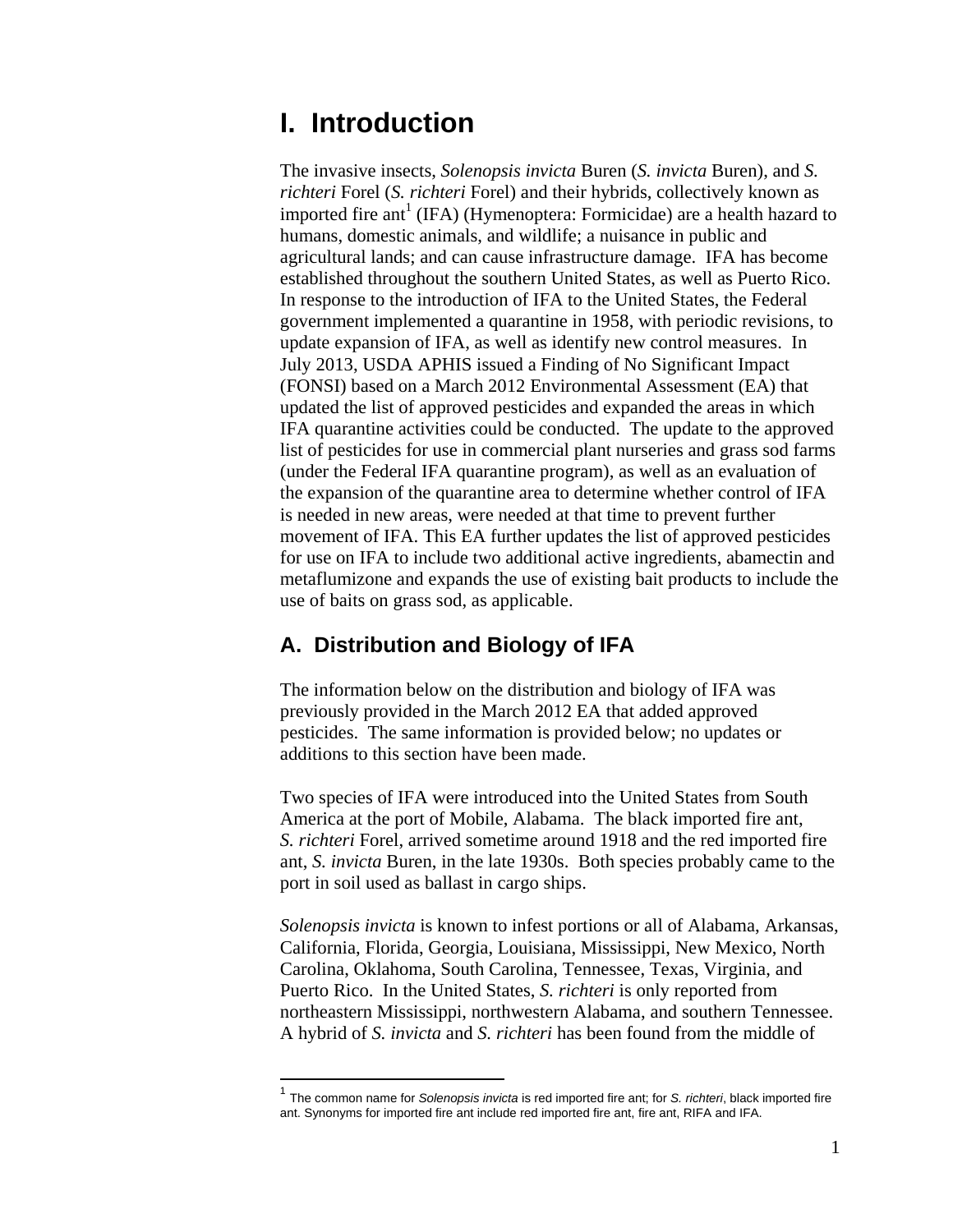# I. Introduction

The invasive insects, *Solenopsis invicta* Buren (*S. invicta* Buren), and *S. richteri* Forel (*S. richteri* Forel) and their hybrids, collectively known as imported fire ant[1] (IFA) (Hymenoptera: Formicidae) are a health hazard to humans, domestic animals, and wildlife; a nuisance in public and agricultural lands; and can cause infrastructure damage. IFA has become established throughout the southern United States, as well as Puerto Rico. In response to the introduction of IFA to the United States, the Federal government implemented a quarantine in 1958, with periodic revisions, to update expansion of IFA, as well as identify new control measures. In July 2013, USDA APHIS issued a Finding of No Significant Impact (FONSI) based on a March 2012 Environmental Assessment (EA) that updated the list of approved pesticides and expanded the areas in which IFA quarantine activities could be conducted. The update to the approved list of pesticides for use in commercial plant nurseries and grass sod farms (under the Federal IFA quarantine program), as well as an evaluation of the expansion of the quarantine area to determine whether control of IFA is needed in new areas, were needed at that time to prevent further movement of IFA. This EA further updates the list of approved pesticides for use on IFA to include two additional active ingredients, abamectin and metaflumizone and expands the use of existing bait products to include the use of baits on grass sod, as applicable.

## A. Distribution and Biology of IFA

The information below on the distribution and biology of IFA was previously provided in the March 2012 EA that added approved pesticides. The same information is provided below; no updates or additions to this section have been made.

Two species of IFA were introduced into the United States from South America at the port of Mobile, Alabama. The black imported fire ant, *S. richteri* Forel, arrived sometime around 1918 and the red imported fire ant, *S. invicta* Buren, in the late 1930s. Both species probably came to the port in soil used as ballast in cargo ships.

*Solenopsis invicta* is known to infest portions or all of Alabama, Arkansas, California, Florida, Georgia, Louisiana, Mississippi, New Mexico, North Carolina, Oklahoma, South Carolina, Tennessee, Texas, Virginia, and Puerto Rico. In the United States, *S. richteri* is only reported from northeastern Mississippi, northwestern Alabama, and southern Tennessee. A hybrid of *S. invicta* and *S. richteri* has been found from the middle of

[1] The common name for *Solenopsis invicta* is red imported fire ant; for *S. richteri*, black imported fire ant. Synonyms for imported fire ant include red imported fire ant, fire ant, RIFA and IFA.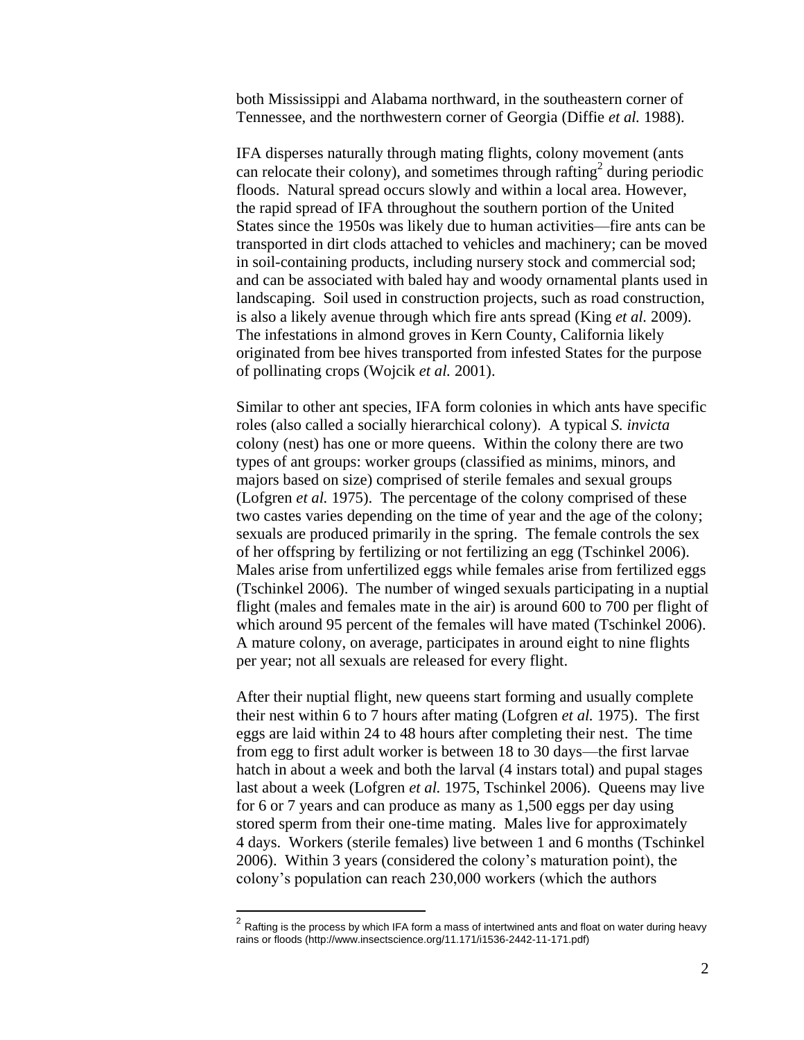both Mississippi and Alabama northward, in the southeastern corner of Tennessee, and the northwestern corner of Georgia (Diffie *et al.* 1988).

IFA disperses naturally through mating flights, colony movement (ants can relocate their colony), and sometimes through rafting[2] during periodic floods. Natural spread occurs slowly and within a local area. However, the rapid spread of IFA throughout the southern portion of the United States since the 1950s was likely due to human activities—fire ants can be transported in dirt clods attached to vehicles and machinery; can be moved in soil-containing products, including nursery stock and commercial sod; and can be associated with baled hay and woody ornamental plants used in landscaping. Soil used in construction projects, such as road construction, is also a likely avenue through which fire ants spread (King *et al.* 2009). The infestations in almond groves in Kern County, California likely originated from bee hives transported from infested States for the purpose of pollinating crops (Wojcik *et al.* 2001).

Similar to other ant species, IFA form colonies in which ants have specific roles (also called a socially hierarchical colony). A typical *S. invicta* colony (nest) has one or more queens. Within the colony there are two types of ant groups: worker groups (classified as minims, minors, and majors based on size) comprised of sterile females and sexual groups (Lofgren *et al.* 1975). The percentage of the colony comprised of these two castes varies depending on the time of year and the age of the colony; sexuals are produced primarily in the spring. The female controls the sex of her offspring by fertilizing or not fertilizing an egg (Tschinkel 2006). Males arise from unfertilized eggs while females arise from fertilized eggs (Tschinkel 2006). The number of winged sexuals participating in a nuptial flight (males and females mate in the air) is around 600 to 700 per flight of which around 95 percent of the females will have mated (Tschinkel 2006). A mature colony, on average, participates in around eight to nine flights per year; not all sexuals are released for every flight.

After their nuptial flight, new queens start forming and usually complete their nest within 6 to 7 hours after mating (Lofgren *et al.* 1975). The first eggs are laid within 24 to 48 hours after completing their nest. The time from egg to first adult worker is between 18 to 30 days—the first larvae hatch in about a week and both the larval (4 instars total) and pupal stages last about a week (Lofgren *et al.* 1975, Tschinkel 2006). Queens may live for 6 or 7 years and can produce as many as 1,500 eggs per day using stored sperm from their one-time mating. Males live for approximately 4 days. Workers (sterile females) live between 1 and 6 months (Tschinkel 2006). Within 3 years (considered the colony's maturation point), the colony's population can reach 230,000 workers (which the authors

[2] Rafting is the process by which IFA form a mass of intertwined ants and float on water during heavy rains or floods (http://www.insectscience.org/11.171/i1536-2442-11-171.pdf)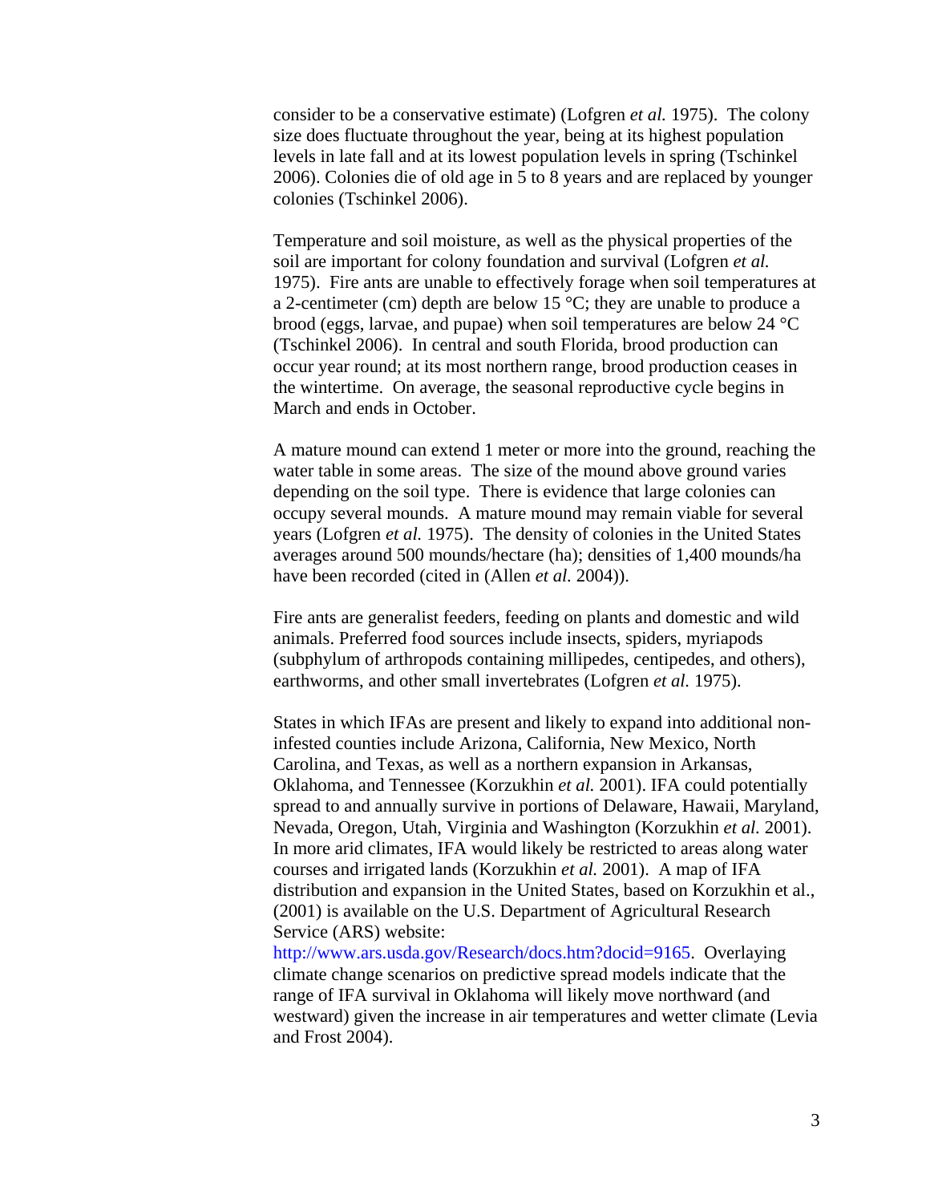consider to be a conservative estimate) (Lofgren *et al.* 1975). The colony size does fluctuate throughout the year, being at its highest population levels in late fall and at its lowest population levels in spring (Tschinkel 2006). Colonies die of old age in 5 to 8 years and are replaced by younger colonies (Tschinkel 2006).

Temperature and soil moisture, as well as the physical properties of the soil are important for colony foundation and survival (Lofgren *et al.* 1975). Fire ants are unable to effectively forage when soil temperatures at a 2-centimeter (cm) depth are below 15 °C; they are unable to produce a brood (eggs, larvae, and pupae) when soil temperatures are below 24 °C (Tschinkel 2006). In central and south Florida, brood production can occur year round; at its most northern range, brood production ceases in the wintertime. On average, the seasonal reproductive cycle begins in March and ends in October.

A mature mound can extend 1 meter or more into the ground, reaching the water table in some areas. The size of the mound above ground varies depending on the soil type. There is evidence that large colonies can occupy several mounds. A mature mound may remain viable for several years (Lofgren *et al.* 1975). The density of colonies in the United States averages around 500 mounds/hectare (ha); densities of 1,400 mounds/ha have been recorded (cited in (Allen *et al.* 2004)).

Fire ants are generalist feeders, feeding on plants and domestic and wild animals. Preferred food sources include insects, spiders, myriapods (subphylum of arthropods containing millipedes, centipedes, and others), earthworms, and other small invertebrates (Lofgren *et al.* 1975).

States in which IFAs are present and likely to expand into additional non-infested counties include Arizona, California, New Mexico, North Carolina, and Texas, as well as a northern expansion in Arkansas, Oklahoma, and Tennessee (Korzukhin *et al.* 2001). IFA could potentially spread to and annually survive in portions of Delaware, Hawaii, Maryland, Nevada, Oregon, Utah, Virginia and Washington (Korzukhin *et al.* 2001). In more arid climates, IFA would likely be restricted to areas along water courses and irrigated lands (Korzukhin *et al.* 2001). A map of IFA distribution and expansion in the United States, based on Korzukhin et al., (2001) is available on the U.S. Department of Agricultural Research Service (ARS) website: http://www.ars.usda.gov/Research/docs.htm?docid=9165. Overlaying climate change scenarios on predictive spread models indicate that the range of IFA survival in Oklahoma will likely move northward (and westward) given the increase in air temperatures and wetter climate (Levia and Frost 2004).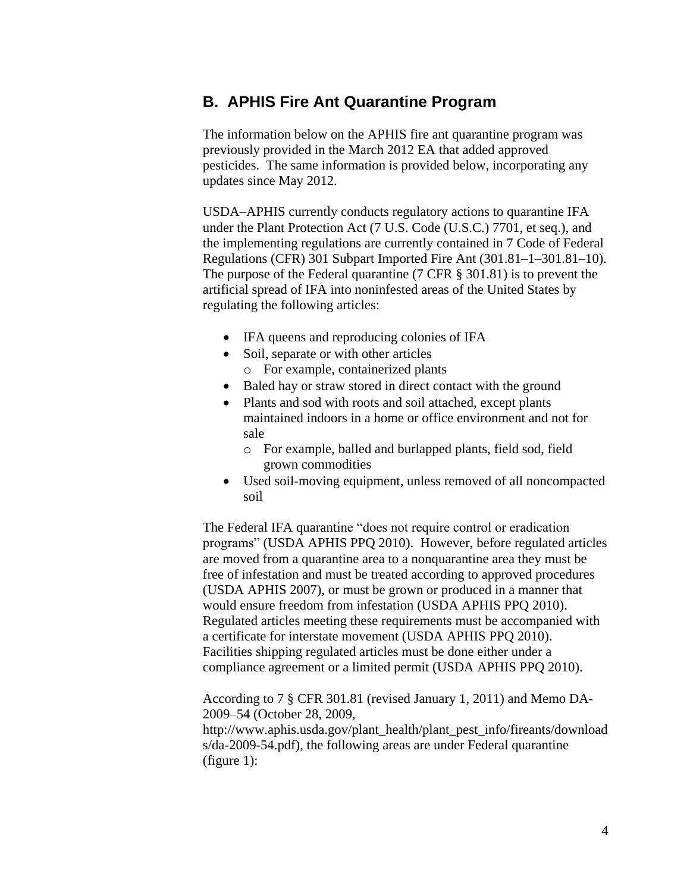## B. APHIS Fire Ant Quarantine Program

The information below on the APHIS fire ant quarantine program was previously provided in the March 2012 EA that added approved pesticides. The same information is provided below, incorporating any updates since May 2012.

USDA–APHIS currently conducts regulatory actions to quarantine IFA under the Plant Protection Act (7 U.S. Code (U.S.C.) 7701, et seq.), and the implementing regulations are currently contained in 7 Code of Federal Regulations (CFR) 301 Subpart Imported Fire Ant (301.81–1–301.81–10). The purpose of the Federal quarantine (7 CFR § 301.81) is to prevent the artificial spread of IFA into noninfested areas of the United States by regulating the following articles:

- IFA queens and reproducing colonies of IFA
- Soil, separate or with other articles
  - For example, containerized plants
- Baled hay or straw stored in direct contact with the ground
- Plants and sod with roots and soil attached, except plants maintained indoors in a home or office environment and not for sale
  - For example, balled and burlapped plants, field sod, field grown commodities
- Used soil-moving equipment, unless removed of all noncompacted soil

The Federal IFA quarantine "does not require control or eradication programs" (USDA APHIS PPQ 2010). However, before regulated articles are moved from a quarantine area to a nonquarantine area they must be free of infestation and must be treated according to approved procedures (USDA APHIS 2007), or must be grown or produced in a manner that would ensure freedom from infestation (USDA APHIS PPQ 2010). Regulated articles meeting these requirements must be accompanied with a certificate for interstate movement (USDA APHIS PPQ 2010). Facilities shipping regulated articles must be done either under a compliance agreement or a limited permit (USDA APHIS PPQ 2010).

According to 7 § CFR 301.81 (revised January 1, 2011) and Memo DA-2009–54 (October 28, 2009, http://www.aphis.usda.gov/plant_health/plant_pest_info/fireants/downloads/da-2009-54.pdf), the following areas are under Federal quarantine (figure 1):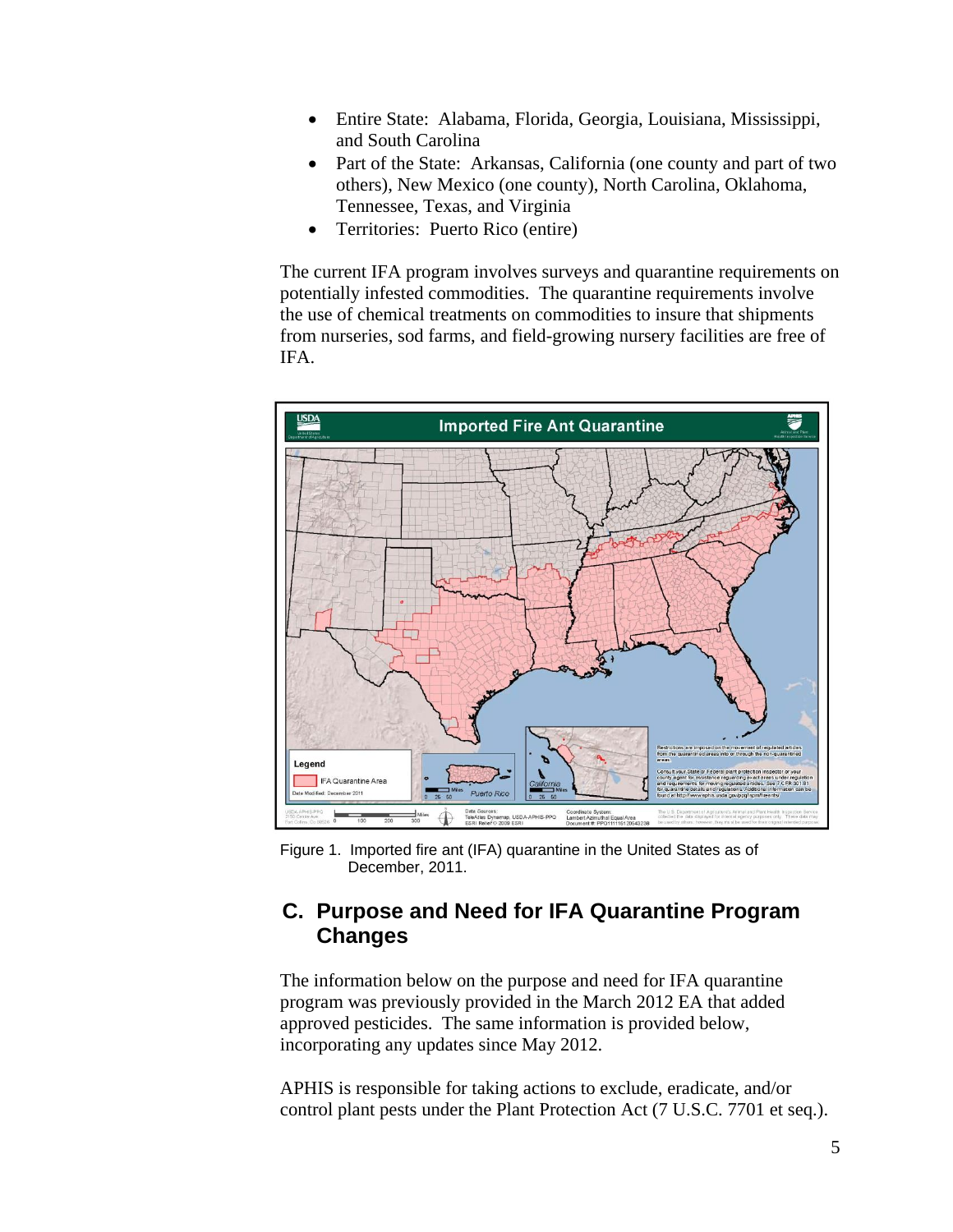- Entire State: Alabama, Florida, Georgia, Louisiana, Mississippi, and South Carolina
- Part of the State: Arkansas, California (one county and part of two others), New Mexico (one county), North Carolina, Oklahoma, Tennessee, Texas, and Virginia
- Territories: Puerto Rico (entire)

The current IFA program involves surveys and quarantine requirements on potentially infested commodities. The quarantine requirements involve the use of chemical treatments on commodities to insure that shipments from nurseries, sod farms, and field-growing nursery facilities are free of IFA.

Figure 1. Imported fire ant (IFA) quarantine in the United States as of December, 2011.

## C. Purpose and Need for IFA Quarantine Program Changes

The information below on the purpose and need for IFA quarantine program was previously provided in the March 2012 EA that added approved pesticides. The same information is provided below, incorporating any updates since May 2012.

APHIS is responsible for taking actions to exclude, eradicate, and/or control plant pests under the Plant Protection Act (7 U.S.C. 7701 et seq.).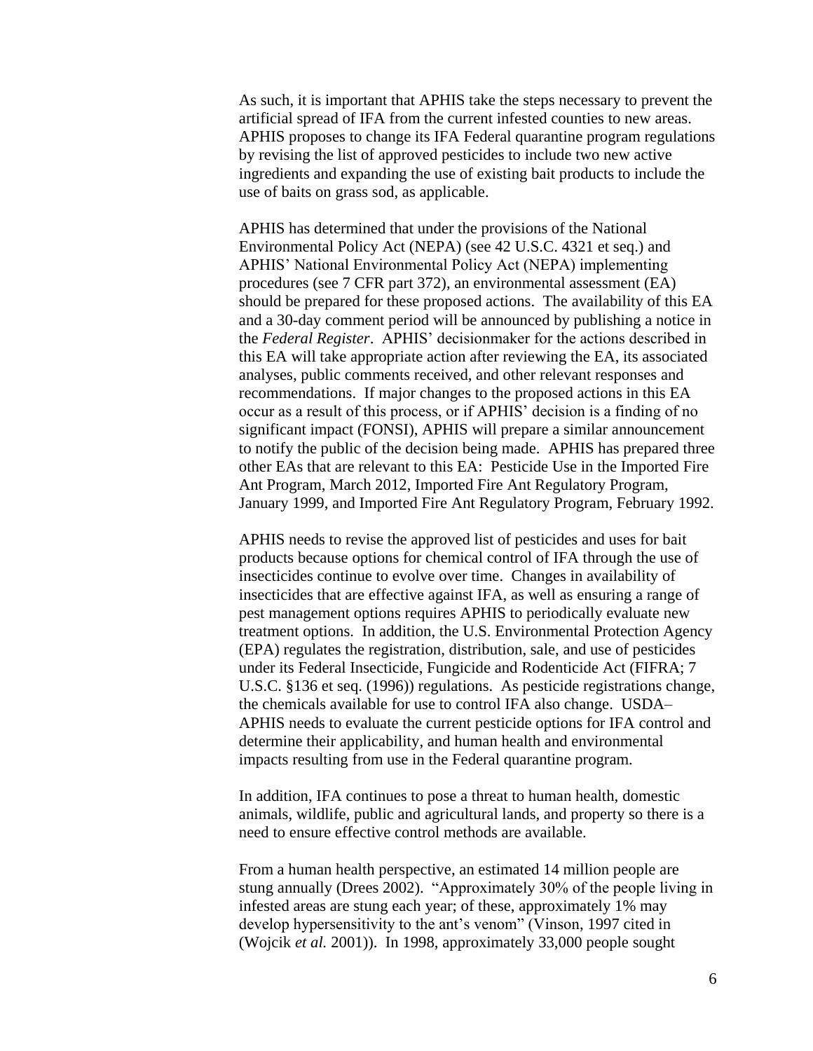As such, it is important that APHIS take the steps necessary to prevent the artificial spread of IFA from the current infested counties to new areas. APHIS proposes to change its IFA Federal quarantine program regulations by revising the list of approved pesticides to include two new active ingredients and expanding the use of existing bait products to include the use of baits on grass sod, as applicable.

APHIS has determined that under the provisions of the National Environmental Policy Act (NEPA) (see 42 U.S.C. 4321 et seq.) and APHIS' National Environmental Policy Act (NEPA) implementing procedures (see 7 CFR part 372), an environmental assessment (EA) should be prepared for these proposed actions. The availability of this EA and a 30-day comment period will be announced by publishing a notice in the *Federal Register*. APHIS' decisionmaker for the actions described in this EA will take appropriate action after reviewing the EA, its associated analyses, public comments received, and other relevant responses and recommendations. If major changes to the proposed actions in this EA occur as a result of this process, or if APHIS' decision is a finding of no significant impact (FONSI), APHIS will prepare a similar announcement to notify the public of the decision being made. APHIS has prepared three other EAs that are relevant to this EA: Pesticide Use in the Imported Fire Ant Program, March 2012, Imported Fire Ant Regulatory Program, January 1999, and Imported Fire Ant Regulatory Program, February 1992.

APHIS needs to revise the approved list of pesticides and uses for bait products because options for chemical control of IFA through the use of insecticides continue to evolve over time. Changes in availability of insecticides that are effective against IFA, as well as ensuring a range of pest management options requires APHIS to periodically evaluate new treatment options. In addition, the U.S. Environmental Protection Agency (EPA) regulates the registration, distribution, sale, and use of pesticides under its Federal Insecticide, Fungicide and Rodenticide Act (FIFRA; 7 U.S.C. §136 et seq. (1996)) regulations. As pesticide registrations change, the chemicals available for use to control IFA also change. USDA–APHIS needs to evaluate the current pesticide options for IFA control and determine their applicability, and human health and environmental impacts resulting from use in the Federal quarantine program.

In addition, IFA continues to pose a threat to human health, domestic animals, wildlife, public and agricultural lands, and property so there is a need to ensure effective control methods are available.

From a human health perspective, an estimated 14 million people are stung annually (Drees 2002). "Approximately 30% of the people living in infested areas are stung each year; of these, approximately 1% may develop hypersensitivity to the ant's venom" (Vinson, 1997 cited in (Wojcik *et al.* 2001)). In 1998, approximately 33,000 people sought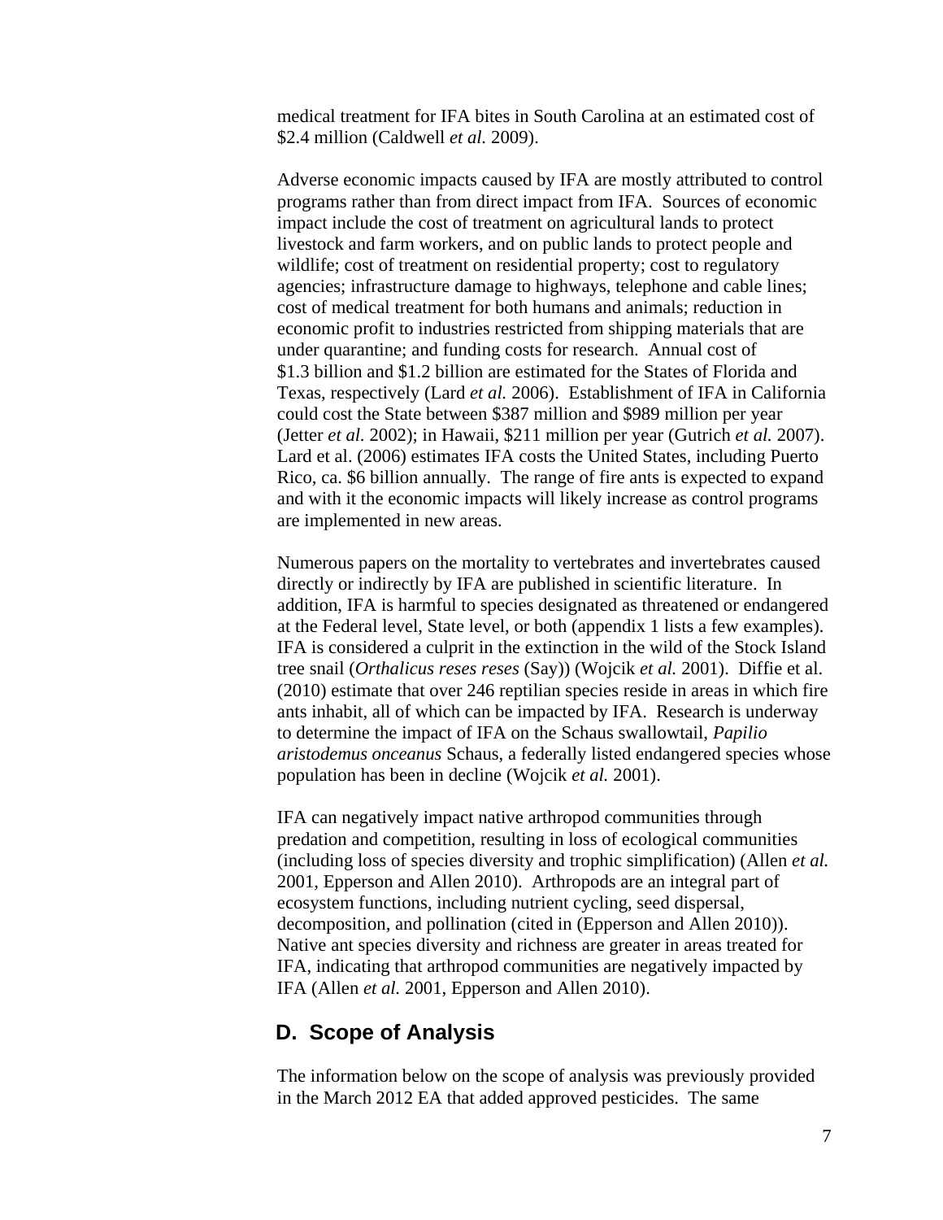medical treatment for IFA bites in South Carolina at an estimated cost of $2.4 million (Caldwell *et al.* 2009).

Adverse economic impacts caused by IFA are mostly attributed to control programs rather than from direct impact from IFA. Sources of economic impact include the cost of treatment on agricultural lands to protect livestock and farm workers, and on public lands to protect people and wildlife; cost of treatment on residential property; cost to regulatory agencies; infrastructure damage to highways, telephone and cable lines; cost of medical treatment for both humans and animals; reduction in economic profit to industries restricted from shipping materials that are under quarantine; and funding costs for research. Annual cost of $1.3 billion and $1.2 billion are estimated for the States of Florida and Texas, respectively (Lard *et al.* 2006). Establishment of IFA in California could cost the State between $387 million and $989 million per year (Jetter *et al.* 2002); in Hawaii, $211 million per year (Gutrich *et al.* 2007). Lard et al. (2006) estimates IFA costs the United States, including Puerto Rico, ca. $6 billion annually. The range of fire ants is expected to expand and with it the economic impacts will likely increase as control programs are implemented in new areas.

Numerous papers on the mortality to vertebrates and invertebrates caused directly or indirectly by IFA are published in scientific literature. In addition, IFA is harmful to species designated as threatened or endangered at the Federal level, State level, or both (appendix 1 lists a few examples). IFA is considered a culprit in the extinction in the wild of the Stock Island tree snail (*Orthalicus reses reses* (Say)) (Wojcik *et al.* 2001). Diffie et al. (2010) estimate that over 246 reptilian species reside in areas in which fire ants inhabit, all of which can be impacted by IFA. Research is underway to determine the impact of IFA on the Schaus swallowtail, *Papilio aristodemus onceanus* Schaus, a federally listed endangered species whose population has been in decline (Wojcik *et al.* 2001).

IFA can negatively impact native arthropod communities through predation and competition, resulting in loss of ecological communities (including loss of species diversity and trophic simplification) (Allen *et al.* 2001, Epperson and Allen 2010). Arthropods are an integral part of ecosystem functions, including nutrient cycling, seed dispersal, decomposition, and pollination (cited in (Epperson and Allen 2010)). Native ant species diversity and richness are greater in areas treated for IFA, indicating that arthropod communities are negatively impacted by IFA (Allen *et al.* 2001, Epperson and Allen 2010).

## D. Scope of Analysis

The information below on the scope of analysis was previously provided in the March 2012 EA that added approved pesticides. The same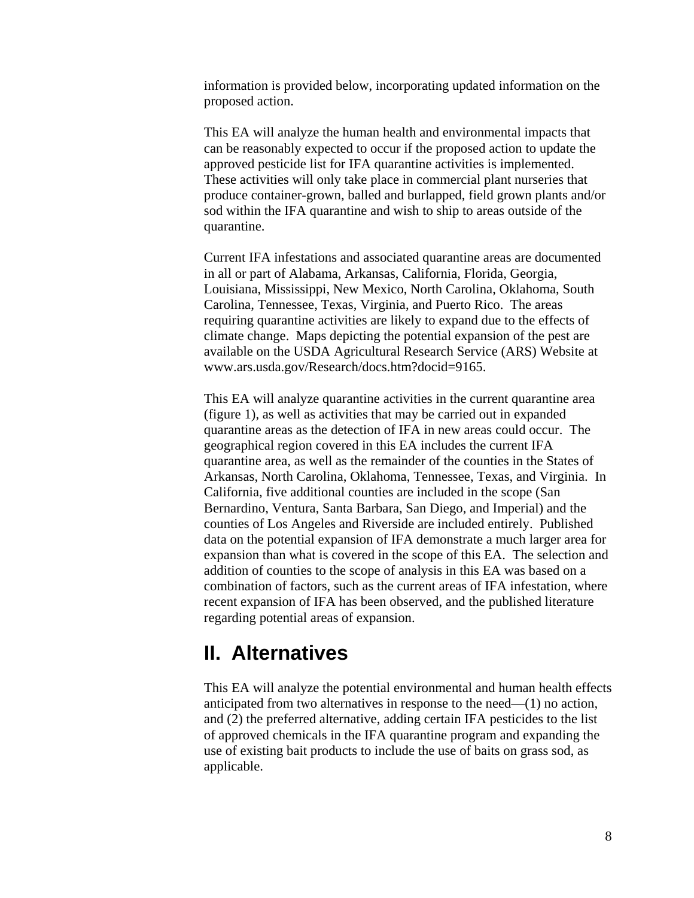information is provided below, incorporating updated information on the proposed action.

This EA will analyze the human health and environmental impacts that can be reasonably expected to occur if the proposed action to update the approved pesticide list for IFA quarantine activities is implemented. These activities will only take place in commercial plant nurseries that produce container-grown, balled and burlapped, field grown plants and/or sod within the IFA quarantine and wish to ship to areas outside of the quarantine.

Current IFA infestations and associated quarantine areas are documented in all or part of Alabama, Arkansas, California, Florida, Georgia, Louisiana, Mississippi, New Mexico, North Carolina, Oklahoma, South Carolina, Tennessee, Texas, Virginia, and Puerto Rico. The areas requiring quarantine activities are likely to expand due to the effects of climate change. Maps depicting the potential expansion of the pest are available on the USDA Agricultural Research Service (ARS) Website at www.ars.usda.gov/Research/docs.htm?docid=9165.

This EA will analyze quarantine activities in the current quarantine area (figure 1), as well as activities that may be carried out in expanded quarantine areas as the detection of IFA in new areas could occur. The geographical region covered in this EA includes the current IFA quarantine area, as well as the remainder of the counties in the States of Arkansas, North Carolina, Oklahoma, Tennessee, Texas, and Virginia. In California, five additional counties are included in the scope (San Bernardino, Ventura, Santa Barbara, San Diego, and Imperial) and the counties of Los Angeles and Riverside are included entirely. Published data on the potential expansion of IFA demonstrate a much larger area for expansion than what is covered in the scope of this EA. The selection and addition of counties to the scope of analysis in this EA was based on a combination of factors, such as the current areas of IFA infestation, where recent expansion of IFA has been observed, and the published literature regarding potential areas of expansion.

# II. Alternatives

This EA will analyze the potential environmental and human health effects anticipated from two alternatives in response to the need—(1) no action, and (2) the preferred alternative, adding certain IFA pesticides to the list of approved chemicals in the IFA quarantine program and expanding the use of existing bait products to include the use of baits on grass sod, as applicable.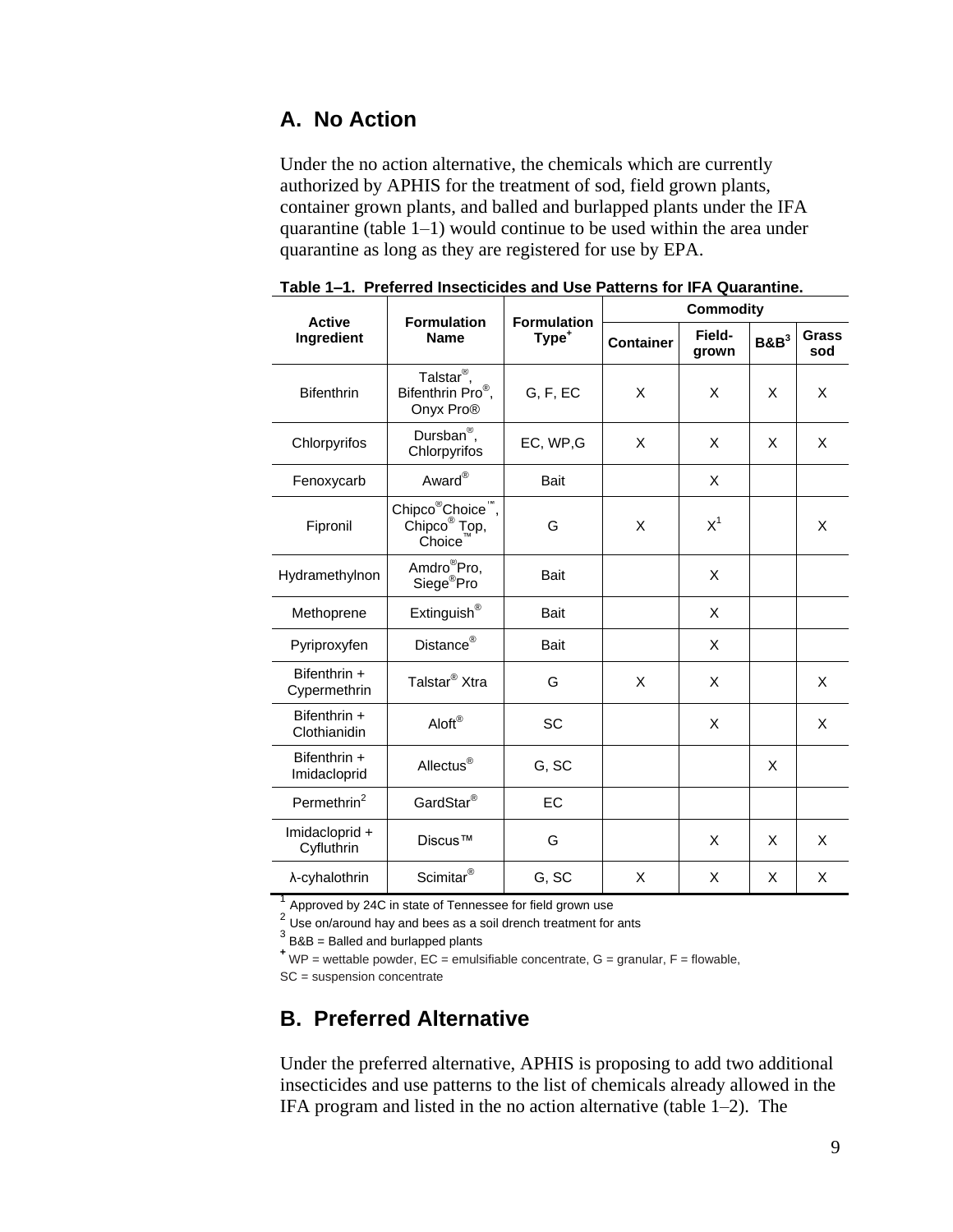## A. No Action

Under the no action alternative, the chemicals which are currently authorized by APHIS for the treatment of sod, field grown plants, container grown plants, and balled and burlapped plants under the IFA quarantine (table 1–1) would continue to be used within the area under quarantine as long as they are registered for use by EPA.

**Table 1–1. Preferred Insecticides and Use Patterns for IFA Quarantine.**

| Active Ingredient | Formulation Name | Formulation Type[+] | Commodity | | | |
|---|---|---|---|---|---|---|
| | | | Container | Field-grown | B&B[3] | Grass sod |
| Bifenthrin | Talstar®, Bifenthrin Pro®, Onyx Pro® | G, F, EC | X | X | X | X |
| Chlorpyrifos | Dursban®, Chlorpyrifos | EC, WP,G | X | X | X | X |
| Fenoxycarb | Award® | Bait | | X | | |
| Fipronil | Chipco®Choice™, Chipco® Top, Choice™ | G | X | X[1] | | X |
| Hydramethylnon | Amdro®Pro, Siege®Pro | Bait | | X | | |
| Methoprene | Extinguish® | Bait | | X | | |
| Pyriproxyfen | Distance® | Bait | | X | | |
| Bifenthrin + Cypermethrin | Talstar® Xtra | G | X | X | | X |
| Bifenthrin + Clothianidin | Aloft® | SC | | X | | X |
| Bifenthrin + Imidacloprid | Allectus® | G, SC | | | X | |
| Permethrin[2] | GardStar® | EC | | | | |
| Imidacloprid + Cyfluthrin | Discus™ | G | | X | X | X |
| λ-cyhalothrin | Scimitar® | G, SC | X | X | X | X |

[1] Approved by 24C in state of Tennessee for field grown use
[2] Use on/around hay and bees as a soil drench treatment for ants
[3] B&B = Balled and burlapped plants
[+] WP = wettable powder, EC = emulsifiable concentrate, G = granular, F = flowable, SC = suspension concentrate

## B. Preferred Alternative

Under the preferred alternative, APHIS is proposing to add two additional insecticides and use patterns to the list of chemicals already allowed in the IFA program and listed in the no action alternative (table 1–2). The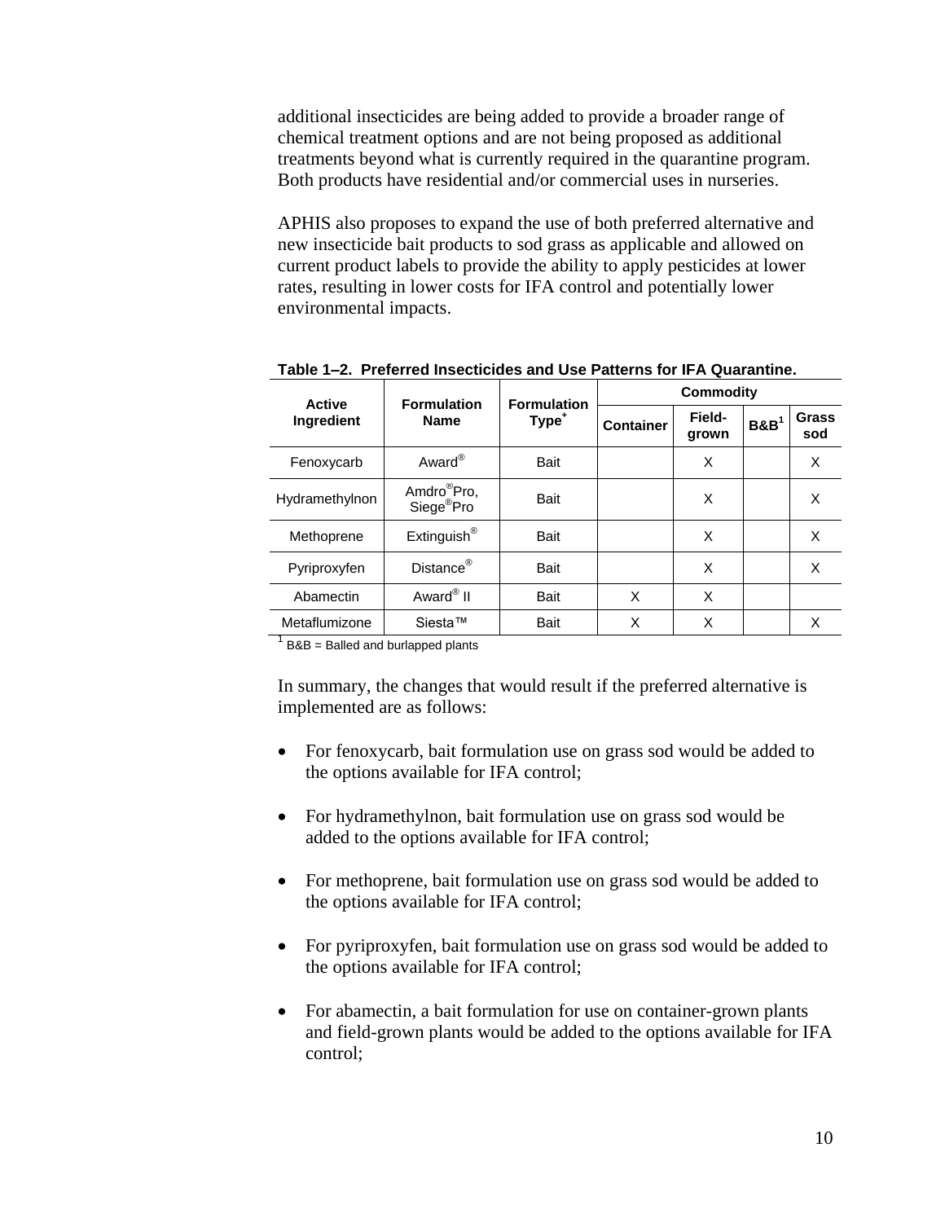additional insecticides are being added to provide a broader range of chemical treatment options and are not being proposed as additional treatments beyond what is currently required in the quarantine program. Both products have residential and/or commercial uses in nurseries.

APHIS also proposes to expand the use of both preferred alternative and new insecticide bait products to sod grass as applicable and allowed on current product labels to provide the ability to apply pesticides at lower rates, resulting in lower costs for IFA control and potentially lower environmental impacts.

**Table 1–2. Preferred Insecticides and Use Patterns for IFA Quarantine.**

| Active Ingredient | Formulation Name | Formulation Type[+] | Commodity | | | |
|---|---|---|---|---|---|---|
| | | | Container | Field-grown | B&B[1] | Grass sod |
| Fenoxycarb | Award® | Bait | | X | | X |
| Hydramethylnon | Amdro®Pro, Siege®Pro | Bait | | X | | X |
| Methoprene | Extinguish® | Bait | | X | | X |
| Pyriproxyfen | Distance® | Bait | | X | | X |
| Abamectin | Award® II | Bait | X | X | | |
| Metaflumizone | Siesta™ | Bait | X | X | | X |

[1] B&B = Balled and burlapped plants

In summary, the changes that would result if the preferred alternative is implemented are as follows:

- For fenoxycarb, bait formulation use on grass sod would be added to the options available for IFA control;
- For hydramethylnon, bait formulation use on grass sod would be added to the options available for IFA control;
- For methoprene, bait formulation use on grass sod would be added to the options available for IFA control;
- For pyriproxyfen, bait formulation use on grass sod would be added to the options available for IFA control;
- For abamectin, a bait formulation for use on container-grown plants and field-grown plants would be added to the options available for IFA control;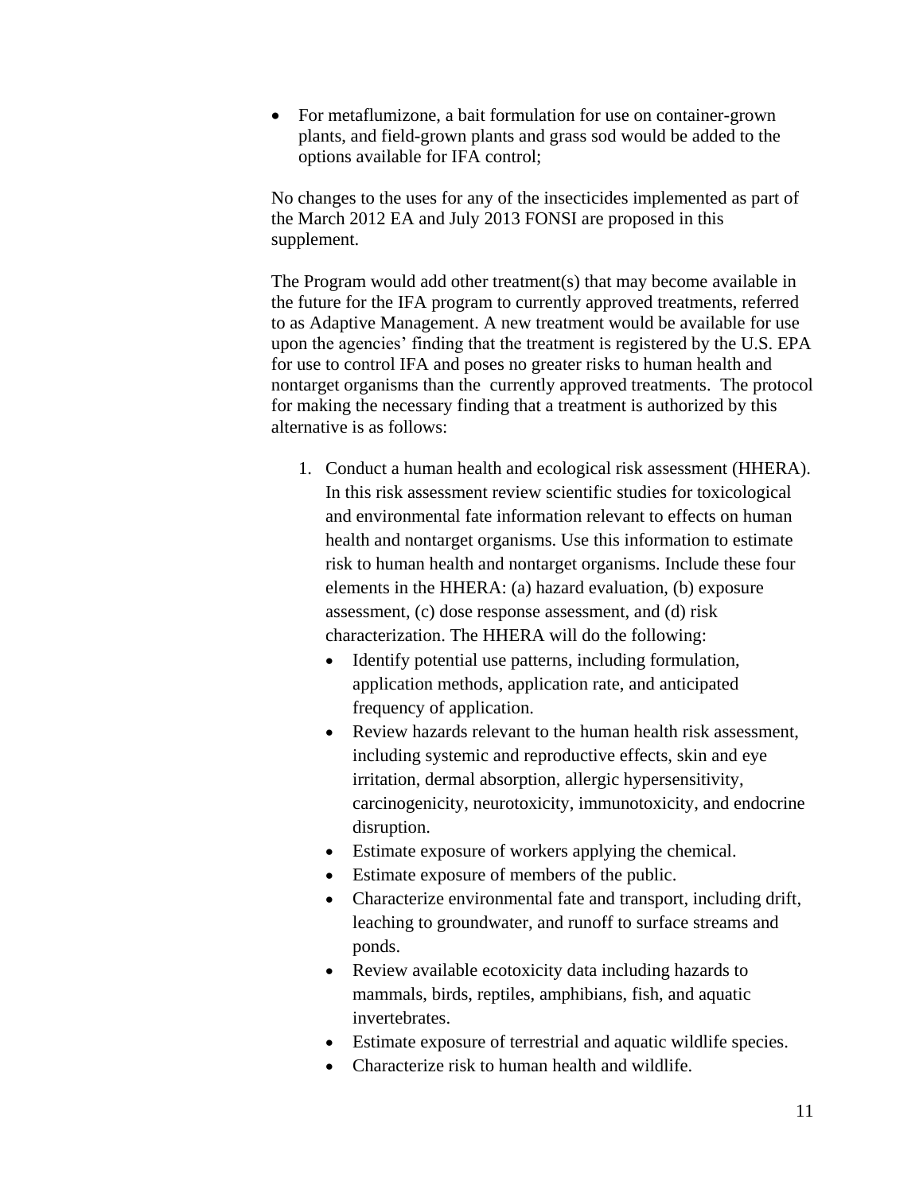- For metaflumizone, a bait formulation for use on container-grown plants, and field-grown plants and grass sod would be added to the options available for IFA control;

No changes to the uses for any of the insecticides implemented as part of the March 2012 EA and July 2013 FONSI are proposed in this supplement.

The Program would add other treatment(s) that may become available in the future for the IFA program to currently approved treatments, referred to as Adaptive Management. A new treatment would be available for use upon the agencies' finding that the treatment is registered by the U.S. EPA for use to control IFA and poses no greater risks to human health and nontarget organisms than the currently approved treatments. The protocol for making the necessary finding that a treatment is authorized by this alternative is as follows:

1. Conduct a human health and ecological risk assessment (HHERA). In this risk assessment review scientific studies for toxicological and environmental fate information relevant to effects on human health and nontarget organisms. Use this information to estimate risk to human health and nontarget organisms. Include these four elements in the HHERA: (a) hazard evaluation, (b) exposure assessment, (c) dose response assessment, and (d) risk characterization. The HHERA will do the following:
   - Identify potential use patterns, including formulation, application methods, application rate, and anticipated frequency of application.
   - Review hazards relevant to the human health risk assessment, including systemic and reproductive effects, skin and eye irritation, dermal absorption, allergic hypersensitivity, carcinogenicity, neurotoxicity, immunotoxicity, and endocrine disruption.
   - Estimate exposure of workers applying the chemical.
   - Estimate exposure of members of the public.
   - Characterize environmental fate and transport, including drift, leaching to groundwater, and runoff to surface streams and ponds.
   - Review available ecotoxicity data including hazards to mammals, birds, reptiles, amphibians, fish, and aquatic invertebrates.
   - Estimate exposure of terrestrial and aquatic wildlife species.
   - Characterize risk to human health and wildlife.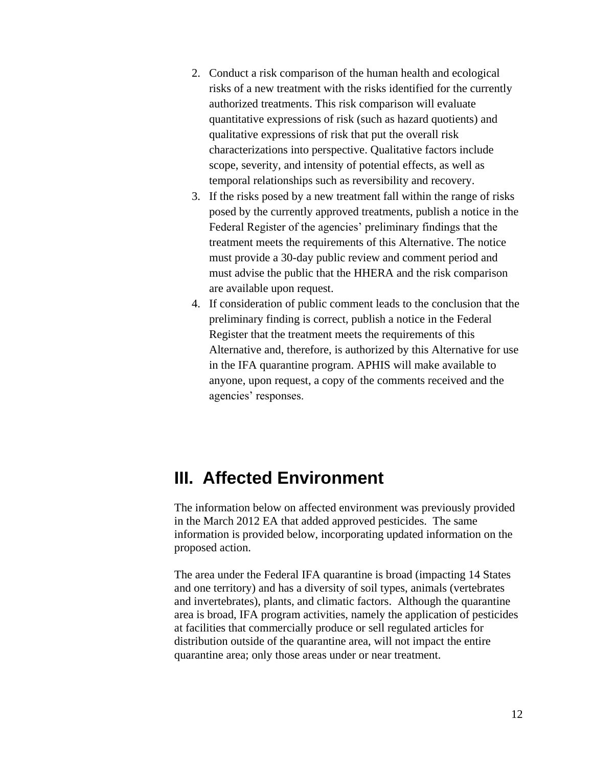2. Conduct a risk comparison of the human health and ecological risks of a new treatment with the risks identified for the currently authorized treatments. This risk comparison will evaluate quantitative expressions of risk (such as hazard quotients) and qualitative expressions of risk that put the overall risk characterizations into perspective. Qualitative factors include scope, severity, and intensity of potential effects, as well as temporal relationships such as reversibility and recovery.
3. If the risks posed by a new treatment fall within the range of risks posed by the currently approved treatments, publish a notice in the Federal Register of the agencies' preliminary findings that the treatment meets the requirements of this Alternative. The notice must provide a 30-day public review and comment period and must advise the public that the HHERA and the risk comparison are available upon request.
4. If consideration of public comment leads to the conclusion that the preliminary finding is correct, publish a notice in the Federal Register that the treatment meets the requirements of this Alternative and, therefore, is authorized by this Alternative for use in the IFA quarantine program. APHIS will make available to anyone, upon request, a copy of the comments received and the agencies' responses.

# III. Affected Environment

The information below on affected environment was previously provided in the March 2012 EA that added approved pesticides. The same information is provided below, incorporating updated information on the proposed action.

The area under the Federal IFA quarantine is broad (impacting 14 States and one territory) and has a diversity of soil types, animals (vertebrates and invertebrates), plants, and climatic factors. Although the quarantine area is broad, IFA program activities, namely the application of pesticides at facilities that commercially produce or sell regulated articles for distribution outside of the quarantine area, will not impact the entire quarantine area; only those areas under or near treatment.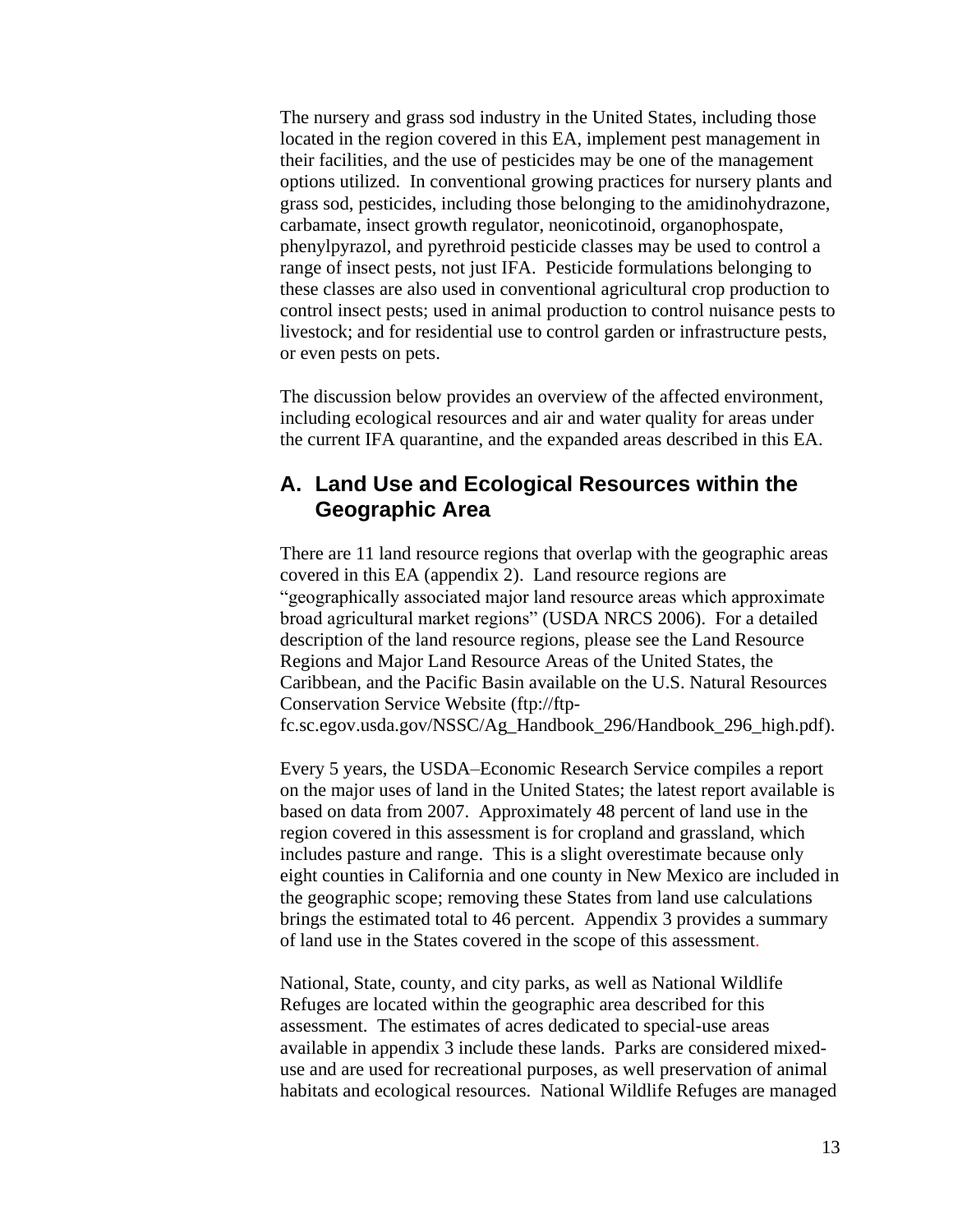The nursery and grass sod industry in the United States, including those located in the region covered in this EA, implement pest management in their facilities, and the use of pesticides may be one of the management options utilized. In conventional growing practices for nursery plants and grass sod, pesticides, including those belonging to the amidinohydrazone, carbamate, insect growth regulator, neonicotinoid, organophospate, phenylpyrazol, and pyrethroid pesticide classes may be used to control a range of insect pests, not just IFA. Pesticide formulations belonging to these classes are also used in conventional agricultural crop production to control insect pests; used in animal production to control nuisance pests to livestock; and for residential use to control garden or infrastructure pests, or even pests on pets.

The discussion below provides an overview of the affected environment, including ecological resources and air and water quality for areas under the current IFA quarantine, and the expanded areas described in this EA.

## A. Land Use and Ecological Resources within the Geographic Area

There are 11 land resource regions that overlap with the geographic areas covered in this EA (appendix 2). Land resource regions are "geographically associated major land resource areas which approximate broad agricultural market regions" (USDA NRCS 2006). For a detailed description of the land resource regions, please see the Land Resource Regions and Major Land Resource Areas of the United States, the Caribbean, and the Pacific Basin available on the U.S. Natural Resources Conservation Service Website (ftp://ftp-fc.sc.egov.usda.gov/NSSC/Ag_Handbook_296/Handbook_296_high.pdf).

Every 5 years, the USDA–Economic Research Service compiles a report on the major uses of land in the United States; the latest report available is based on data from 2007. Approximately 48 percent of land use in the region covered in this assessment is for cropland and grassland, which includes pasture and range. This is a slight overestimate because only eight counties in California and one county in New Mexico are included in the geographic scope; removing these States from land use calculations brings the estimated total to 46 percent. Appendix 3 provides a summary of land use in the States covered in the scope of this assessment.

National, State, county, and city parks, as well as National Wildlife Refuges are located within the geographic area described for this assessment. The estimates of acres dedicated to special-use areas available in appendix 3 include these lands. Parks are considered mixed-use and are used for recreational purposes, as well preservation of animal habitats and ecological resources. National Wildlife Refuges are managed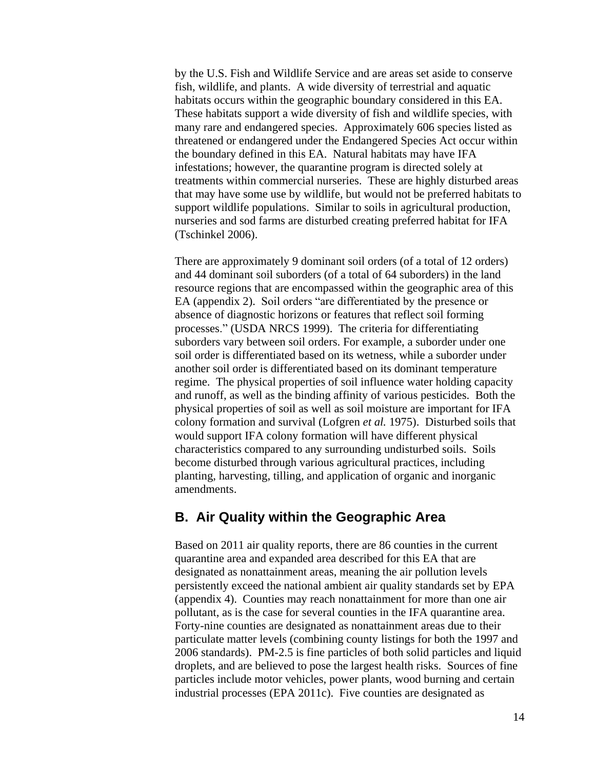by the U.S. Fish and Wildlife Service and are areas set aside to conserve fish, wildlife, and plants. A wide diversity of terrestrial and aquatic habitats occurs within the geographic boundary considered in this EA. These habitats support a wide diversity of fish and wildlife species, with many rare and endangered species. Approximately 606 species listed as threatened or endangered under the Endangered Species Act occur within the boundary defined in this EA. Natural habitats may have IFA infestations; however, the quarantine program is directed solely at treatments within commercial nurseries. These are highly disturbed areas that may have some use by wildlife, but would not be preferred habitats to support wildlife populations. Similar to soils in agricultural production, nurseries and sod farms are disturbed creating preferred habitat for IFA (Tschinkel 2006).

There are approximately 9 dominant soil orders (of a total of 12 orders) and 44 dominant soil suborders (of a total of 64 suborders) in the land resource regions that are encompassed within the geographic area of this EA (appendix 2). Soil orders "are differentiated by the presence or absence of diagnostic horizons or features that reflect soil forming processes." (USDA NRCS 1999). The criteria for differentiating suborders vary between soil orders. For example, a suborder under one soil order is differentiated based on its wetness, while a suborder under another soil order is differentiated based on its dominant temperature regime. The physical properties of soil influence water holding capacity and runoff, as well as the binding affinity of various pesticides. Both the physical properties of soil as well as soil moisture are important for IFA colony formation and survival (Lofgren *et al.* 1975). Disturbed soils that would support IFA colony formation will have different physical characteristics compared to any surrounding undisturbed soils. Soils become disturbed through various agricultural practices, including planting, harvesting, tilling, and application of organic and inorganic amendments.

## B. Air Quality within the Geographic Area

Based on 2011 air quality reports, there are 86 counties in the current quarantine area and expanded area described for this EA that are designated as nonattainment areas, meaning the air pollution levels persistently exceed the national ambient air quality standards set by EPA (appendix 4). Counties may reach nonattainment for more than one air pollutant, as is the case for several counties in the IFA quarantine area. Forty-nine counties are designated as nonattainment areas due to their particulate matter levels (combining county listings for both the 1997 and 2006 standards). PM-2.5 is fine particles of both solid particles and liquid droplets, and are believed to pose the largest health risks. Sources of fine particles include motor vehicles, power plants, wood burning and certain industrial processes (EPA 2011c). Five counties are designated as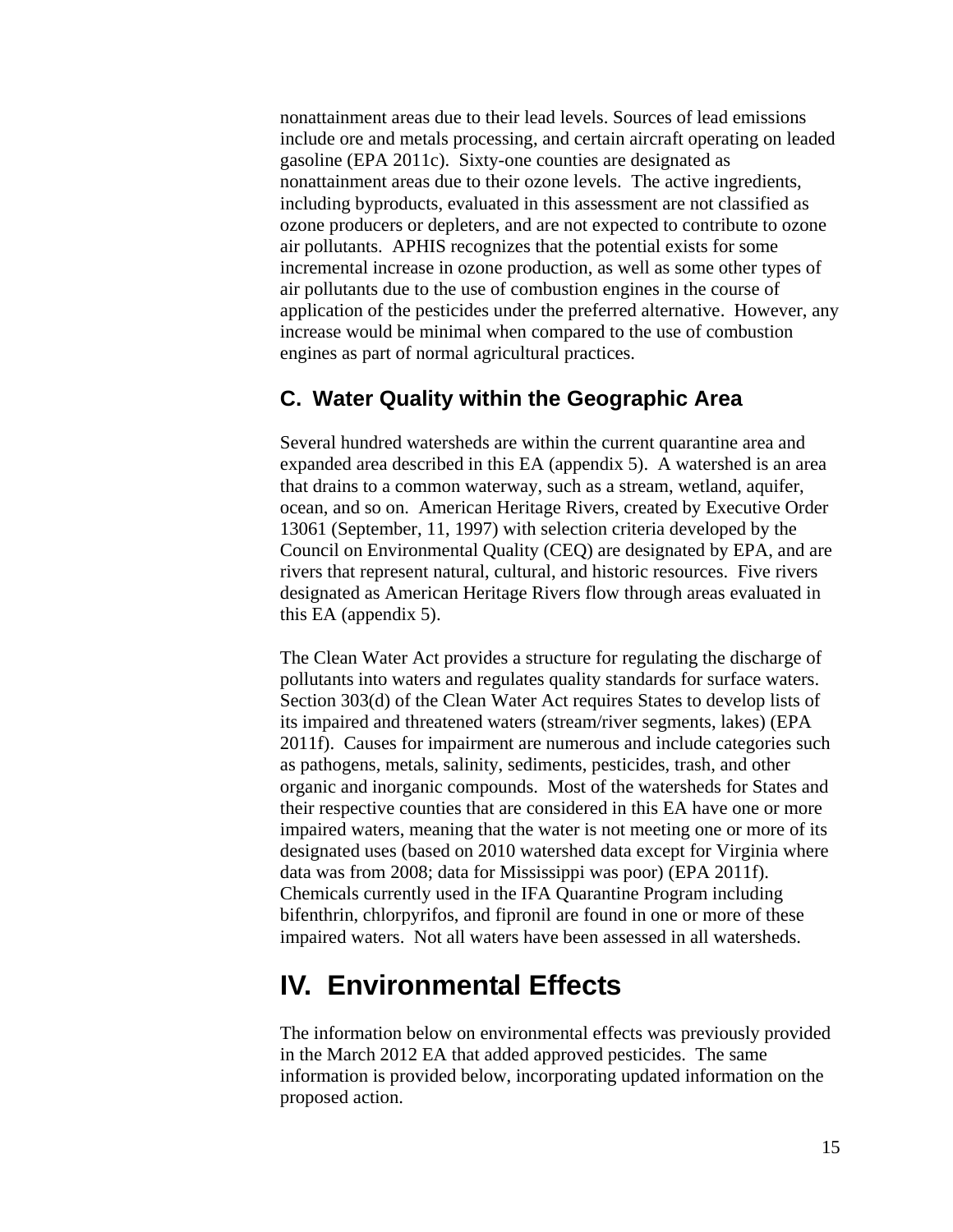nonattainment areas due to their lead levels. Sources of lead emissions include ore and metals processing, and certain aircraft operating on leaded gasoline (EPA 2011c). Sixty-one counties are designated as nonattainment areas due to their ozone levels. The active ingredients, including byproducts, evaluated in this assessment are not classified as ozone producers or depleters, and are not expected to contribute to ozone air pollutants. APHIS recognizes that the potential exists for some incremental increase in ozone production, as well as some other types of air pollutants due to the use of combustion engines in the course of application of the pesticides under the preferred alternative. However, any increase would be minimal when compared to the use of combustion engines as part of normal agricultural practices.

## C. Water Quality within the Geographic Area

Several hundred watersheds are within the current quarantine area and expanded area described in this EA (appendix 5). A watershed is an area that drains to a common waterway, such as a stream, wetland, aquifer, ocean, and so on. American Heritage Rivers, created by Executive Order 13061 (September, 11, 1997) with selection criteria developed by the Council on Environmental Quality (CEQ) are designated by EPA, and are rivers that represent natural, cultural, and historic resources. Five rivers designated as American Heritage Rivers flow through areas evaluated in this EA (appendix 5).

The Clean Water Act provides a structure for regulating the discharge of pollutants into waters and regulates quality standards for surface waters. Section 303(d) of the Clean Water Act requires States to develop lists of its impaired and threatened waters (stream/river segments, lakes) (EPA 2011f). Causes for impairment are numerous and include categories such as pathogens, metals, salinity, sediments, pesticides, trash, and other organic and inorganic compounds. Most of the watersheds for States and their respective counties that are considered in this EA have one or more impaired waters, meaning that the water is not meeting one or more of its designated uses (based on 2010 watershed data except for Virginia where data was from 2008; data for Mississippi was poor) (EPA 2011f). Chemicals currently used in the IFA Quarantine Program including bifenthrin, chlorpyrifos, and fipronil are found in one or more of these impaired waters. Not all waters have been assessed in all watersheds.

# IV. Environmental Effects

The information below on environmental effects was previously provided in the March 2012 EA that added approved pesticides. The same information is provided below, incorporating updated information on the proposed action.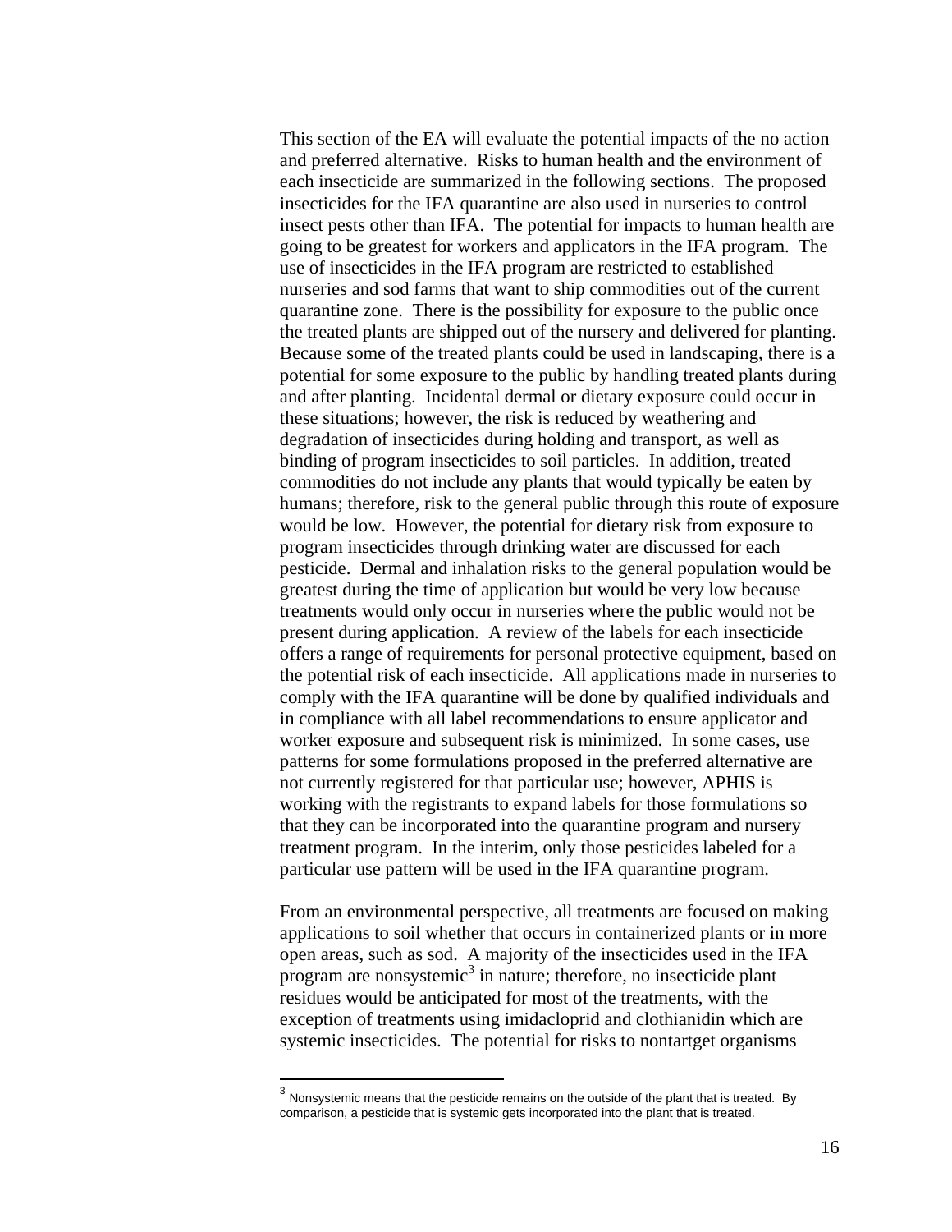This section of the EA will evaluate the potential impacts of the no action and preferred alternative. Risks to human health and the environment of each insecticide are summarized in the following sections. The proposed insecticides for the IFA quarantine are also used in nurseries to control insect pests other than IFA. The potential for impacts to human health are going to be greatest for workers and applicators in the IFA program. The use of insecticides in the IFA program are restricted to established nurseries and sod farms that want to ship commodities out of the current quarantine zone. There is the possibility for exposure to the public once the treated plants are shipped out of the nursery and delivered for planting. Because some of the treated plants could be used in landscaping, there is a potential for some exposure to the public by handling treated plants during and after planting. Incidental dermal or dietary exposure could occur in these situations; however, the risk is reduced by weathering and degradation of insecticides during holding and transport, as well as binding of program insecticides to soil particles. In addition, treated commodities do not include any plants that would typically be eaten by humans; therefore, risk to the general public through this route of exposure would be low. However, the potential for dietary risk from exposure to program insecticides through drinking water are discussed for each pesticide. Dermal and inhalation risks to the general population would be greatest during the time of application but would be very low because treatments would only occur in nurseries where the public would not be present during application. A review of the labels for each insecticide offers a range of requirements for personal protective equipment, based on the potential risk of each insecticide. All applications made in nurseries to comply with the IFA quarantine will be done by qualified individuals and in compliance with all label recommendations to ensure applicator and worker exposure and subsequent risk is minimized. In some cases, use patterns for some formulations proposed in the preferred alternative are not currently registered for that particular use; however, APHIS is working with the registrants to expand labels for those formulations so that they can be incorporated into the quarantine program and nursery treatment program. In the interim, only those pesticides labeled for a particular use pattern will be used in the IFA quarantine program.

From an environmental perspective, all treatments are focused on making applications to soil whether that occurs in containerized plants or in more open areas, such as sod. A majority of the insecticides used in the IFA program are nonsystemic[3] in nature; therefore, no insecticide plant residues would be anticipated for most of the treatments, with the exception of treatments using imidacloprid and clothianidin which are systemic insecticides. The potential for risks to nontartget organisms

---

[3] Nonsystemic means that the pesticide remains on the outside of the plant that is treated. By comparison, a pesticide that is systemic gets incorporated into the plant that is treated.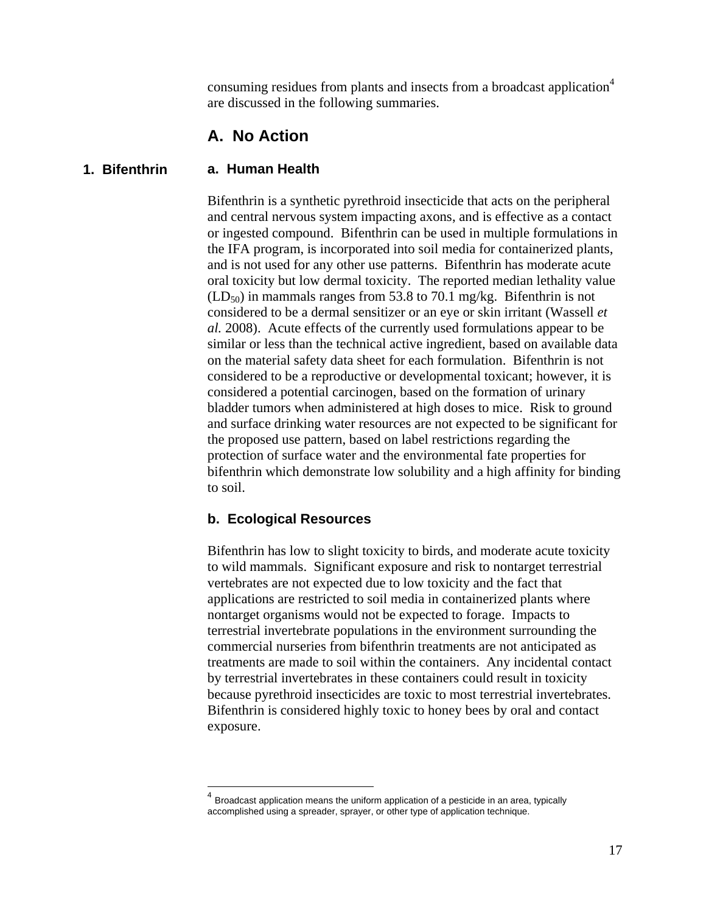consuming residues from plants and insects from a broadcast application[4] are discussed in the following summaries.

## A. No Action

### 1. Bifenthrin

#### a. Human Health

Bifenthrin is a synthetic pyrethroid insecticide that acts on the peripheral and central nervous system impacting axons, and is effective as a contact or ingested compound. Bifenthrin can be used in multiple formulations in the IFA program, is incorporated into soil media for containerized plants, and is not used for any other use patterns. Bifenthrin has moderate acute oral toxicity but low dermal toxicity. The reported median lethality value ($LD_{50}$) in mammals ranges from 53.8 to 70.1 mg/kg. Bifenthrin is not considered to be a dermal sensitizer or an eye or skin irritant (Wassell *et al.* 2008). Acute effects of the currently used formulations appear to be similar or less than the technical active ingredient, based on available data on the material safety data sheet for each formulation. Bifenthrin is not considered to be a reproductive or developmental toxicant; however, it is considered a potential carcinogen, based on the formation of urinary bladder tumors when administered at high doses to mice. Risk to ground and surface drinking water resources are not expected to be significant for the proposed use pattern, based on label restrictions regarding the protection of surface water and the environmental fate properties for bifenthrin which demonstrate low solubility and a high affinity for binding to soil.

#### b. Ecological Resources

Bifenthrin has low to slight toxicity to birds, and moderate acute toxicity to wild mammals. Significant exposure and risk to nontarget terrestrial vertebrates are not expected due to low toxicity and the fact that applications are restricted to soil media in containerized plants where nontarget organisms would not be expected to forage. Impacts to terrestrial invertebrate populations in the environment surrounding the commercial nurseries from bifenthrin treatments are not anticipated as treatments are made to soil within the containers. Any incidental contact by terrestrial invertebrates in these containers could result in toxicity because pyrethroid insecticides are toxic to most terrestrial invertebrates. Bifenthrin is considered highly toxic to honey bees by oral and contact exposure.

---

[4] Broadcast application means the uniform application of a pesticide in an area, typically accomplished using a spreader, sprayer, or other type of application technique.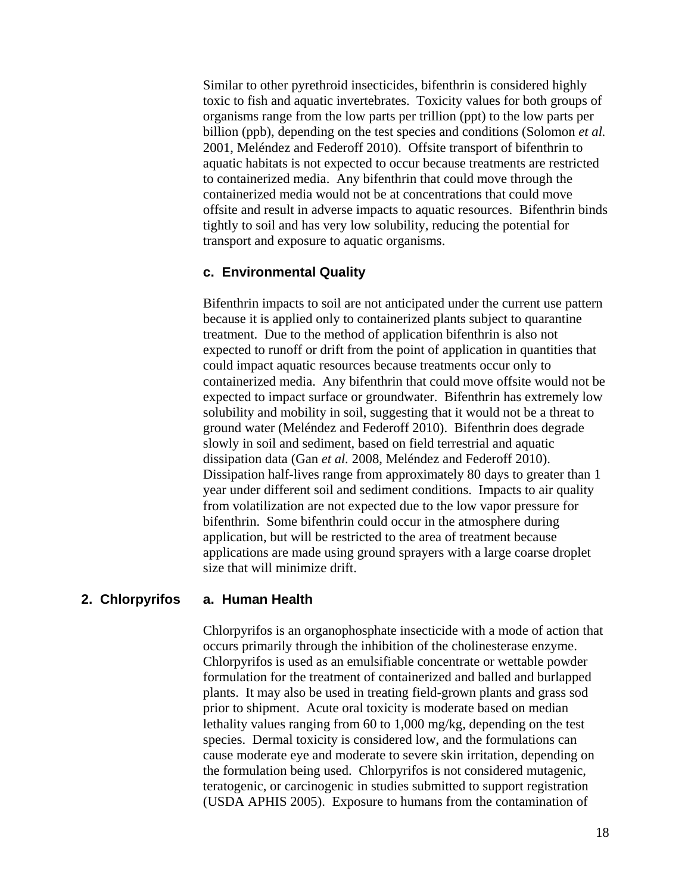Similar to other pyrethroid insecticides, bifenthrin is considered highly toxic to fish and aquatic invertebrates. Toxicity values for both groups of organisms range from the low parts per trillion (ppt) to the low parts per billion (ppb), depending on the test species and conditions (Solomon *et al.* 2001, Meléndez and Federoff 2010). Offsite transport of bifenthrin to aquatic habitats is not expected to occur because treatments are restricted to containerized media. Any bifenthrin that could move through the containerized media would not be at concentrations that could move offsite and result in adverse impacts to aquatic resources. Bifenthrin binds tightly to soil and has very low solubility, reducing the potential for transport and exposure to aquatic organisms.

#### c. Environmental Quality

Bifenthrin impacts to soil are not anticipated under the current use pattern because it is applied only to containerized plants subject to quarantine treatment. Due to the method of application bifenthrin is also not expected to runoff or drift from the point of application in quantities that could impact aquatic resources because treatments occur only to containerized media. Any bifenthrin that could move offsite would not be expected to impact surface or groundwater. Bifenthrin has extremely low solubility and mobility in soil, suggesting that it would not be a threat to ground water (Meléndez and Federoff 2010). Bifenthrin does degrade slowly in soil and sediment, based on field terrestrial and aquatic dissipation data (Gan *et al.* 2008, Meléndez and Federoff 2010). Dissipation half-lives range from approximately 80 days to greater than 1 year under different soil and sediment conditions. Impacts to air quality from volatilization are not expected due to the low vapor pressure for bifenthrin. Some bifenthrin could occur in the atmosphere during application, but will be restricted to the area of treatment because applications are made using ground sprayers with a large coarse droplet size that will minimize drift.

### 2. Chlorpyrifos

#### a. Human Health

Chlorpyrifos is an organophosphate insecticide with a mode of action that occurs primarily through the inhibition of the cholinesterase enzyme. Chlorpyrifos is used as an emulsifiable concentrate or wettable powder formulation for the treatment of containerized and balled and burlapped plants. It may also be used in treating field-grown plants and grass sod prior to shipment. Acute oral toxicity is moderate based on median lethality values ranging from 60 to 1,000 mg/kg, depending on the test species. Dermal toxicity is considered low, and the formulations can cause moderate eye and moderate to severe skin irritation, depending on the formulation being used. Chlorpyrifos is not considered mutagenic, teratogenic, or carcinogenic in studies submitted to support registration (USDA APHIS 2005). Exposure to humans from the contamination of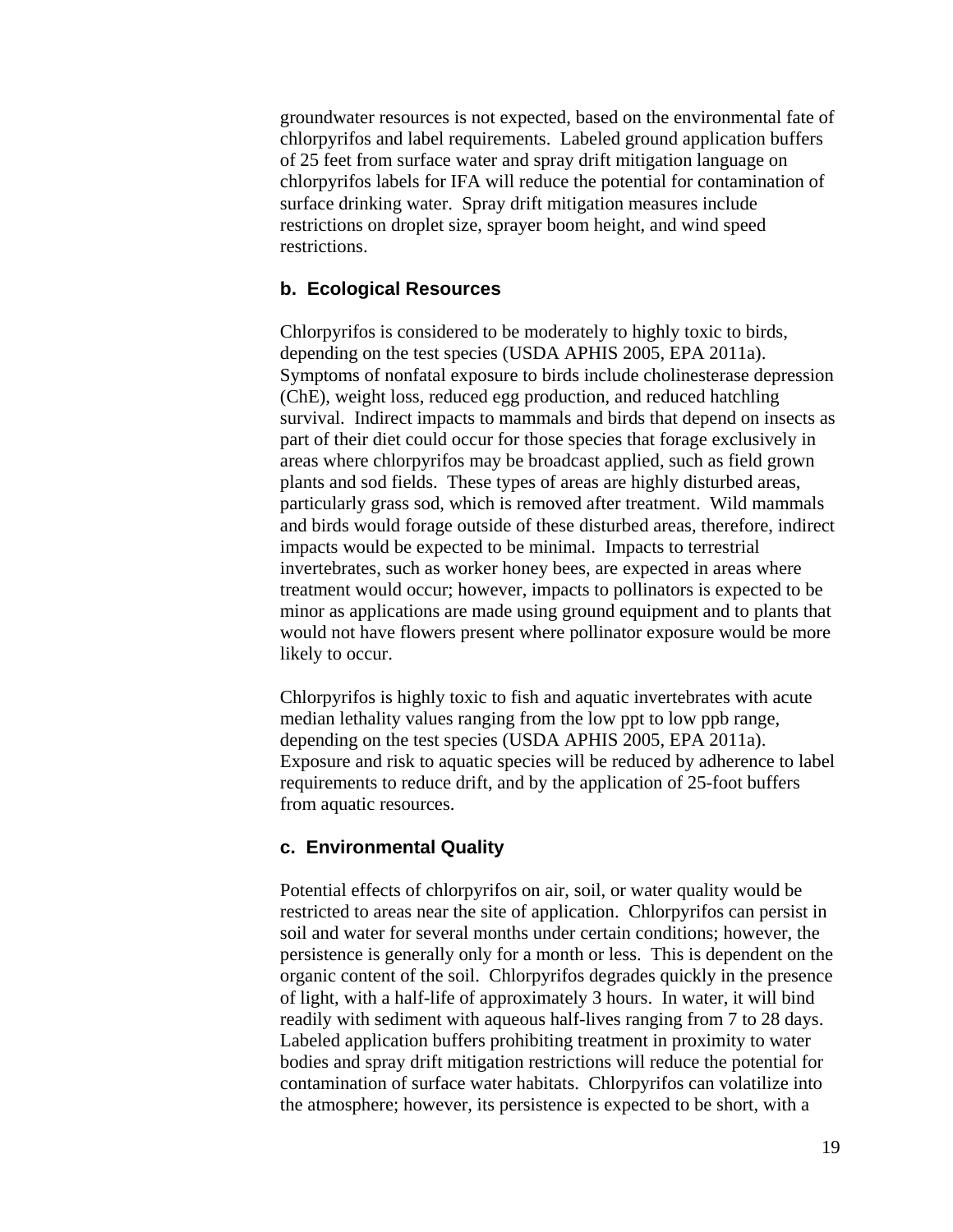groundwater resources is not expected, based on the environmental fate of chlorpyrifos and label requirements. Labeled ground application buffers of 25 feet from surface water and spray drift mitigation language on chlorpyrifos labels for IFA will reduce the potential for contamination of surface drinking water. Spray drift mitigation measures include restrictions on droplet size, sprayer boom height, and wind speed restrictions.

### b. Ecological Resources

Chlorpyrifos is considered to be moderately to highly toxic to birds, depending on the test species (USDA APHIS 2005, EPA 2011a). Symptoms of nonfatal exposure to birds include cholinesterase depression (ChE), weight loss, reduced egg production, and reduced hatchling survival. Indirect impacts to mammals and birds that depend on insects as part of their diet could occur for those species that forage exclusively in areas where chlorpyrifos may be broadcast applied, such as field grown plants and sod fields. These types of areas are highly disturbed areas, particularly grass sod, which is removed after treatment. Wild mammals and birds would forage outside of these disturbed areas, therefore, indirect impacts would be expected to be minimal. Impacts to terrestrial invertebrates, such as worker honey bees, are expected in areas where treatment would occur; however, impacts to pollinators is expected to be minor as applications are made using ground equipment and to plants that would not have flowers present where pollinator exposure would be more likely to occur.

Chlorpyrifos is highly toxic to fish and aquatic invertebrates with acute median lethality values ranging from the low ppt to low ppb range, depending on the test species (USDA APHIS 2005, EPA 2011a). Exposure and risk to aquatic species will be reduced by adherence to label requirements to reduce drift, and by the application of 25-foot buffers from aquatic resources.

### c. Environmental Quality

Potential effects of chlorpyrifos on air, soil, or water quality would be restricted to areas near the site of application. Chlorpyrifos can persist in soil and water for several months under certain conditions; however, the persistence is generally only for a month or less. This is dependent on the organic content of the soil. Chlorpyrifos degrades quickly in the presence of light, with a half-life of approximately 3 hours. In water, it will bind readily with sediment with aqueous half-lives ranging from 7 to 28 days. Labeled application buffers prohibiting treatment in proximity to water bodies and spray drift mitigation restrictions will reduce the potential for contamination of surface water habitats. Chlorpyrifos can volatilize into the atmosphere; however, its persistence is expected to be short, with a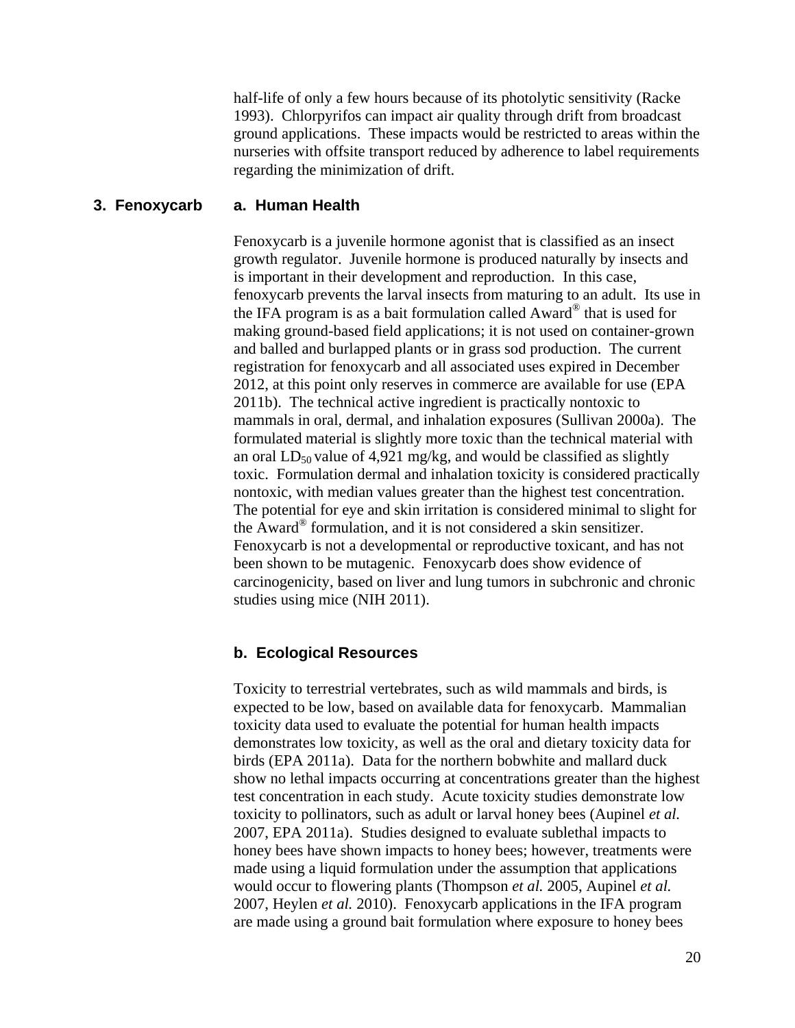half-life of only a few hours because of its photolytic sensitivity (Racke 1993). Chlorpyrifos can impact air quality through drift from broadcast ground applications. These impacts would be restricted to areas within the nurseries with offsite transport reduced by adherence to label requirements regarding the minimization of drift.

## 3. Fenoxycarb

### a. Human Health

Fenoxycarb is a juvenile hormone agonist that is classified as an insect growth regulator. Juvenile hormone is produced naturally by insects and is important in their development and reproduction. In this case, fenoxycarb prevents the larval insects from maturing to an adult. Its use in the IFA program is as a bait formulation called Award® that is used for making ground-based field applications; it is not used on container-grown and balled and burlapped plants or in grass sod production. The current registration for fenoxycarb and all associated uses expired in December 2012, at this point only reserves in commerce are available for use (EPA 2011b). The technical active ingredient is practically nontoxic to mammals in oral, dermal, and inhalation exposures (Sullivan 2000a). The formulated material is slightly more toxic than the technical material with an oral $LD_{50}$ value of 4,921 mg/kg, and would be classified as slightly toxic. Formulation dermal and inhalation toxicity is considered practically nontoxic, with median values greater than the highest test concentration. The potential for eye and skin irritation is considered minimal to slight for the Award® formulation, and it is not considered a skin sensitizer. Fenoxycarb is not a developmental or reproductive toxicant, and has not been shown to be mutagenic. Fenoxycarb does show evidence of carcinogenicity, based on liver and lung tumors in subchronic and chronic studies using mice (NIH 2011).

### b. Ecological Resources

Toxicity to terrestrial vertebrates, such as wild mammals and birds, is expected to be low, based on available data for fenoxycarb. Mammalian toxicity data used to evaluate the potential for human health impacts demonstrates low toxicity, as well as the oral and dietary toxicity data for birds (EPA 2011a). Data for the northern bobwhite and mallard duck show no lethal impacts occurring at concentrations greater than the highest test concentration in each study. Acute toxicity studies demonstrate low toxicity to pollinators, such as adult or larval honey bees (Aupinel *et al.* 2007, EPA 2011a). Studies designed to evaluate sublethal impacts to honey bees have shown impacts to honey bees; however, treatments were made using a liquid formulation under the assumption that applications would occur to flowering plants (Thompson *et al.* 2005, Aupinel *et al.* 2007, Heylen *et al.* 2010). Fenoxycarb applications in the IFA program are made using a ground bait formulation where exposure to honey bees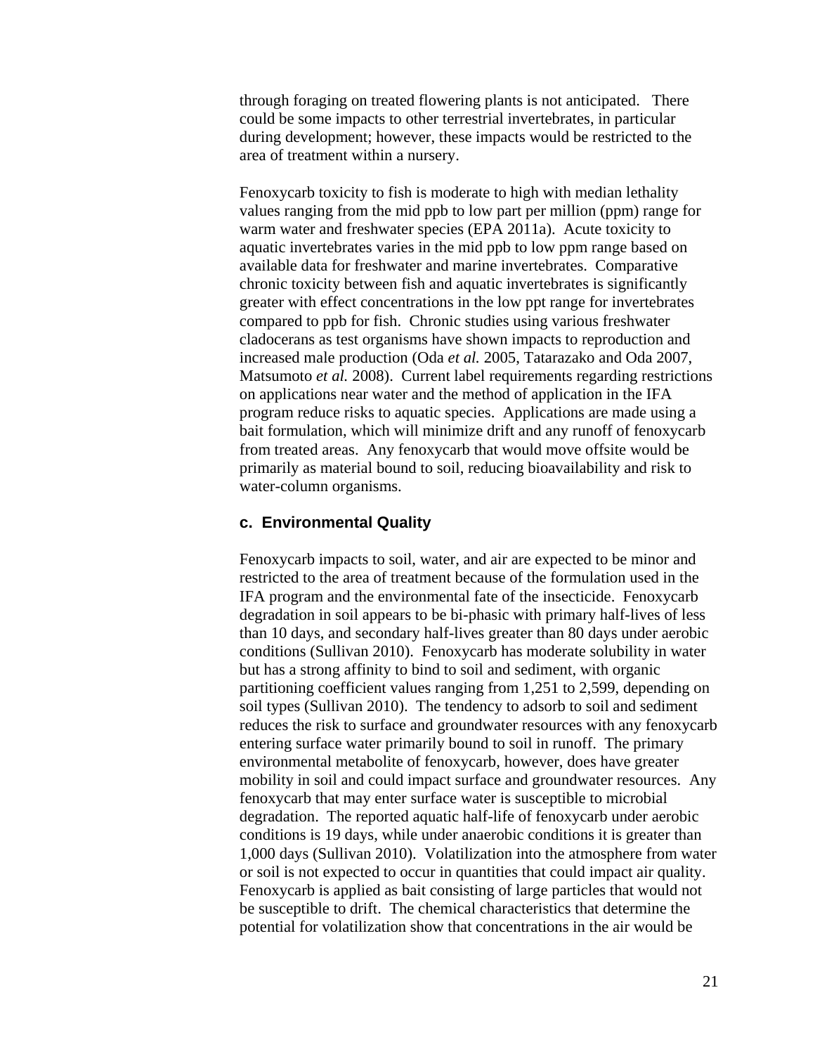through foraging on treated flowering plants is not anticipated. There could be some impacts to other terrestrial invertebrates, in particular during development; however, these impacts would be restricted to the area of treatment within a nursery.

Fenoxycarb toxicity to fish is moderate to high with median lethality values ranging from the mid ppb to low part per million (ppm) range for warm water and freshwater species (EPA 2011a). Acute toxicity to aquatic invertebrates varies in the mid ppb to low ppm range based on available data for freshwater and marine invertebrates. Comparative chronic toxicity between fish and aquatic invertebrates is significantly greater with effect concentrations in the low ppt range for invertebrates compared to ppb for fish. Chronic studies using various freshwater cladocerans as test organisms have shown impacts to reproduction and increased male production (Oda *et al.* 2005, Tatarazako and Oda 2007, Matsumoto *et al.* 2008). Current label requirements regarding restrictions on applications near water and the method of application in the IFA program reduce risks to aquatic species. Applications are made using a bait formulation, which will minimize drift and any runoff of fenoxycarb from treated areas. Any fenoxycarb that would move offsite would be primarily as material bound to soil, reducing bioavailability and risk to water-column organisms.

### c. Environmental Quality

Fenoxycarb impacts to soil, water, and air are expected to be minor and restricted to the area of treatment because of the formulation used in the IFA program and the environmental fate of the insecticide. Fenoxycarb degradation in soil appears to be bi-phasic with primary half-lives of less than 10 days, and secondary half-lives greater than 80 days under aerobic conditions (Sullivan 2010). Fenoxycarb has moderate solubility in water but has a strong affinity to bind to soil and sediment, with organic partitioning coefficient values ranging from 1,251 to 2,599, depending on soil types (Sullivan 2010). The tendency to adsorb to soil and sediment reduces the risk to surface and groundwater resources with any fenoxycarb entering surface water primarily bound to soil in runoff. The primary environmental metabolite of fenoxycarb, however, does have greater mobility in soil and could impact surface and groundwater resources. Any fenoxycarb that may enter surface water is susceptible to microbial degradation. The reported aquatic half-life of fenoxycarb under aerobic conditions is 19 days, while under anaerobic conditions it is greater than 1,000 days (Sullivan 2010). Volatilization into the atmosphere from water or soil is not expected to occur in quantities that could impact air quality. Fenoxycarb is applied as bait consisting of large particles that would not be susceptible to drift. The chemical characteristics that determine the potential for volatilization show that concentrations in the air would be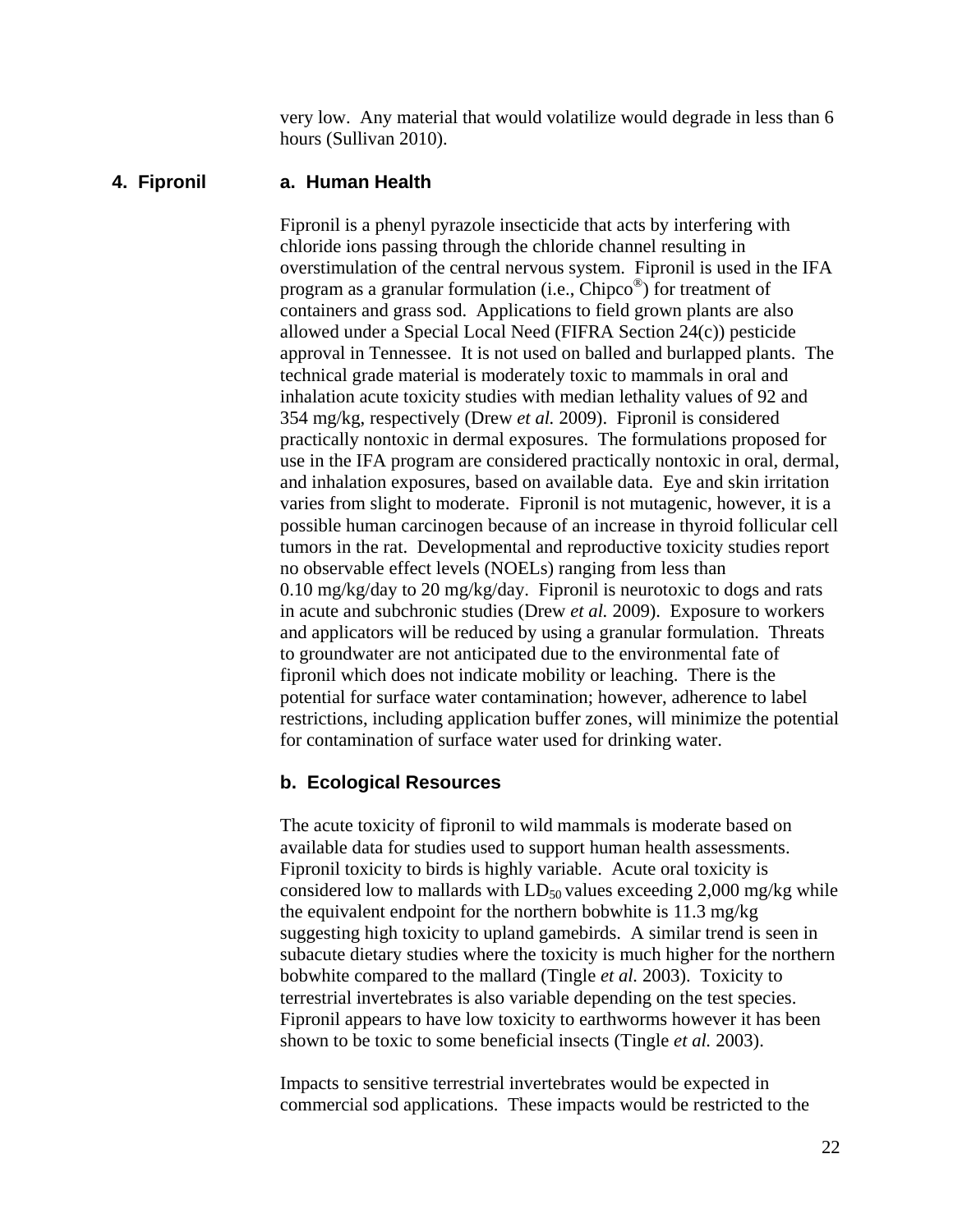very low. Any material that would volatilize would degrade in less than 6 hours (Sullivan 2010).

## 4. Fipronil

### a. Human Health

Fipronil is a phenyl pyrazole insecticide that acts by interfering with chloride ions passing through the chloride channel resulting in overstimulation of the central nervous system. Fipronil is used in the IFA program as a granular formulation (i.e., Chipco®) for treatment of containers and grass sod. Applications to field grown plants are also allowed under a Special Local Need (FIFRA Section 24(c)) pesticide approval in Tennessee. It is not used on balled and burlapped plants. The technical grade material is moderately toxic to mammals in oral and inhalation acute toxicity studies with median lethality values of 92 and 354 mg/kg, respectively (Drew *et al.* 2009). Fipronil is considered practically nontoxic in dermal exposures. The formulations proposed for use in the IFA program are considered practically nontoxic in oral, dermal, and inhalation exposures, based on available data. Eye and skin irritation varies from slight to moderate. Fipronil is not mutagenic, however, it is a possible human carcinogen because of an increase in thyroid follicular cell tumors in the rat. Developmental and reproductive toxicity studies report no observable effect levels (NOELs) ranging from less than 0.10 mg/kg/day to 20 mg/kg/day. Fipronil is neurotoxic to dogs and rats in acute and subchronic studies (Drew *et al.* 2009). Exposure to workers and applicators will be reduced by using a granular formulation. Threats to groundwater are not anticipated due to the environmental fate of fipronil which does not indicate mobility or leaching. There is the potential for surface water contamination; however, adherence to label restrictions, including application buffer zones, will minimize the potential for contamination of surface water used for drinking water.

### b. Ecological Resources

The acute toxicity of fipronil to wild mammals is moderate based on available data for studies used to support human health assessments. Fipronil toxicity to birds is highly variable. Acute oral toxicity is considered low to mallards with $LD_{50}$ values exceeding 2,000 mg/kg while the equivalent endpoint for the northern bobwhite is 11.3 mg/kg suggesting high toxicity to upland gamebirds. A similar trend is seen in subacute dietary studies where the toxicity is much higher for the northern bobwhite compared to the mallard (Tingle *et al.* 2003). Toxicity to terrestrial invertebrates is also variable depending on the test species. Fipronil appears to have low toxicity to earthworms however it has been shown to be toxic to some beneficial insects (Tingle *et al.* 2003).

Impacts to sensitive terrestrial invertebrates would be expected in commercial sod applications. These impacts would be restricted to the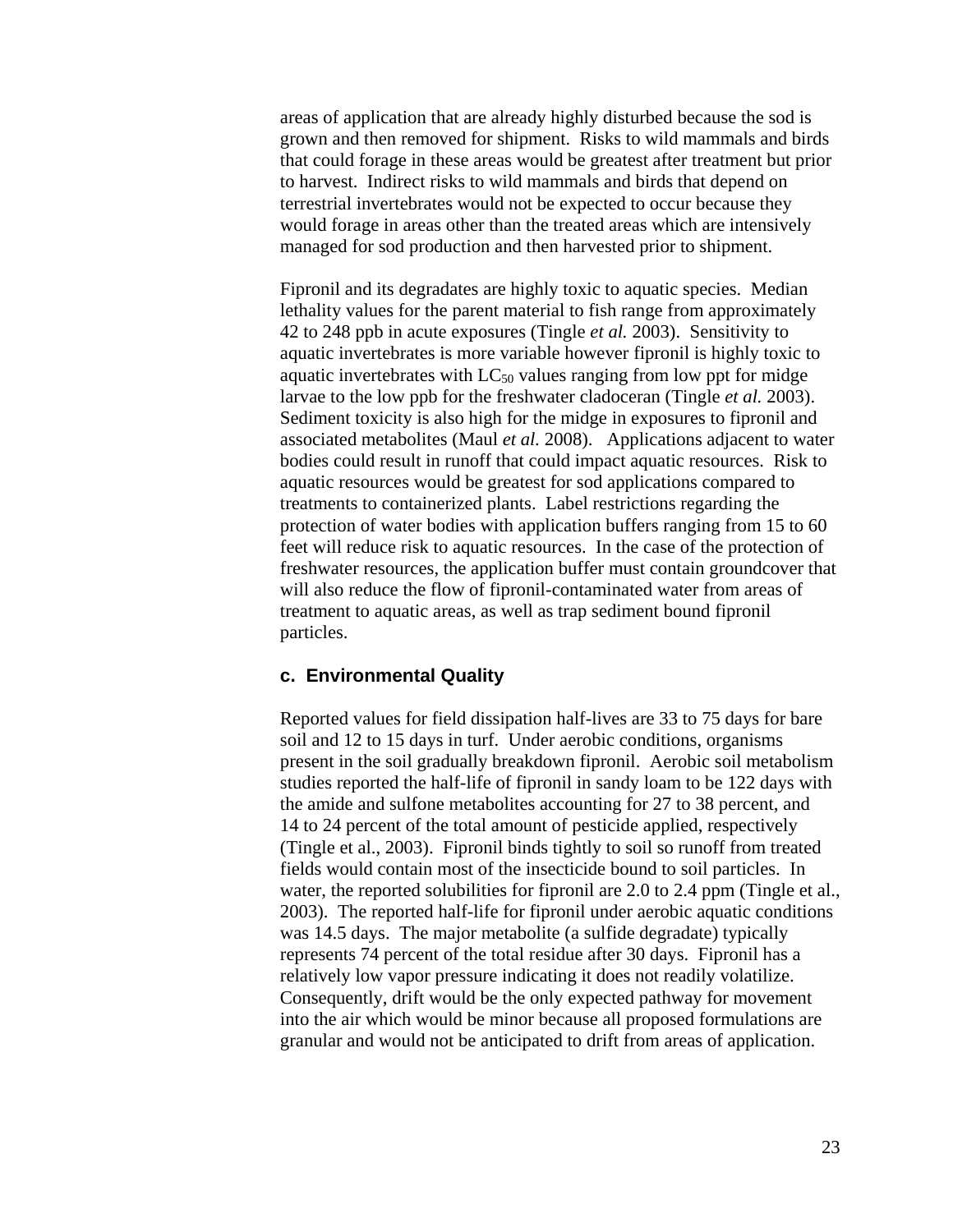areas of application that are already highly disturbed because the sod is grown and then removed for shipment. Risks to wild mammals and birds that could forage in these areas would be greatest after treatment but prior to harvest. Indirect risks to wild mammals and birds that depend on terrestrial invertebrates would not be expected to occur because they would forage in areas other than the treated areas which are intensively managed for sod production and then harvested prior to shipment.

Fipronil and its degradates are highly toxic to aquatic species. Median lethality values for the parent material to fish range from approximately 42 to 248 ppb in acute exposures (Tingle *et al.* 2003). Sensitivity to aquatic invertebrates is more variable however fipronil is highly toxic to aquatic invertebrates with $LC_{50}$ values ranging from low ppt for midge larvae to the low ppb for the freshwater cladoceran (Tingle *et al.* 2003). Sediment toxicity is also high for the midge in exposures to fipronil and associated metabolites (Maul *et al*. 2008). Applications adjacent to water bodies could result in runoff that could impact aquatic resources. Risk to aquatic resources would be greatest for sod applications compared to treatments to containerized plants. Label restrictions regarding the protection of water bodies with application buffers ranging from 15 to 60 feet will reduce risk to aquatic resources. In the case of the protection of freshwater resources, the application buffer must contain groundcover that will also reduce the flow of fipronil-contaminated water from areas of treatment to aquatic areas, as well as trap sediment bound fipronil particles.

### c. Environmental Quality

Reported values for field dissipation half-lives are 33 to 75 days for bare soil and 12 to 15 days in turf. Under aerobic conditions, organisms present in the soil gradually breakdown fipronil. Aerobic soil metabolism studies reported the half-life of fipronil in sandy loam to be 122 days with the amide and sulfone metabolites accounting for 27 to 38 percent, and 14 to 24 percent of the total amount of pesticide applied, respectively (Tingle et al., 2003). Fipronil binds tightly to soil so runoff from treated fields would contain most of the insecticide bound to soil particles. In water, the reported solubilities for fipronil are 2.0 to 2.4 ppm (Tingle et al., 2003). The reported half-life for fipronil under aerobic aquatic conditions was 14.5 days. The major metabolite (a sulfide degradate) typically represents 74 percent of the total residue after 30 days. Fipronil has a relatively low vapor pressure indicating it does not readily volatilize. Consequently, drift would be the only expected pathway for movement into the air which would be minor because all proposed formulations are granular and would not be anticipated to drift from areas of application.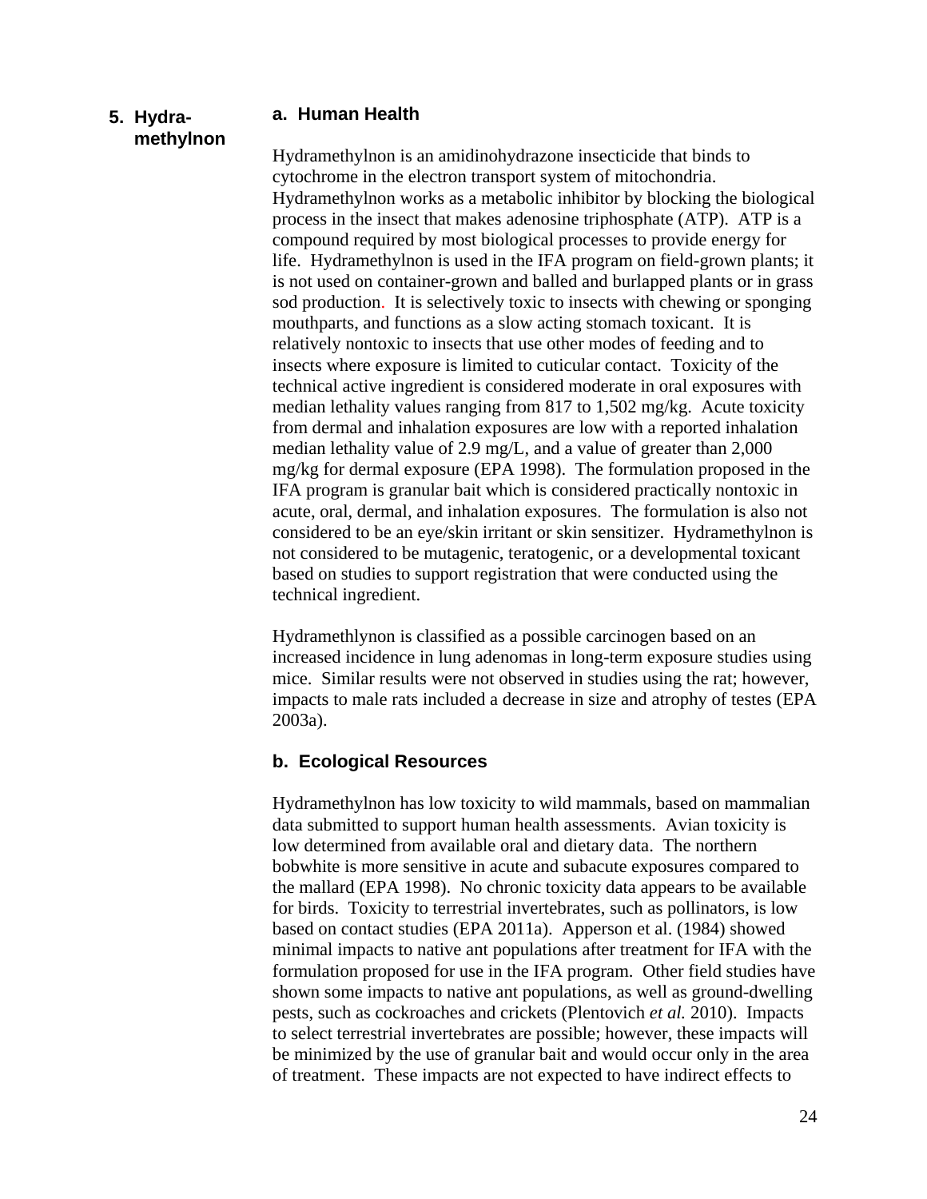## 5. Hydramethylnon

### a. Human Health

Hydramethylnon is an amidinohydrazone insecticide that binds to cytochrome in the electron transport system of mitochondria. Hydramethylnon works as a metabolic inhibitor by blocking the biological process in the insect that makes adenosine triphosphate (ATP). ATP is a compound required by most biological processes to provide energy for life. Hydramethylnon is used in the IFA program on field-grown plants; it is not used on container-grown and balled and burlapped plants or in grass sod production. It is selectively toxic to insects with chewing or sponging mouthparts, and functions as a slow acting stomach toxicant. It is relatively nontoxic to insects that use other modes of feeding and to insects where exposure is limited to cuticular contact. Toxicity of the technical active ingredient is considered moderate in oral exposures with median lethality values ranging from 817 to 1,502 mg/kg. Acute toxicity from dermal and inhalation exposures are low with a reported inhalation median lethality value of 2.9 mg/L, and a value of greater than 2,000 mg/kg for dermal exposure (EPA 1998). The formulation proposed in the IFA program is granular bait which is considered practically nontoxic in acute, oral, dermal, and inhalation exposures. The formulation is also not considered to be an eye/skin irritant or skin sensitizer. Hydramethylnon is not considered to be mutagenic, teratogenic, or a developmental toxicant based on studies to support registration that were conducted using the technical ingredient.

Hydramethlynon is classified as a possible carcinogen based on an increased incidence in lung adenomas in long-term exposure studies using mice. Similar results were not observed in studies using the rat; however, impacts to male rats included a decrease in size and atrophy of testes (EPA 2003a).

### b. Ecological Resources

Hydramethylnon has low toxicity to wild mammals, based on mammalian data submitted to support human health assessments. Avian toxicity is low determined from available oral and dietary data. The northern bobwhite is more sensitive in acute and subacute exposures compared to the mallard (EPA 1998). No chronic toxicity data appears to be available for birds. Toxicity to terrestrial invertebrates, such as pollinators, is low based on contact studies (EPA 2011a). Apperson et al. (1984) showed minimal impacts to native ant populations after treatment for IFA with the formulation proposed for use in the IFA program. Other field studies have shown some impacts to native ant populations, as well as ground-dwelling pests, such as cockroaches and crickets (Plentovich *et al.* 2010). Impacts to select terrestrial invertebrates are possible; however, these impacts will be minimized by the use of granular bait and would occur only in the area of treatment. These impacts are not expected to have indirect effects to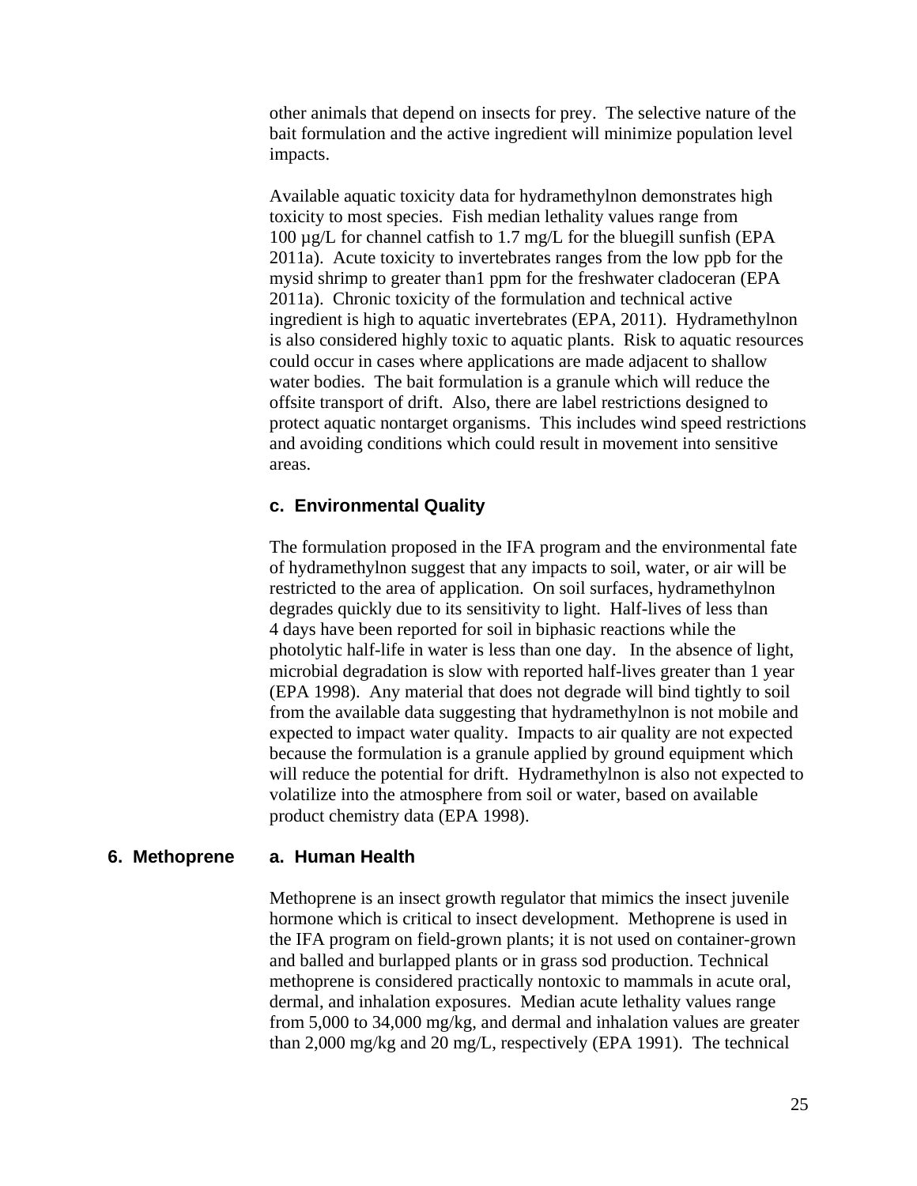other animals that depend on insects for prey. The selective nature of the bait formulation and the active ingredient will minimize population level impacts.

Available aquatic toxicity data for hydramethylnon demonstrates high toxicity to most species. Fish median lethality values range from 100 µg/L for channel catfish to 1.7 mg/L for the bluegill sunfish (EPA 2011a). Acute toxicity to invertebrates ranges from the low ppb for the mysid shrimp to greater than1 ppm for the freshwater cladoceran (EPA 2011a). Chronic toxicity of the formulation and technical active ingredient is high to aquatic invertebrates (EPA, 2011). Hydramethylnon is also considered highly toxic to aquatic plants. Risk to aquatic resources could occur in cases where applications are made adjacent to shallow water bodies. The bait formulation is a granule which will reduce the offsite transport of drift. Also, there are label restrictions designed to protect aquatic nontarget organisms. This includes wind speed restrictions and avoiding conditions which could result in movement into sensitive areas.

### c. Environmental Quality

The formulation proposed in the IFA program and the environmental fate of hydramethylnon suggest that any impacts to soil, water, or air will be restricted to the area of application. On soil surfaces, hydramethylnon degrades quickly due to its sensitivity to light. Half-lives of less than 4 days have been reported for soil in biphasic reactions while the photolytic half-life in water is less than one day. In the absence of light, microbial degradation is slow with reported half-lives greater than 1 year (EPA 1998). Any material that does not degrade will bind tightly to soil from the available data suggesting that hydramethylnon is not mobile and expected to impact water quality. Impacts to air quality are not expected because the formulation is a granule applied by ground equipment which will reduce the potential for drift. Hydramethylnon is also not expected to volatilize into the atmosphere from soil or water, based on available product chemistry data (EPA 1998).

## 6. Methoprene

### a. Human Health

Methoprene is an insect growth regulator that mimics the insect juvenile hormone which is critical to insect development. Methoprene is used in the IFA program on field-grown plants; it is not used on container-grown and balled and burlapped plants or in grass sod production. Technical methoprene is considered practically nontoxic to mammals in acute oral, dermal, and inhalation exposures. Median acute lethality values range from 5,000 to 34,000 mg/kg, and dermal and inhalation values are greater than 2,000 mg/kg and 20 mg/L, respectively (EPA 1991). The technical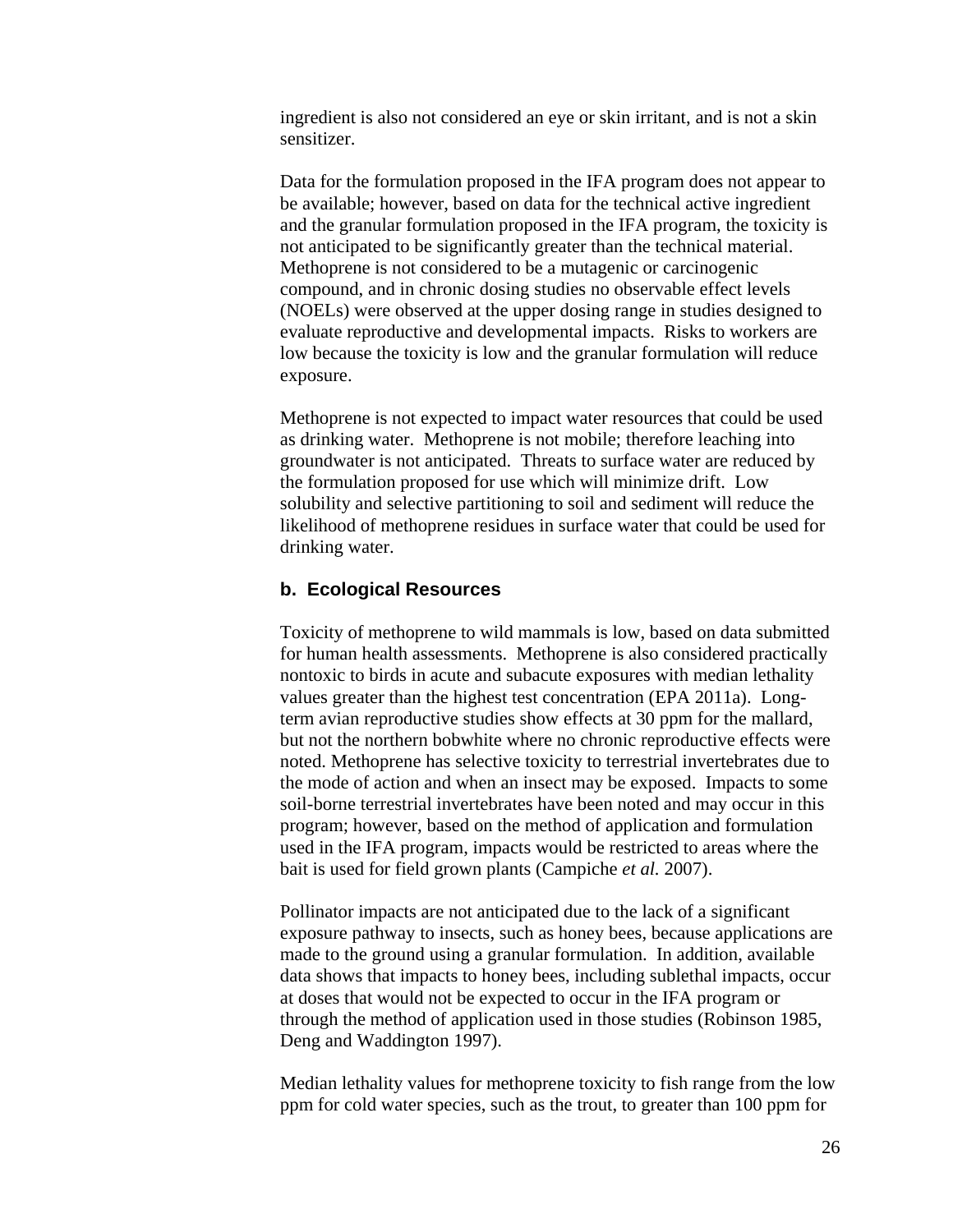ingredient is also not considered an eye or skin irritant, and is not a skin sensitizer.

Data for the formulation proposed in the IFA program does not appear to be available; however, based on data for the technical active ingredient and the granular formulation proposed in the IFA program, the toxicity is not anticipated to be significantly greater than the technical material. Methoprene is not considered to be a mutagenic or carcinogenic compound, and in chronic dosing studies no observable effect levels (NOELs) were observed at the upper dosing range in studies designed to evaluate reproductive and developmental impacts. Risks to workers are low because the toxicity is low and the granular formulation will reduce exposure.

Methoprene is not expected to impact water resources that could be used as drinking water. Methoprene is not mobile; therefore leaching into groundwater is not anticipated. Threats to surface water are reduced by the formulation proposed for use which will minimize drift. Low solubility and selective partitioning to soil and sediment will reduce the likelihood of methoprene residues in surface water that could be used for drinking water.

### b. Ecological Resources

Toxicity of methoprene to wild mammals is low, based on data submitted for human health assessments. Methoprene is also considered practically nontoxic to birds in acute and subacute exposures with median lethality values greater than the highest test concentration (EPA 2011a). Long-term avian reproductive studies show effects at 30 ppm for the mallard, but not the northern bobwhite where no chronic reproductive effects were noted. Methoprene has selective toxicity to terrestrial invertebrates due to the mode of action and when an insect may be exposed. Impacts to some soil-borne terrestrial invertebrates have been noted and may occur in this program; however, based on the method of application and formulation used in the IFA program, impacts would be restricted to areas where the bait is used for field grown plants (Campiche *et al.* 2007).

Pollinator impacts are not anticipated due to the lack of a significant exposure pathway to insects, such as honey bees, because applications are made to the ground using a granular formulation. In addition, available data shows that impacts to honey bees, including sublethal impacts, occur at doses that would not be expected to occur in the IFA program or through the method of application used in those studies (Robinson 1985, Deng and Waddington 1997).

Median lethality values for methoprene toxicity to fish range from the low ppm for cold water species, such as the trout, to greater than 100 ppm for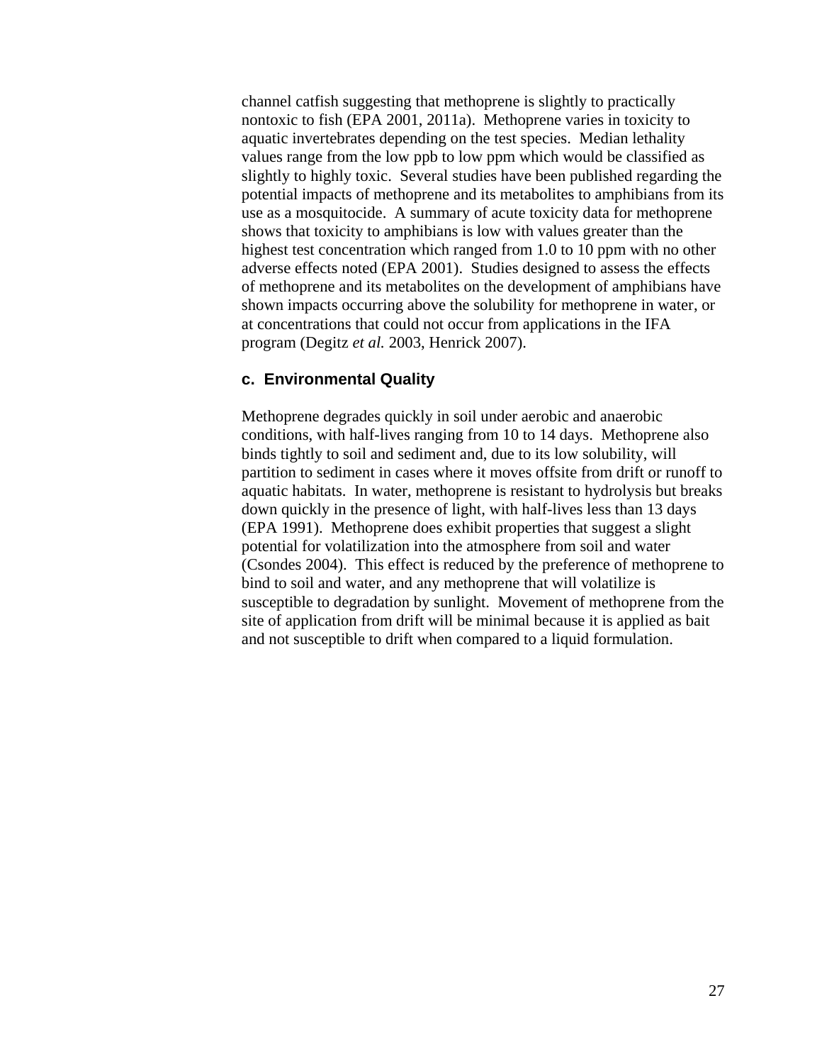channel catfish suggesting that methoprene is slightly to practically nontoxic to fish (EPA 2001, 2011a). Methoprene varies in toxicity to aquatic invertebrates depending on the test species. Median lethality values range from the low ppb to low ppm which would be classified as slightly to highly toxic. Several studies have been published regarding the potential impacts of methoprene and its metabolites to amphibians from its use as a mosquitocide. A summary of acute toxicity data for methoprene shows that toxicity to amphibians is low with values greater than the highest test concentration which ranged from 1.0 to 10 ppm with no other adverse effects noted (EPA 2001). Studies designed to assess the effects of methoprene and its metabolites on the development of amphibians have shown impacts occurring above the solubility for methoprene in water, or at concentrations that could not occur from applications in the IFA program (Degitz *et al.* 2003, Henrick 2007).

### c. Environmental Quality

Methoprene degrades quickly in soil under aerobic and anaerobic conditions, with half-lives ranging from 10 to 14 days. Methoprene also binds tightly to soil and sediment and, due to its low solubility, will partition to sediment in cases where it moves offsite from drift or runoff to aquatic habitats. In water, methoprene is resistant to hydrolysis but breaks down quickly in the presence of light, with half-lives less than 13 days (EPA 1991). Methoprene does exhibit properties that suggest a slight potential for volatilization into the atmosphere from soil and water (Csondes 2004). This effect is reduced by the preference of methoprene to bind to soil and water, and any methoprene that will volatilize is susceptible to degradation by sunlight. Movement of methoprene from the site of application from drift will be minimal because it is applied as bait and not susceptible to drift when compared to a liquid formulation.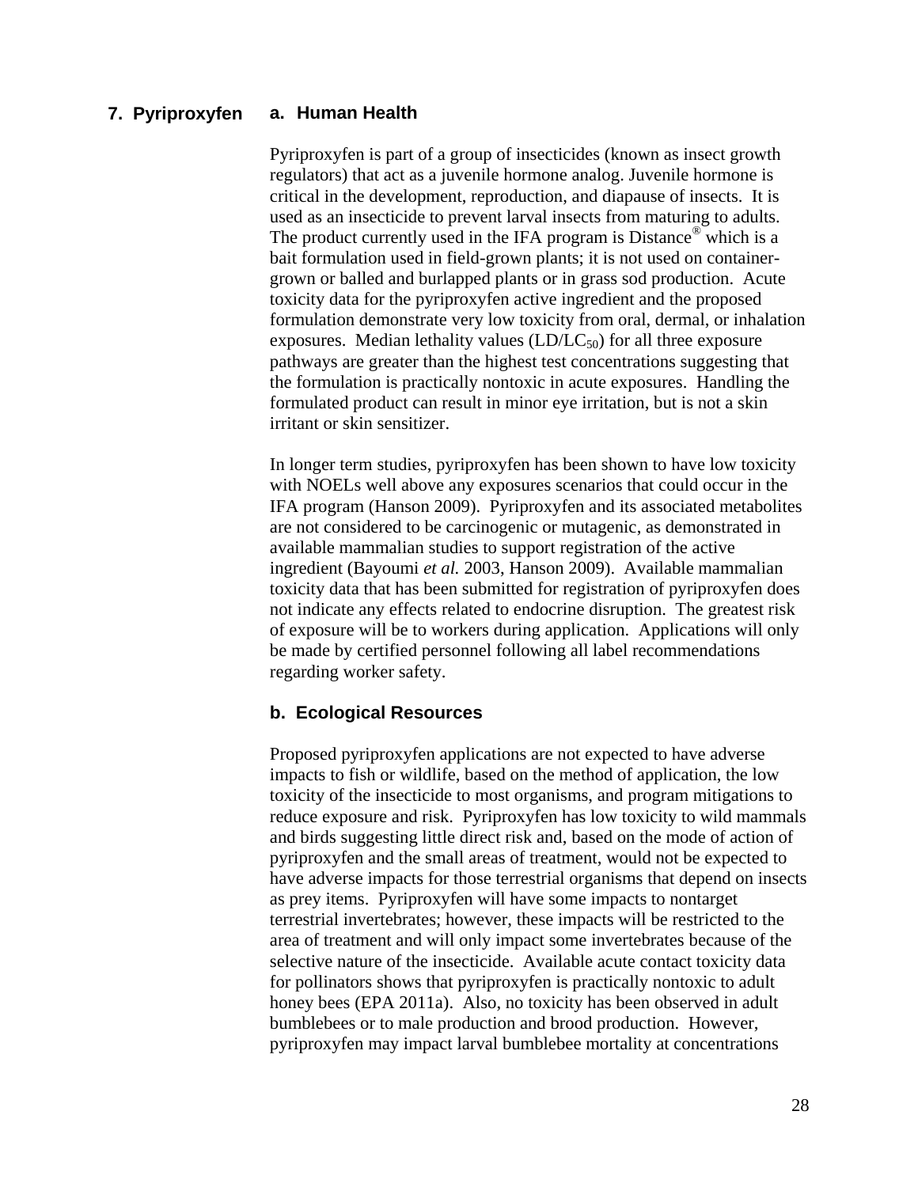## 7. Pyriproxyfen

### a. Human Health

Pyriproxyfen is part of a group of insecticides (known as insect growth regulators) that act as a juvenile hormone analog. Juvenile hormone is critical in the development, reproduction, and diapause of insects. It is used as an insecticide to prevent larval insects from maturing to adults. The product currently used in the IFA program is Distance® which is a bait formulation used in field-grown plants; it is not used on container-grown or balled and burlapped plants or in grass sod production. Acute toxicity data for the pyriproxyfen active ingredient and the proposed formulation demonstrate very low toxicity from oral, dermal, or inhalation exposures. Median lethality values ($LD/LC_{50}$) for all three exposure pathways are greater than the highest test concentrations suggesting that the formulation is practically nontoxic in acute exposures. Handling the formulated product can result in minor eye irritation, but is not a skin irritant or skin sensitizer.

In longer term studies, pyriproxyfen has been shown to have low toxicity with NOELs well above any exposures scenarios that could occur in the IFA program (Hanson 2009). Pyriproxyfen and its associated metabolites are not considered to be carcinogenic or mutagenic, as demonstrated in available mammalian studies to support registration of the active ingredient (Bayoumi *et al.* 2003, Hanson 2009). Available mammalian toxicity data that has been submitted for registration of pyriproxyfen does not indicate any effects related to endocrine disruption. The greatest risk of exposure will be to workers during application. Applications will only be made by certified personnel following all label recommendations regarding worker safety.

### b. Ecological Resources

Proposed pyriproxyfen applications are not expected to have adverse impacts to fish or wildlife, based on the method of application, the low toxicity of the insecticide to most organisms, and program mitigations to reduce exposure and risk. Pyriproxyfen has low toxicity to wild mammals and birds suggesting little direct risk and, based on the mode of action of pyriproxyfen and the small areas of treatment, would not be expected to have adverse impacts for those terrestrial organisms that depend on insects as prey items. Pyriproxyfen will have some impacts to nontarget terrestrial invertebrates; however, these impacts will be restricted to the area of treatment and will only impact some invertebrates because of the selective nature of the insecticide. Available acute contact toxicity data for pollinators shows that pyriproxyfen is practically nontoxic to adult honey bees (EPA 2011a). Also, no toxicity has been observed in adult bumblebees or to male production and brood production. However, pyriproxyfen may impact larval bumblebee mortality at concentrations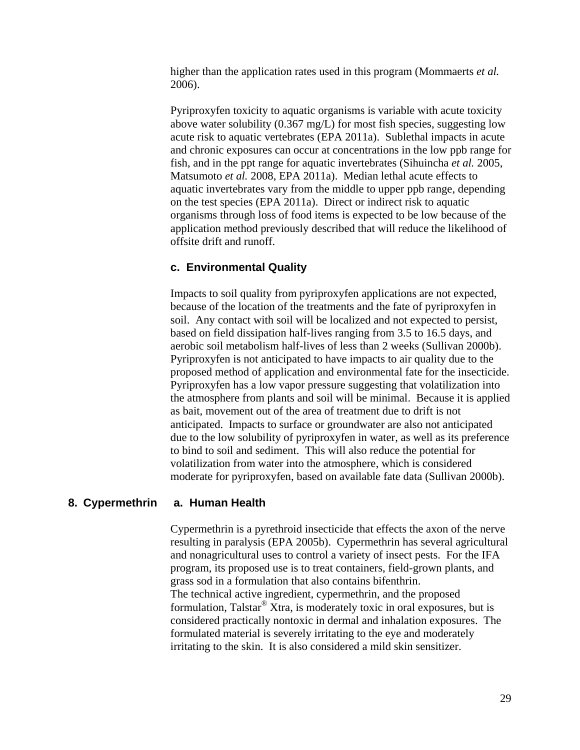higher than the application rates used in this program (Mommaerts *et al.* 2006).

Pyriproxyfen toxicity to aquatic organisms is variable with acute toxicity above water solubility (0.367 mg/L) for most fish species, suggesting low acute risk to aquatic vertebrates (EPA 2011a). Sublethal impacts in acute and chronic exposures can occur at concentrations in the low ppb range for fish, and in the ppt range for aquatic invertebrates (Sihuincha *et al.* 2005, Matsumoto *et al.* 2008, EPA 2011a). Median lethal acute effects to aquatic invertebrates vary from the middle to upper ppb range, depending on the test species (EPA 2011a). Direct or indirect risk to aquatic organisms through loss of food items is expected to be low because of the application method previously described that will reduce the likelihood of offsite drift and runoff.

### c. Environmental Quality

Impacts to soil quality from pyriproxyfen applications are not expected, because of the location of the treatments and the fate of pyriproxyfen in soil. Any contact with soil will be localized and not expected to persist, based on field dissipation half-lives ranging from 3.5 to 16.5 days, and aerobic soil metabolism half-lives of less than 2 weeks (Sullivan 2000b). Pyriproxyfen is not anticipated to have impacts to air quality due to the proposed method of application and environmental fate for the insecticide. Pyriproxyfen has a low vapor pressure suggesting that volatilization into the atmosphere from plants and soil will be minimal. Because it is applied as bait, movement out of the area of treatment due to drift is not anticipated. Impacts to surface or groundwater are also not anticipated due to the low solubility of pyriproxyfen in water, as well as its preference to bind to soil and sediment. This will also reduce the potential for volatilization from water into the atmosphere, which is considered moderate for pyriproxyfen, based on available fate data (Sullivan 2000b).

## 8. Cypermethrin

### a. Human Health

Cypermethrin is a pyrethroid insecticide that effects the axon of the nerve resulting in paralysis (EPA 2005b). Cypermethrin has several agricultural and nonagricultural uses to control a variety of insect pests. For the IFA program, its proposed use is to treat containers, field-grown plants, and grass sod in a formulation that also contains bifenthrin.
The technical active ingredient, cypermethrin, and the proposed formulation, Talstar® Xtra, is moderately toxic in oral exposures, but is considered practically nontoxic in dermal and inhalation exposures. The formulated material is severely irritating to the eye and moderately irritating to the skin. It is also considered a mild skin sensitizer.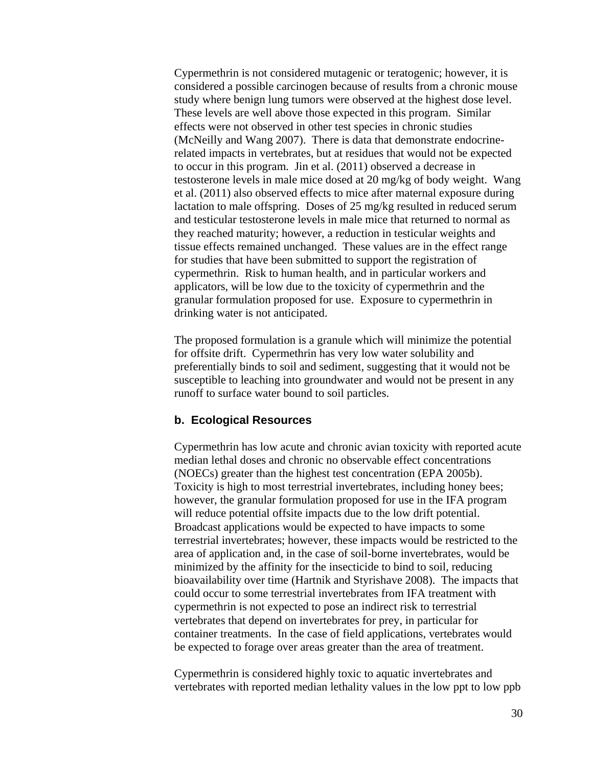Cypermethrin is not considered mutagenic or teratogenic; however, it is considered a possible carcinogen because of results from a chronic mouse study where benign lung tumors were observed at the highest dose level. These levels are well above those expected in this program. Similar effects were not observed in other test species in chronic studies (McNeilly and Wang 2007). There is data that demonstrate endocrine-related impacts in vertebrates, but at residues that would not be expected to occur in this program. Jin et al. (2011) observed a decrease in testosterone levels in male mice dosed at 20 mg/kg of body weight. Wang et al. (2011) also observed effects to mice after maternal exposure during lactation to male offspring. Doses of 25 mg/kg resulted in reduced serum and testicular testosterone levels in male mice that returned to normal as they reached maturity; however, a reduction in testicular weights and tissue effects remained unchanged. These values are in the effect range for studies that have been submitted to support the registration of cypermethrin. Risk to human health, and in particular workers and applicators, will be low due to the toxicity of cypermethrin and the granular formulation proposed for use. Exposure to cypermethrin in drinking water is not anticipated.

The proposed formulation is a granule which will minimize the potential for offsite drift. Cypermethrin has very low water solubility and preferentially binds to soil and sediment, suggesting that it would not be susceptible to leaching into groundwater and would not be present in any runoff to surface water bound to soil particles.

### b. Ecological Resources

Cypermethrin has low acute and chronic avian toxicity with reported acute median lethal doses and chronic no observable effect concentrations (NOECs) greater than the highest test concentration (EPA 2005b). Toxicity is high to most terrestrial invertebrates, including honey bees; however, the granular formulation proposed for use in the IFA program will reduce potential offsite impacts due to the low drift potential. Broadcast applications would be expected to have impacts to some terrestrial invertebrates; however, these impacts would be restricted to the area of application and, in the case of soil-borne invertebrates, would be minimized by the affinity for the insecticide to bind to soil, reducing bioavailability over time (Hartnik and Styrishave 2008). The impacts that could occur to some terrestrial invertebrates from IFA treatment with cypermethrin is not expected to pose an indirect risk to terrestrial vertebrates that depend on invertebrates for prey, in particular for container treatments. In the case of field applications, vertebrates would be expected to forage over areas greater than the area of treatment.

Cypermethrin is considered highly toxic to aquatic invertebrates and vertebrates with reported median lethality values in the low ppt to low ppb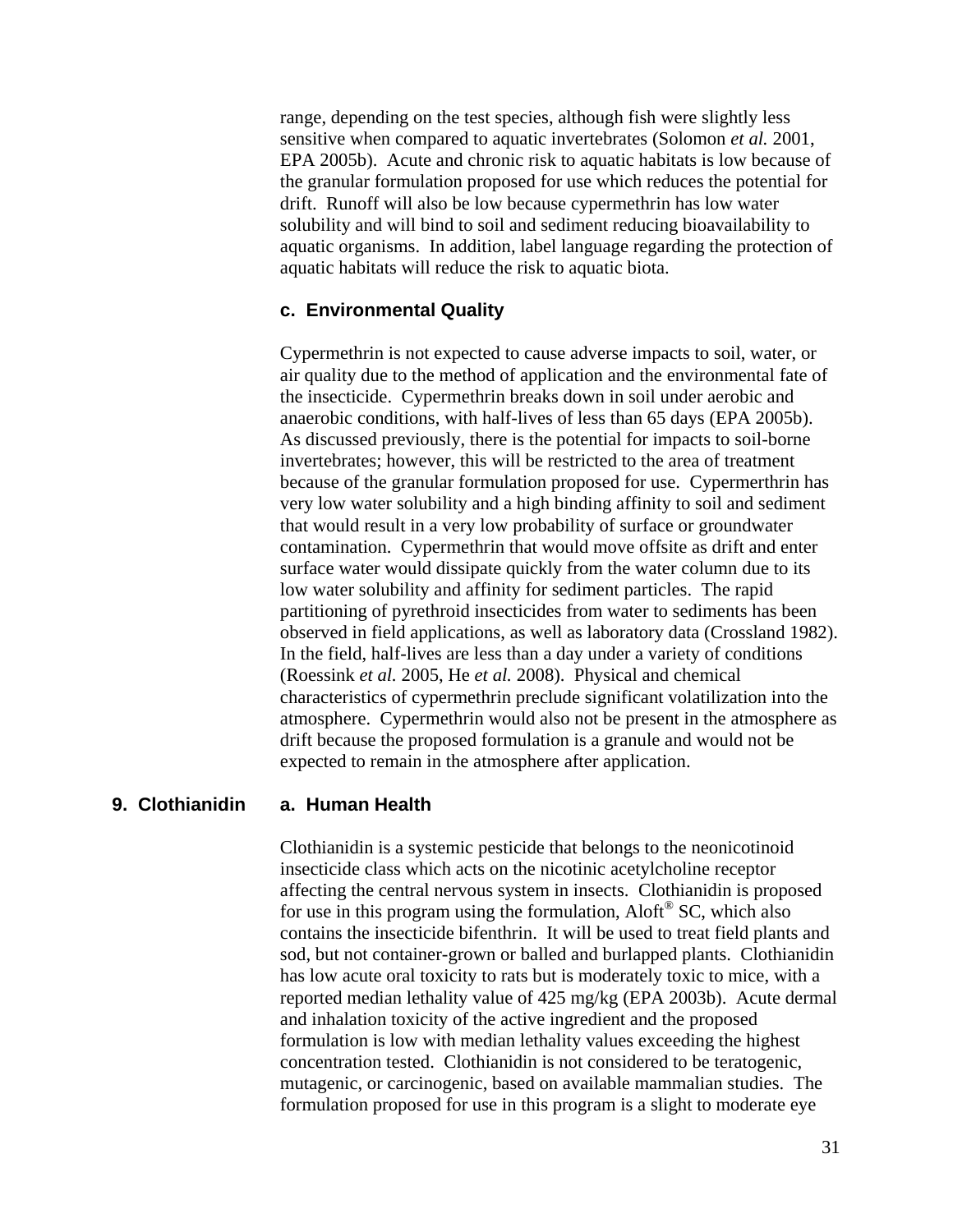range, depending on the test species, although fish were slightly less sensitive when compared to aquatic invertebrates (Solomon *et al.* 2001, EPA 2005b). Acute and chronic risk to aquatic habitats is low because of the granular formulation proposed for use which reduces the potential for drift. Runoff will also be low because cypermethrin has low water solubility and will bind to soil and sediment reducing bioavailability to aquatic organisms. In addition, label language regarding the protection of aquatic habitats will reduce the risk to aquatic biota.

### c. Environmental Quality

Cypermethrin is not expected to cause adverse impacts to soil, water, or air quality due to the method of application and the environmental fate of the insecticide. Cypermethrin breaks down in soil under aerobic and anaerobic conditions, with half-lives of less than 65 days (EPA 2005b). As discussed previously, there is the potential for impacts to soil-borne invertebrates; however, this will be restricted to the area of treatment because of the granular formulation proposed for use. Cypermerthrin has very low water solubility and a high binding affinity to soil and sediment that would result in a very low probability of surface or groundwater contamination. Cypermethrin that would move offsite as drift and enter surface water would dissipate quickly from the water column due to its low water solubility and affinity for sediment particles. The rapid partitioning of pyrethroid insecticides from water to sediments has been observed in field applications, as well as laboratory data (Crossland 1982). In the field, half-lives are less than a day under a variety of conditions (Roessink *et al.* 2005, He *et al.* 2008). Physical and chemical characteristics of cypermethrin preclude significant volatilization into the atmosphere. Cypermethrin would also not be present in the atmosphere as drift because the proposed formulation is a granule and would not be expected to remain in the atmosphere after application.

## 9. Clothianidin

### a. Human Health

Clothianidin is a systemic pesticide that belongs to the neonicotinoid insecticide class which acts on the nicotinic acetylcholine receptor affecting the central nervous system in insects. Clothianidin is proposed for use in this program using the formulation, Aloft® SC, which also contains the insecticide bifenthrin. It will be used to treat field plants and sod, but not container-grown or balled and burlapped plants. Clothianidin has low acute oral toxicity to rats but is moderately toxic to mice, with a reported median lethality value of 425 mg/kg (EPA 2003b). Acute dermal and inhalation toxicity of the active ingredient and the proposed formulation is low with median lethality values exceeding the highest concentration tested. Clothianidin is not considered to be teratogenic, mutagenic, or carcinogenic, based on available mammalian studies. The formulation proposed for use in this program is a slight to moderate eye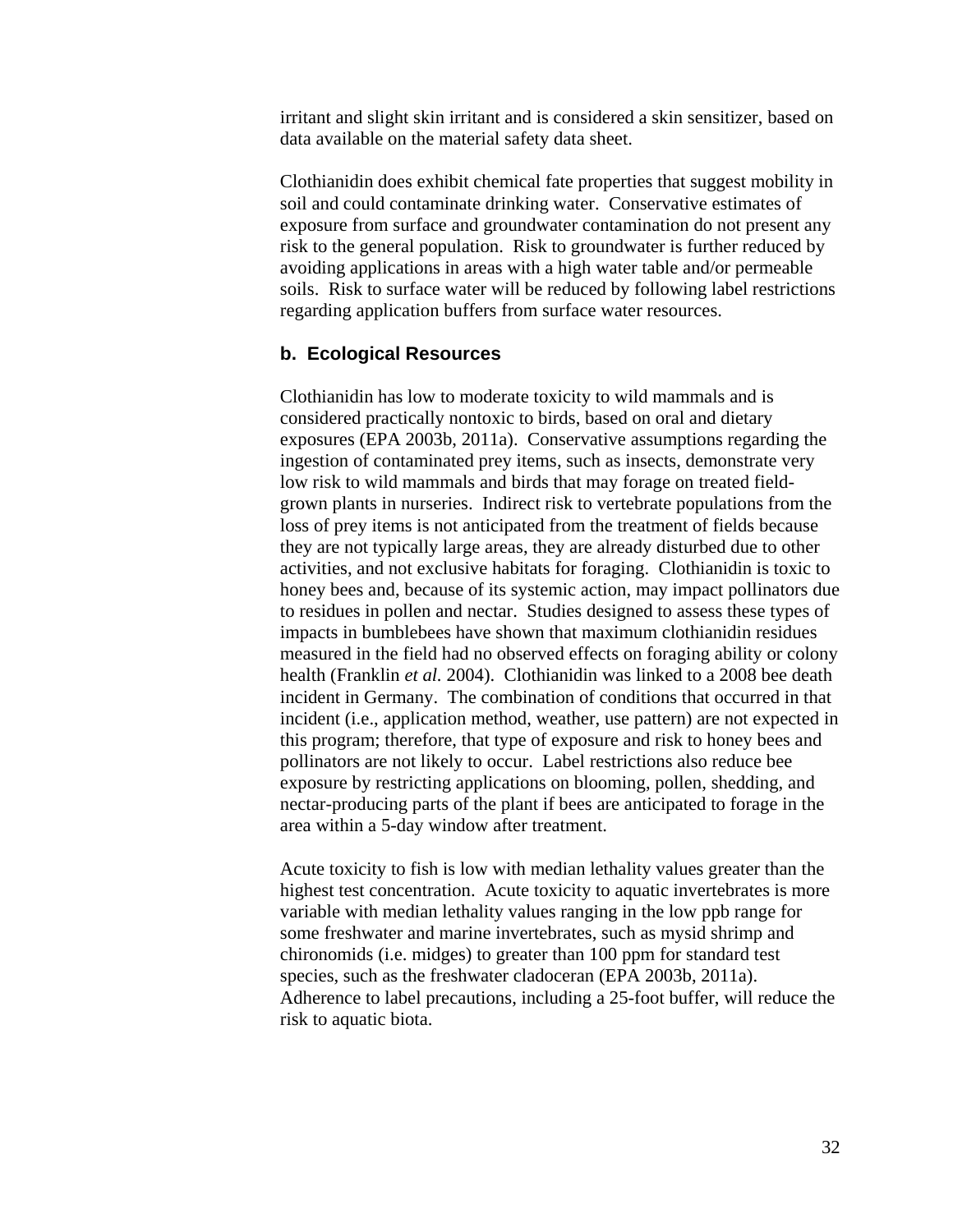irritant and slight skin irritant and is considered a skin sensitizer, based on data available on the material safety data sheet.

Clothianidin does exhibit chemical fate properties that suggest mobility in soil and could contaminate drinking water. Conservative estimates of exposure from surface and groundwater contamination do not present any risk to the general population. Risk to groundwater is further reduced by avoiding applications in areas with a high water table and/or permeable soils. Risk to surface water will be reduced by following label restrictions regarding application buffers from surface water resources.

### b. Ecological Resources

Clothianidin has low to moderate toxicity to wild mammals and is considered practically nontoxic to birds, based on oral and dietary exposures (EPA 2003b, 2011a). Conservative assumptions regarding the ingestion of contaminated prey items, such as insects, demonstrate very low risk to wild mammals and birds that may forage on treated field-grown plants in nurseries. Indirect risk to vertebrate populations from the loss of prey items is not anticipated from the treatment of fields because they are not typically large areas, they are already disturbed due to other activities, and not exclusive habitats for foraging. Clothianidin is toxic to honey bees and, because of its systemic action, may impact pollinators due to residues in pollen and nectar. Studies designed to assess these types of impacts in bumblebees have shown that maximum clothianidin residues measured in the field had no observed effects on foraging ability or colony health (Franklin *et al.* 2004). Clothianidin was linked to a 2008 bee death incident in Germany. The combination of conditions that occurred in that incident (i.e., application method, weather, use pattern) are not expected in this program; therefore, that type of exposure and risk to honey bees and pollinators are not likely to occur. Label restrictions also reduce bee exposure by restricting applications on blooming, pollen, shedding, and nectar-producing parts of the plant if bees are anticipated to forage in the area within a 5-day window after treatment.

Acute toxicity to fish is low with median lethality values greater than the highest test concentration. Acute toxicity to aquatic invertebrates is more variable with median lethality values ranging in the low ppb range for some freshwater and marine invertebrates, such as mysid shrimp and chironomids (i.e. midges) to greater than 100 ppm for standard test species, such as the freshwater cladoceran (EPA 2003b, 2011a). Adherence to label precautions, including a 25-foot buffer, will reduce the risk to aquatic biota.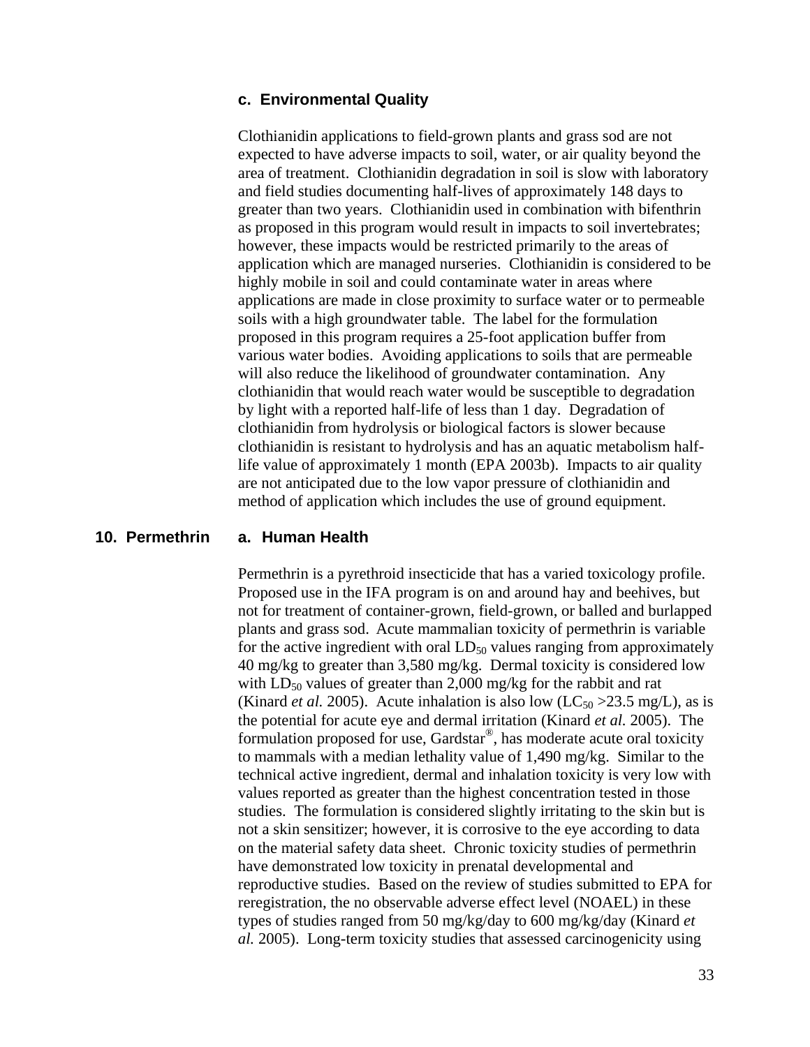### c. Environmental Quality

Clothianidin applications to field-grown plants and grass sod are not expected to have adverse impacts to soil, water, or air quality beyond the area of treatment. Clothianidin degradation in soil is slow with laboratory and field studies documenting half-lives of approximately 148 days to greater than two years. Clothianidin used in combination with bifenthrin as proposed in this program would result in impacts to soil invertebrates; however, these impacts would be restricted primarily to the areas of application which are managed nurseries. Clothianidin is considered to be highly mobile in soil and could contaminate water in areas where applications are made in close proximity to surface water or to permeable soils with a high groundwater table. The label for the formulation proposed in this program requires a 25-foot application buffer from various water bodies. Avoiding applications to soils that are permeable will also reduce the likelihood of groundwater contamination. Any clothianidin that would reach water would be susceptible to degradation by light with a reported half-life of less than 1 day. Degradation of clothianidin from hydrolysis or biological factors is slower because clothianidin is resistant to hydrolysis and has an aquatic metabolism half-life value of approximately 1 month (EPA 2003b). Impacts to air quality are not anticipated due to the low vapor pressure of clothianidin and method of application which includes the use of ground equipment.

## 10. Permethrin

### a. Human Health

Permethrin is a pyrethroid insecticide that has a varied toxicology profile. Proposed use in the IFA program is on and around hay and beehives, but not for treatment of container-grown, field-grown, or balled and burlapped plants and grass sod. Acute mammalian toxicity of permethrin is variable for the active ingredient with oral $LD_{50}$ values ranging from approximately 40 mg/kg to greater than 3,580 mg/kg. Dermal toxicity is considered low with $LD_{50}$ values of greater than 2,000 mg/kg for the rabbit and rat (Kinard *et al.* 2005). Acute inhalation is also low ($LC_{50}$ >23.5 mg/L), as is the potential for acute eye and dermal irritation (Kinard *et al.* 2005). The formulation proposed for use, Gardstar®, has moderate acute oral toxicity to mammals with a median lethality value of 1,490 mg/kg. Similar to the technical active ingredient, dermal and inhalation toxicity is very low with values reported as greater than the highest concentration tested in those studies. The formulation is considered slightly irritating to the skin but is not a skin sensitizer; however, it is corrosive to the eye according to data on the material safety data sheet. Chronic toxicity studies of permethrin have demonstrated low toxicity in prenatal developmental and reproductive studies. Based on the review of studies submitted to EPA for reregistration, the no observable adverse effect level (NOAEL) in these types of studies ranged from 50 mg/kg/day to 600 mg/kg/day (Kinard *et al.* 2005). Long-term toxicity studies that assessed carcinogenicity using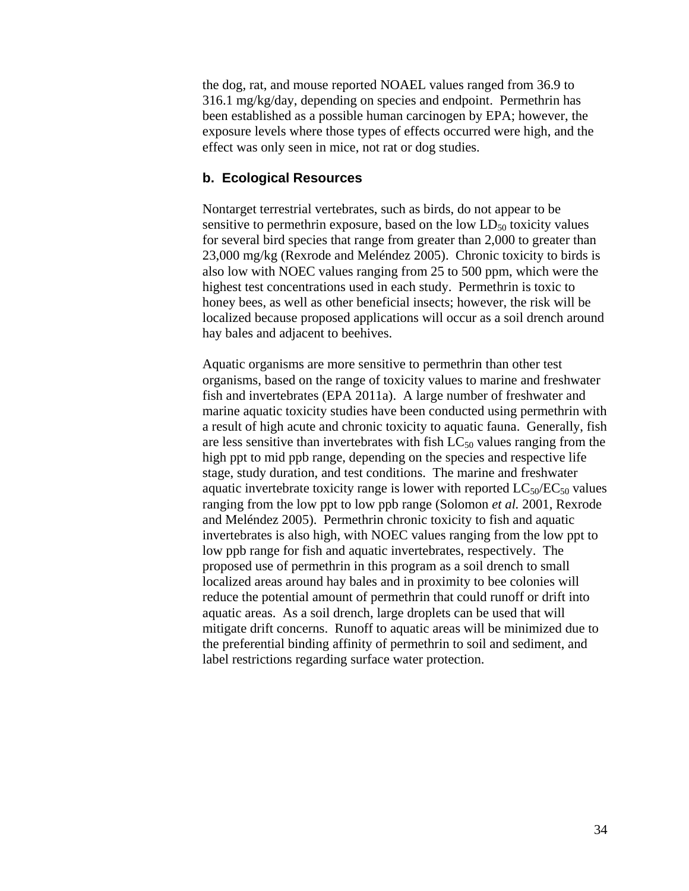the dog, rat, and mouse reported NOAEL values ranged from 36.9 to 316.1 mg/kg/day, depending on species and endpoint. Permethrin has been established as a possible human carcinogen by EPA; however, the exposure levels where those types of effects occurred were high, and the effect was only seen in mice, not rat or dog studies.

### b. Ecological Resources

Nontarget terrestrial vertebrates, such as birds, do not appear to be sensitive to permethrin exposure, based on the low $LD_{50}$ toxicity values for several bird species that range from greater than 2,000 to greater than 23,000 mg/kg (Rexrode and Meléndez 2005). Chronic toxicity to birds is also low with NOEC values ranging from 25 to 500 ppm, which were the highest test concentrations used in each study. Permethrin is toxic to honey bees, as well as other beneficial insects; however, the risk will be localized because proposed applications will occur as a soil drench around hay bales and adjacent to beehives.

Aquatic organisms are more sensitive to permethrin than other test organisms, based on the range of toxicity values to marine and freshwater fish and invertebrates (EPA 2011a). A large number of freshwater and marine aquatic toxicity studies have been conducted using permethrin with a result of high acute and chronic toxicity to aquatic fauna. Generally, fish are less sensitive than invertebrates with fish $LC_{50}$ values ranging from the high ppt to mid ppb range, depending on the species and respective life stage, study duration, and test conditions. The marine and freshwater aquatic invertebrate toxicity range is lower with reported $LC_{50}$/$EC_{50}$ values ranging from the low ppt to low ppb range (Solomon *et al.* 2001, Rexrode and Meléndez 2005). Permethrin chronic toxicity to fish and aquatic invertebrates is also high, with NOEC values ranging from the low ppt to low ppb range for fish and aquatic invertebrates, respectively. The proposed use of permethrin in this program as a soil drench to small localized areas around hay bales and in proximity to bee colonies will reduce the potential amount of permethrin that could runoff or drift into aquatic areas. As a soil drench, large droplets can be used that will mitigate drift concerns. Runoff to aquatic areas will be minimized due to the preferential binding affinity of permethrin to soil and sediment, and label restrictions regarding surface water protection.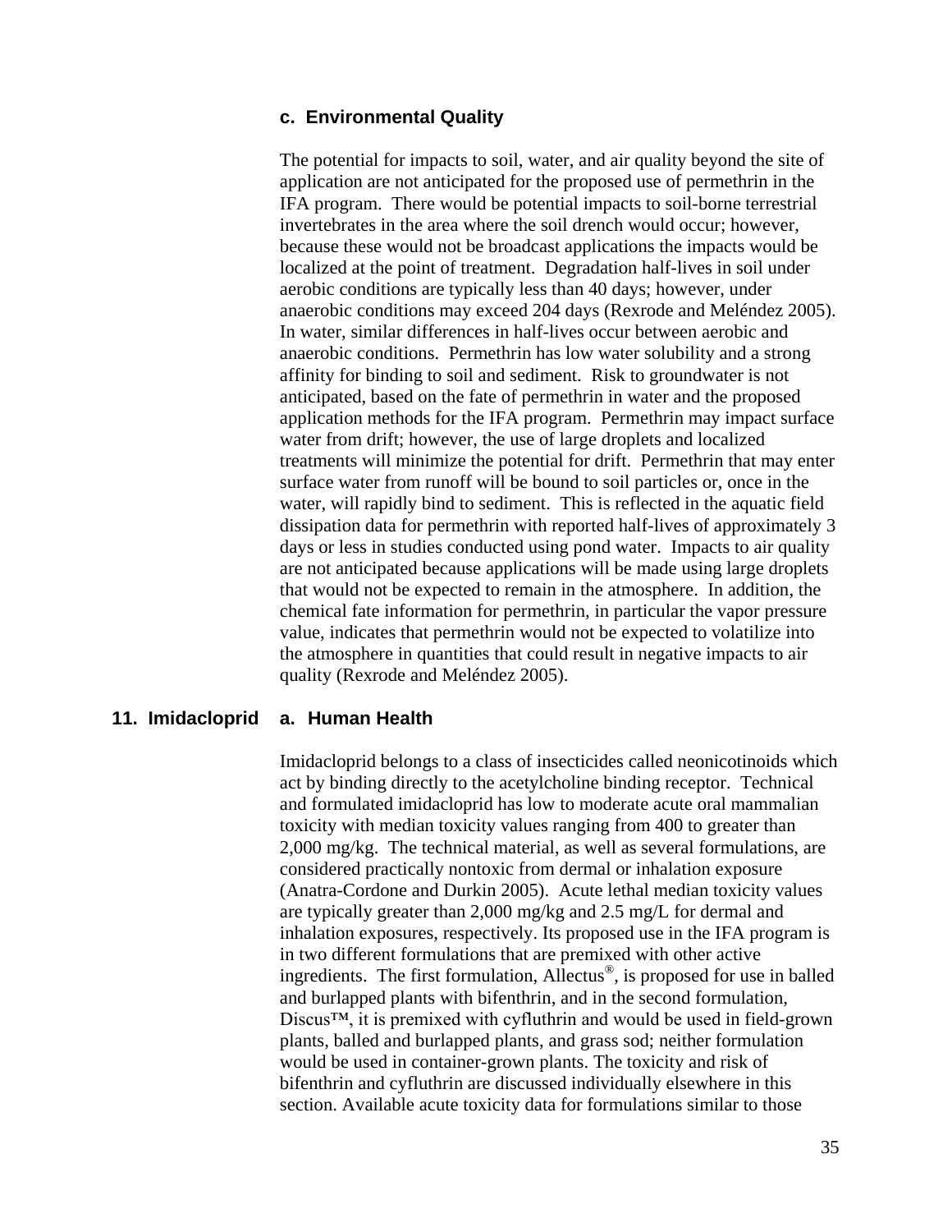### c. Environmental Quality

The potential for impacts to soil, water, and air quality beyond the site of application are not anticipated for the proposed use of permethrin in the IFA program. There would be potential impacts to soil-borne terrestrial invertebrates in the area where the soil drench would occur; however, because these would not be broadcast applications the impacts would be localized at the point of treatment. Degradation half-lives in soil under aerobic conditions are typically less than 40 days; however, under anaerobic conditions may exceed 204 days (Rexrode and Meléndez 2005). In water, similar differences in half-lives occur between aerobic and anaerobic conditions. Permethrin has low water solubility and a strong affinity for binding to soil and sediment. Risk to groundwater is not anticipated, based on the fate of permethrin in water and the proposed application methods for the IFA program. Permethrin may impact surface water from drift; however, the use of large droplets and localized treatments will minimize the potential for drift. Permethrin that may enter surface water from runoff will be bound to soil particles or, once in the water, will rapidly bind to sediment. This is reflected in the aquatic field dissipation data for permethrin with reported half-lives of approximately 3 days or less in studies conducted using pond water. Impacts to air quality are not anticipated because applications will be made using large droplets that would not be expected to remain in the atmosphere. In addition, the chemical fate information for permethrin, in particular the vapor pressure value, indicates that permethrin would not be expected to volatilize into the atmosphere in quantities that could result in negative impacts to air quality (Rexrode and Meléndez 2005).

## 11. Imidacloprid

### a. Human Health

Imidacloprid belongs to a class of insecticides called neonicotinoids which act by binding directly to the acetylcholine binding receptor. Technical and formulated imidacloprid has low to moderate acute oral mammalian toxicity with median toxicity values ranging from 400 to greater than 2,000 mg/kg. The technical material, as well as several formulations, are considered practically nontoxic from dermal or inhalation exposure (Anatra-Cordone and Durkin 2005). Acute lethal median toxicity values are typically greater than 2,000 mg/kg and 2.5 mg/L for dermal and inhalation exposures, respectively. Its proposed use in the IFA program is in two different formulations that are premixed with other active ingredients. The first formulation, Allectus®, is proposed for use in balled and burlapped plants with bifenthrin, and in the second formulation, Discus™, it is premixed with cyfluthrin and would be used in field-grown plants, balled and burlapped plants, and grass sod; neither formulation would be used in container-grown plants. The toxicity and risk of bifenthrin and cyfluthrin are discussed individually elsewhere in this section. Available acute toxicity data for formulations similar to those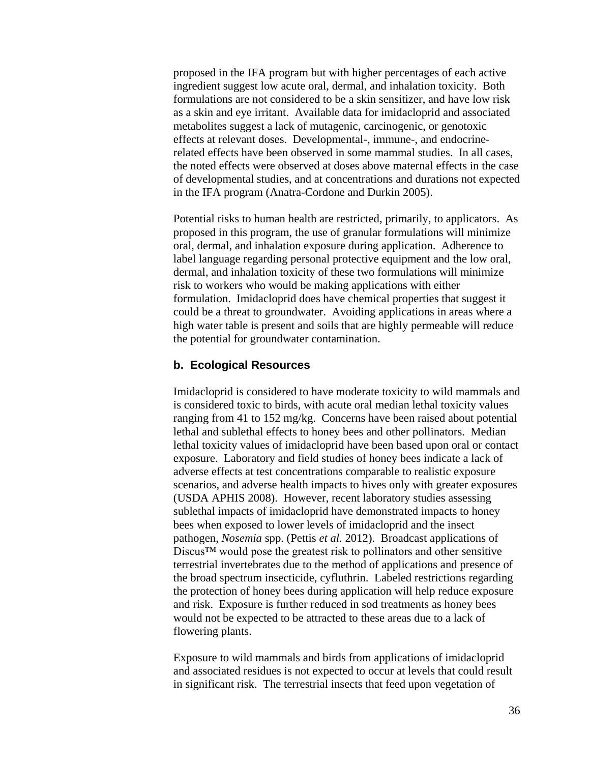proposed in the IFA program but with higher percentages of each active ingredient suggest low acute oral, dermal, and inhalation toxicity. Both formulations are not considered to be a skin sensitizer, and have low risk as a skin and eye irritant. Available data for imidacloprid and associated metabolites suggest a lack of mutagenic, carcinogenic, or genotoxic effects at relevant doses. Developmental-, immune-, and endocrine-related effects have been observed in some mammal studies. In all cases, the noted effects were observed at doses above maternal effects in the case of developmental studies, and at concentrations and durations not expected in the IFA program (Anatra-Cordone and Durkin 2005).

Potential risks to human health are restricted, primarily, to applicators. As proposed in this program, the use of granular formulations will minimize oral, dermal, and inhalation exposure during application. Adherence to label language regarding personal protective equipment and the low oral, dermal, and inhalation toxicity of these two formulations will minimize risk to workers who would be making applications with either formulation. Imidacloprid does have chemical properties that suggest it could be a threat to groundwater. Avoiding applications in areas where a high water table is present and soils that are highly permeable will reduce the potential for groundwater contamination.

### b. Ecological Resources

Imidacloprid is considered to have moderate toxicity to wild mammals and is considered toxic to birds, with acute oral median lethal toxicity values ranging from 41 to 152 mg/kg. Concerns have been raised about potential lethal and sublethal effects to honey bees and other pollinators. Median lethal toxicity values of imidacloprid have been based upon oral or contact exposure. Laboratory and field studies of honey bees indicate a lack of adverse effects at test concentrations comparable to realistic exposure scenarios, and adverse health impacts to hives only with greater exposures (USDA APHIS 2008). However, recent laboratory studies assessing sublethal impacts of imidacloprid have demonstrated impacts to honey bees when exposed to lower levels of imidacloprid and the insect pathogen, *Nosemia* spp. (Pettis *et al.* 2012). Broadcast applications of Discus™ would pose the greatest risk to pollinators and other sensitive terrestrial invertebrates due to the method of applications and presence of the broad spectrum insecticide, cyfluthrin. Labeled restrictions regarding the protection of honey bees during application will help reduce exposure and risk. Exposure is further reduced in sod treatments as honey bees would not be expected to be attracted to these areas due to a lack of flowering plants.

Exposure to wild mammals and birds from applications of imidacloprid and associated residues is not expected to occur at levels that could result in significant risk. The terrestrial insects that feed upon vegetation of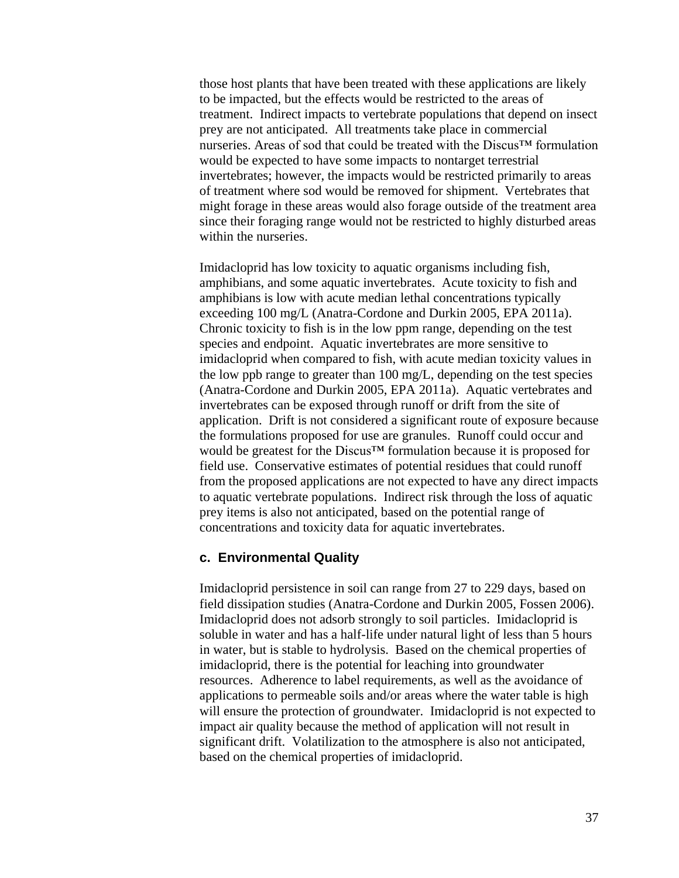those host plants that have been treated with these applications are likely to be impacted, but the effects would be restricted to the areas of treatment. Indirect impacts to vertebrate populations that depend on insect prey are not anticipated. All treatments take place in commercial nurseries. Areas of sod that could be treated with the Discus™ formulation would be expected to have some impacts to nontarget terrestrial invertebrates; however, the impacts would be restricted primarily to areas of treatment where sod would be removed for shipment. Vertebrates that might forage in these areas would also forage outside of the treatment area since their foraging range would not be restricted to highly disturbed areas within the nurseries.

Imidacloprid has low toxicity to aquatic organisms including fish, amphibians, and some aquatic invertebrates. Acute toxicity to fish and amphibians is low with acute median lethal concentrations typically exceeding 100 mg/L (Anatra-Cordone and Durkin 2005, EPA 2011a). Chronic toxicity to fish is in the low ppm range, depending on the test species and endpoint. Aquatic invertebrates are more sensitive to imidacloprid when compared to fish, with acute median toxicity values in the low ppb range to greater than 100 mg/L, depending on the test species (Anatra-Cordone and Durkin 2005, EPA 2011a). Aquatic vertebrates and invertebrates can be exposed through runoff or drift from the site of application. Drift is not considered a significant route of exposure because the formulations proposed for use are granules. Runoff could occur and would be greatest for the Discus™ formulation because it is proposed for field use. Conservative estimates of potential residues that could runoff from the proposed applications are not expected to have any direct impacts to aquatic vertebrate populations. Indirect risk through the loss of aquatic prey items is also not anticipated, based on the potential range of concentrations and toxicity data for aquatic invertebrates.

### c. Environmental Quality

Imidacloprid persistence in soil can range from 27 to 229 days, based on field dissipation studies (Anatra-Cordone and Durkin 2005, Fossen 2006). Imidacloprid does not adsorb strongly to soil particles. Imidacloprid is soluble in water and has a half-life under natural light of less than 5 hours in water, but is stable to hydrolysis. Based on the chemical properties of imidacloprid, there is the potential for leaching into groundwater resources. Adherence to label requirements, as well as the avoidance of applications to permeable soils and/or areas where the water table is high will ensure the protection of groundwater. Imidacloprid is not expected to impact air quality because the method of application will not result in significant drift. Volatilization to the atmosphere is also not anticipated, based on the chemical properties of imidacloprid.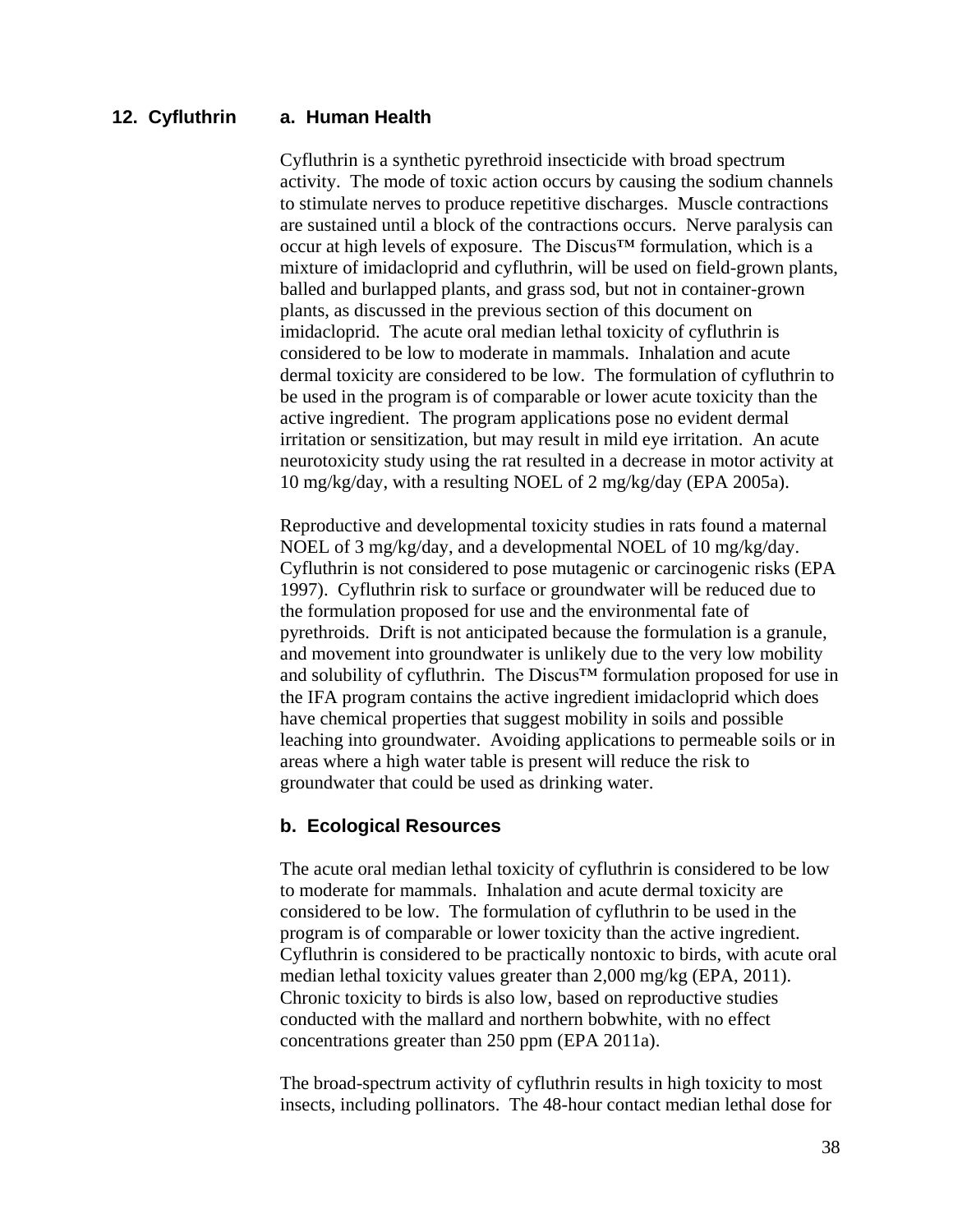## 12. Cyfluthrin

### a. Human Health

Cyfluthrin is a synthetic pyrethroid insecticide with broad spectrum activity. The mode of toxic action occurs by causing the sodium channels to stimulate nerves to produce repetitive discharges. Muscle contractions are sustained until a block of the contractions occurs. Nerve paralysis can occur at high levels of exposure. The Discus™ formulation, which is a mixture of imidacloprid and cyfluthrin, will be used on field-grown plants, balled and burlapped plants, and grass sod, but not in container-grown plants, as discussed in the previous section of this document on imidacloprid. The acute oral median lethal toxicity of cyfluthrin is considered to be low to moderate in mammals. Inhalation and acute dermal toxicity are considered to be low. The formulation of cyfluthrin to be used in the program is of comparable or lower acute toxicity than the active ingredient. The program applications pose no evident dermal irritation or sensitization, but may result in mild eye irritation. An acute neurotoxicity study using the rat resulted in a decrease in motor activity at 10 mg/kg/day, with a resulting NOEL of 2 mg/kg/day (EPA 2005a).

Reproductive and developmental toxicity studies in rats found a maternal NOEL of 3 mg/kg/day, and a developmental NOEL of 10 mg/kg/day. Cyfluthrin is not considered to pose mutagenic or carcinogenic risks (EPA 1997). Cyfluthrin risk to surface or groundwater will be reduced due to the formulation proposed for use and the environmental fate of pyrethroids. Drift is not anticipated because the formulation is a granule, and movement into groundwater is unlikely due to the very low mobility and solubility of cyfluthrin. The Discus™ formulation proposed for use in the IFA program contains the active ingredient imidacloprid which does have chemical properties that suggest mobility in soils and possible leaching into groundwater. Avoiding applications to permeable soils or in areas where a high water table is present will reduce the risk to groundwater that could be used as drinking water.

### b. Ecological Resources

The acute oral median lethal toxicity of cyfluthrin is considered to be low to moderate for mammals. Inhalation and acute dermal toxicity are considered to be low. The formulation of cyfluthrin to be used in the program is of comparable or lower toxicity than the active ingredient. Cyfluthrin is considered to be practically nontoxic to birds, with acute oral median lethal toxicity values greater than 2,000 mg/kg (EPA, 2011). Chronic toxicity to birds is also low, based on reproductive studies conducted with the mallard and northern bobwhite, with no effect concentrations greater than 250 ppm (EPA 2011a).

The broad-spectrum activity of cyfluthrin results in high toxicity to most insects, including pollinators. The 48-hour contact median lethal dose for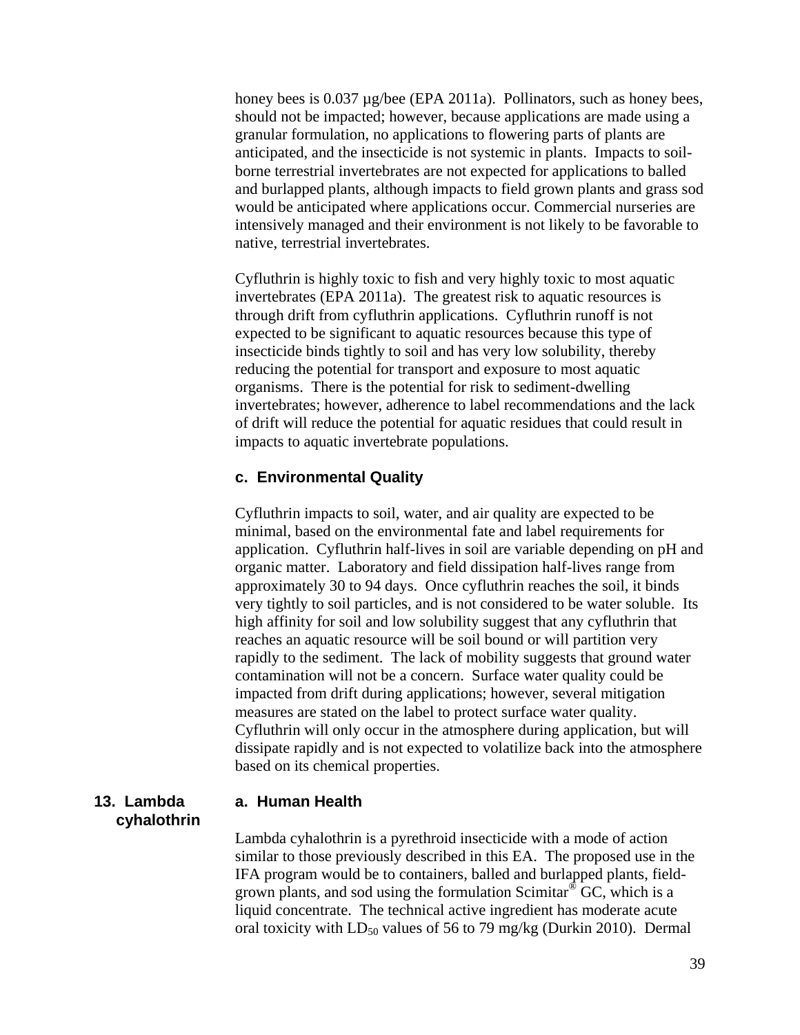honey bees is 0.037 µg/bee (EPA 2011a). Pollinators, such as honey bees, should not be impacted; however, because applications are made using a granular formulation, no applications to flowering parts of plants are anticipated, and the insecticide is not systemic in plants. Impacts to soil-borne terrestrial invertebrates are not expected for applications to balled and burlapped plants, although impacts to field grown plants and grass sod would be anticipated where applications occur. Commercial nurseries are intensively managed and their environment is not likely to be favorable to native, terrestrial invertebrates.

Cyfluthrin is highly toxic to fish and very highly toxic to most aquatic invertebrates (EPA 2011a). The greatest risk to aquatic resources is through drift from cyfluthrin applications. Cyfluthrin runoff is not expected to be significant to aquatic resources because this type of insecticide binds tightly to soil and has very low solubility, thereby reducing the potential for transport and exposure to most aquatic organisms. There is the potential for risk to sediment-dwelling invertebrates; however, adherence to label recommendations and the lack of drift will reduce the potential for aquatic residues that could result in impacts to aquatic invertebrate populations.

#### c. Environmental Quality

Cyfluthrin impacts to soil, water, and air quality are expected to be minimal, based on the environmental fate and label requirements for application. Cyfluthrin half-lives in soil are variable depending on pH and organic matter. Laboratory and field dissipation half-lives range from approximately 30 to 94 days. Once cyfluthrin reaches the soil, it binds very tightly to soil particles, and is not considered to be water soluble. Its high affinity for soil and low solubility suggest that any cyfluthrin that reaches an aquatic resource will be soil bound or will partition very rapidly to the sediment. The lack of mobility suggests that ground water contamination will not be a concern. Surface water quality could be impacted from drift during applications; however, several mitigation measures are stated on the label to protect surface water quality. Cyfluthrin will only occur in the atmosphere during application, but will dissipate rapidly and is not expected to volatilize back into the atmosphere based on its chemical properties.

### 13. Lambda cyhalothrin

#### a. Human Health

Lambda cyhalothrin is a pyrethroid insecticide with a mode of action similar to those previously described in this EA. The proposed use in the IFA program would be to containers, balled and burlapped plants, field-grown plants, and sod using the formulation Scimitar® GC, which is a liquid concentrate. The technical active ingredient has moderate acute oral toxicity with $LD_{50}$ values of 56 to 79 mg/kg (Durkin 2010). Dermal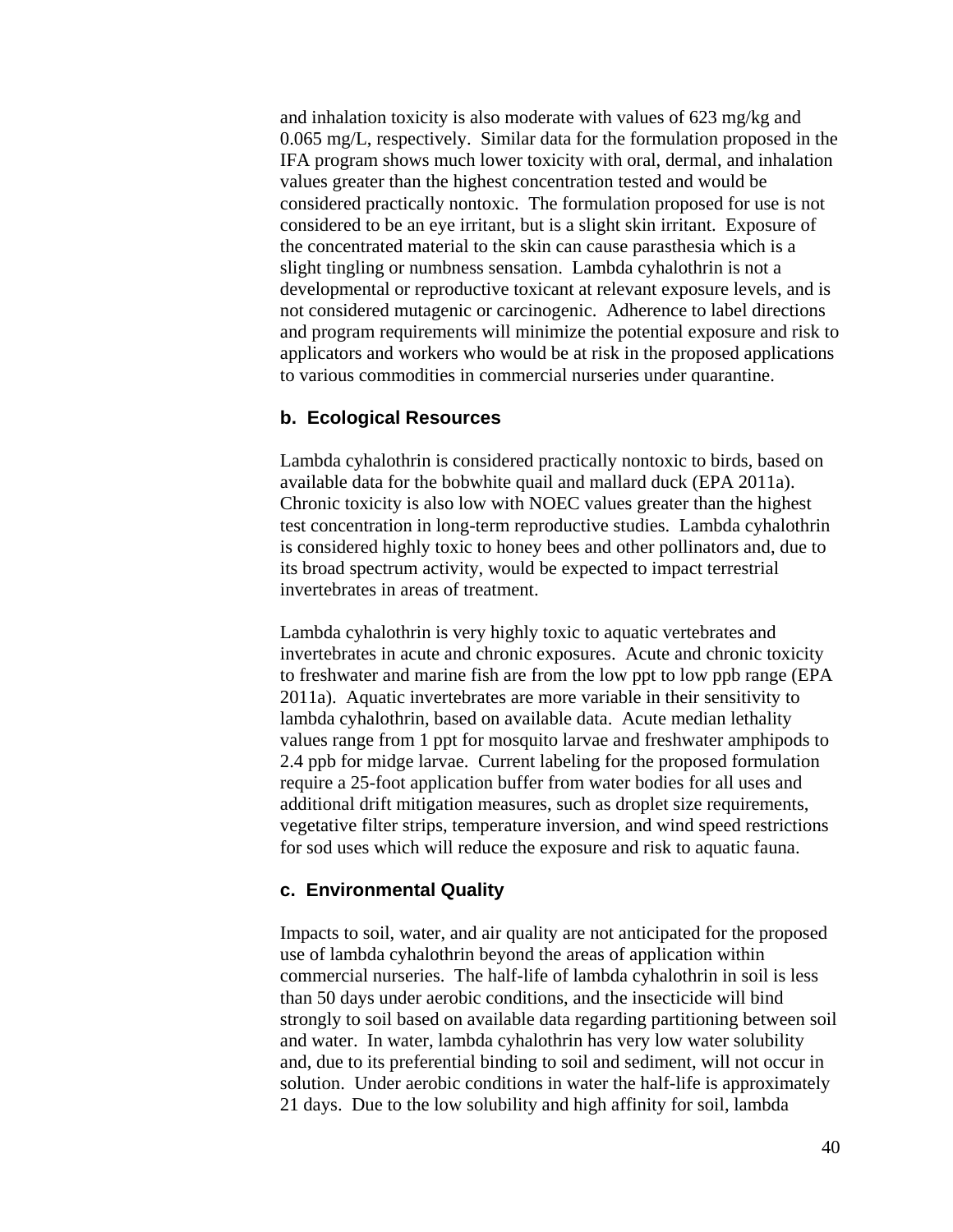and inhalation toxicity is also moderate with values of 623 mg/kg and 0.065 mg/L, respectively. Similar data for the formulation proposed in the IFA program shows much lower toxicity with oral, dermal, and inhalation values greater than the highest concentration tested and would be considered practically nontoxic. The formulation proposed for use is not considered to be an eye irritant, but is a slight skin irritant. Exposure of the concentrated material to the skin can cause parasthesia which is a slight tingling or numbness sensation. Lambda cyhalothrin is not a developmental or reproductive toxicant at relevant exposure levels, and is not considered mutagenic or carcinogenic. Adherence to label directions and program requirements will minimize the potential exposure and risk to applicators and workers who would be at risk in the proposed applications to various commodities in commercial nurseries under quarantine.

### b. Ecological Resources

Lambda cyhalothrin is considered practically nontoxic to birds, based on available data for the bobwhite quail and mallard duck (EPA 2011a). Chronic toxicity is also low with NOEC values greater than the highest test concentration in long-term reproductive studies. Lambda cyhalothrin is considered highly toxic to honey bees and other pollinators and, due to its broad spectrum activity, would be expected to impact terrestrial invertebrates in areas of treatment.

Lambda cyhalothrin is very highly toxic to aquatic vertebrates and invertebrates in acute and chronic exposures. Acute and chronic toxicity to freshwater and marine fish are from the low ppt to low ppb range (EPA 2011a). Aquatic invertebrates are more variable in their sensitivity to lambda cyhalothrin, based on available data. Acute median lethality values range from 1 ppt for mosquito larvae and freshwater amphipods to 2.4 ppb for midge larvae. Current labeling for the proposed formulation require a 25-foot application buffer from water bodies for all uses and additional drift mitigation measures, such as droplet size requirements, vegetative filter strips, temperature inversion, and wind speed restrictions for sod uses which will reduce the exposure and risk to aquatic fauna.

### c. Environmental Quality

Impacts to soil, water, and air quality are not anticipated for the proposed use of lambda cyhalothrin beyond the areas of application within commercial nurseries. The half-life of lambda cyhalothrin in soil is less than 50 days under aerobic conditions, and the insecticide will bind strongly to soil based on available data regarding partitioning between soil and water. In water, lambda cyhalothrin has very low water solubility and, due to its preferential binding to soil and sediment, will not occur in solution. Under aerobic conditions in water the half-life is approximately 21 days. Due to the low solubility and high affinity for soil, lambda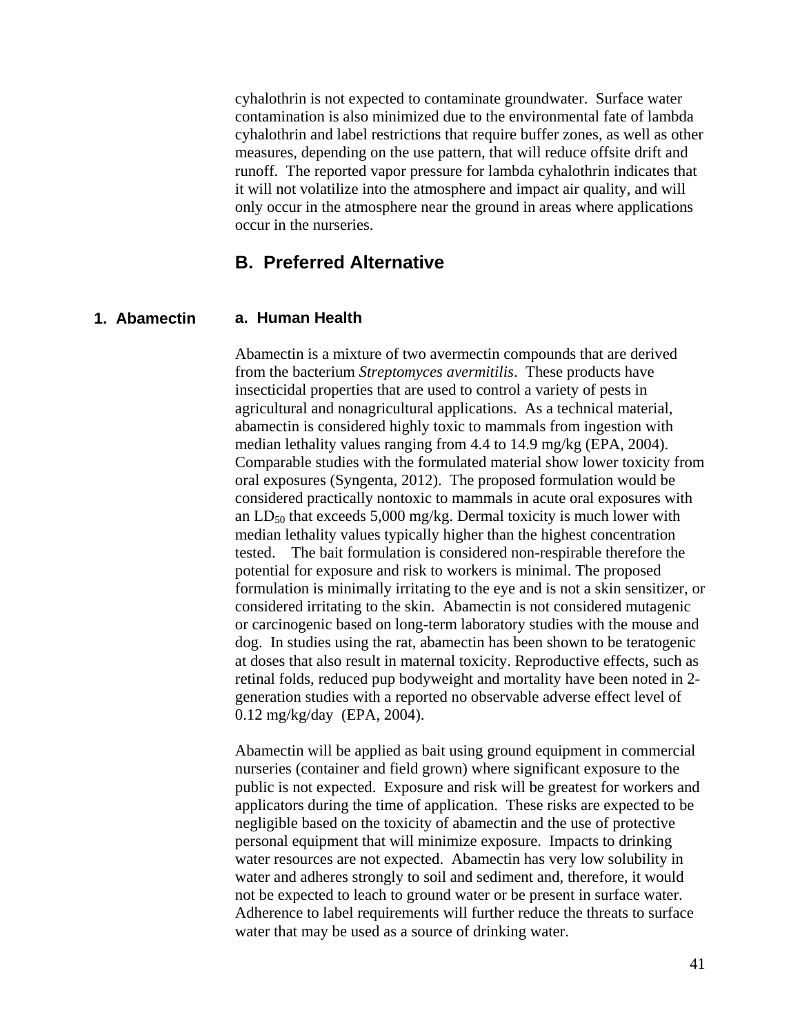cyhalothrin is not expected to contaminate groundwater. Surface water contamination is also minimized due to the environmental fate of lambda cyhalothrin and label restrictions that require buffer zones, as well as other measures, depending on the use pattern, that will reduce offsite drift and runoff. The reported vapor pressure for lambda cyhalothrin indicates that it will not volatilize into the atmosphere and impact air quality, and will only occur in the atmosphere near the ground in areas where applications occur in the nurseries.

## B. Preferred Alternative

### 1. Abamectin

#### a. Human Health

Abamectin is a mixture of two avermectin compounds that are derived from the bacterium *Streptomyces avermitilis*. These products have insecticidal properties that are used to control a variety of pests in agricultural and nonagricultural applications. As a technical material, abamectin is considered highly toxic to mammals from ingestion with median lethality values ranging from 4.4 to 14.9 mg/kg (EPA, 2004). Comparable studies with the formulated material show lower toxicity from oral exposures (Syngenta, 2012). The proposed formulation would be considered practically nontoxic to mammals in acute oral exposures with an $LD_{50}$ that exceeds 5,000 mg/kg. Dermal toxicity is much lower with median lethality values typically higher than the highest concentration tested. The bait formulation is considered non-respirable therefore the potential for exposure and risk to workers is minimal. The proposed formulation is minimally irritating to the eye and is not a skin sensitizer, or considered irritating to the skin. Abamectin is not considered mutagenic or carcinogenic based on long-term laboratory studies with the mouse and dog. In studies using the rat, abamectin has been shown to be teratogenic at doses that also result in maternal toxicity. Reproductive effects, such as retinal folds, reduced pup bodyweight and mortality have been noted in 2-generation studies with a reported no observable adverse effect level of 0.12 mg/kg/day (EPA, 2004).

Abamectin will be applied as bait using ground equipment in commercial nurseries (container and field grown) where significant exposure to the public is not expected. Exposure and risk will be greatest for workers and applicators during the time of application. These risks are expected to be negligible based on the toxicity of abamectin and the use of protective personal equipment that will minimize exposure. Impacts to drinking water resources are not expected. Abamectin has very low solubility in water and adheres strongly to soil and sediment and, therefore, it would not be expected to leach to ground water or be present in surface water. Adherence to label requirements will further reduce the threats to surface water that may be used as a source of drinking water.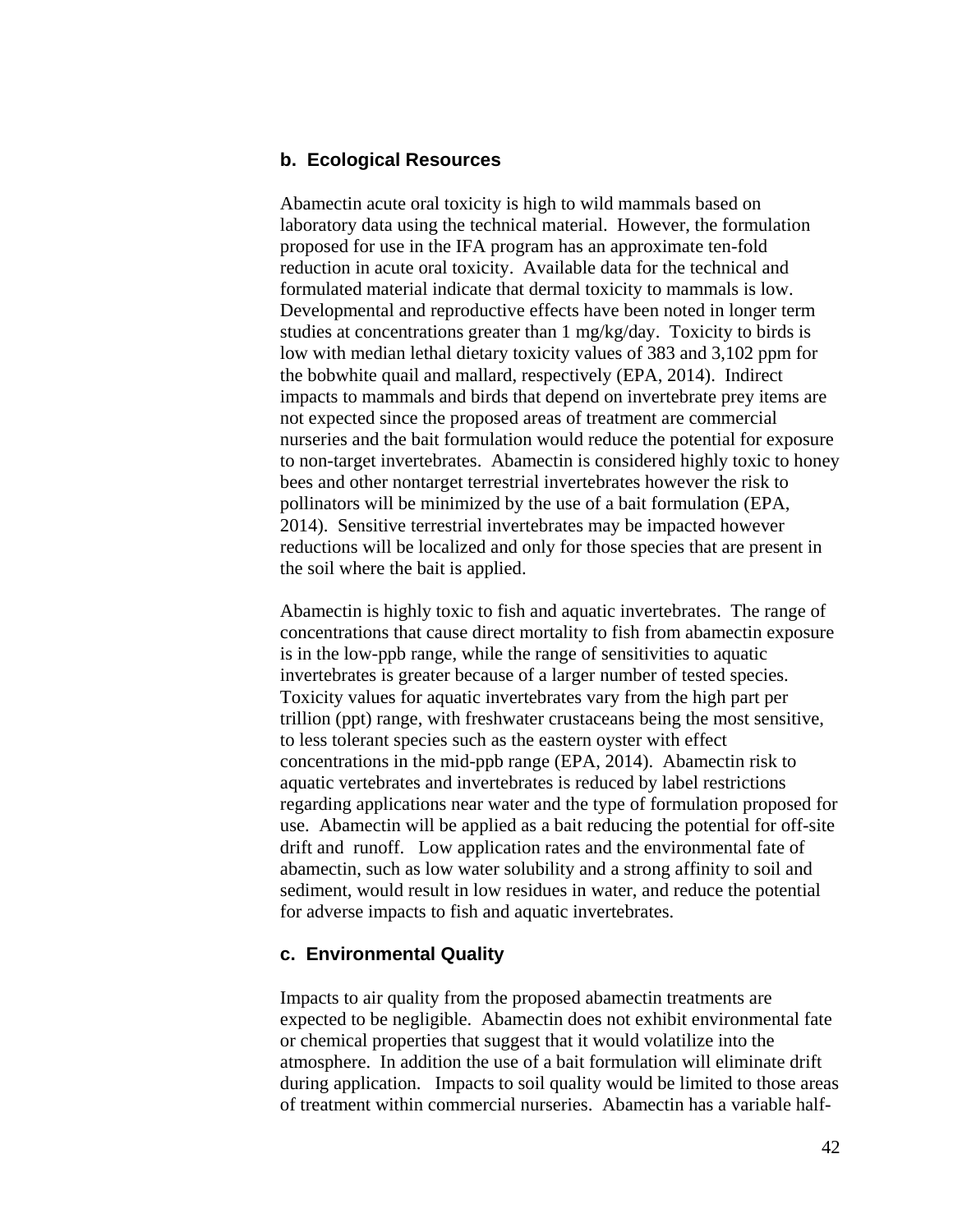### b. Ecological Resources

Abamectin acute oral toxicity is high to wild mammals based on laboratory data using the technical material. However, the formulation proposed for use in the IFA program has an approximate ten-fold reduction in acute oral toxicity. Available data for the technical and formulated material indicate that dermal toxicity to mammals is low. Developmental and reproductive effects have been noted in longer term studies at concentrations greater than 1 mg/kg/day. Toxicity to birds is low with median lethal dietary toxicity values of 383 and 3,102 ppm for the bobwhite quail and mallard, respectively (EPA, 2014). Indirect impacts to mammals and birds that depend on invertebrate prey items are not expected since the proposed areas of treatment are commercial nurseries and the bait formulation would reduce the potential for exposure to non-target invertebrates. Abamectin is considered highly toxic to honey bees and other nontarget terrestrial invertebrates however the risk to pollinators will be minimized by the use of a bait formulation (EPA, 2014). Sensitive terrestrial invertebrates may be impacted however reductions will be localized and only for those species that are present in the soil where the bait is applied.

Abamectin is highly toxic to fish and aquatic invertebrates. The range of concentrations that cause direct mortality to fish from abamectin exposure is in the low-ppb range, while the range of sensitivities to aquatic invertebrates is greater because of a larger number of tested species. Toxicity values for aquatic invertebrates vary from the high part per trillion (ppt) range, with freshwater crustaceans being the most sensitive, to less tolerant species such as the eastern oyster with effect concentrations in the mid-ppb range (EPA, 2014). Abamectin risk to aquatic vertebrates and invertebrates is reduced by label restrictions regarding applications near water and the type of formulation proposed for use. Abamectin will be applied as a bait reducing the potential for off-site drift and runoff. Low application rates and the environmental fate of abamectin, such as low water solubility and a strong affinity to soil and sediment, would result in low residues in water, and reduce the potential for adverse impacts to fish and aquatic invertebrates.

### c. Environmental Quality

Impacts to air quality from the proposed abamectin treatments are expected to be negligible. Abamectin does not exhibit environmental fate or chemical properties that suggest that it would volatilize into the atmosphere. In addition the use of a bait formulation will eliminate drift during application. Impacts to soil quality would be limited to those areas of treatment within commercial nurseries. Abamectin has a variable half-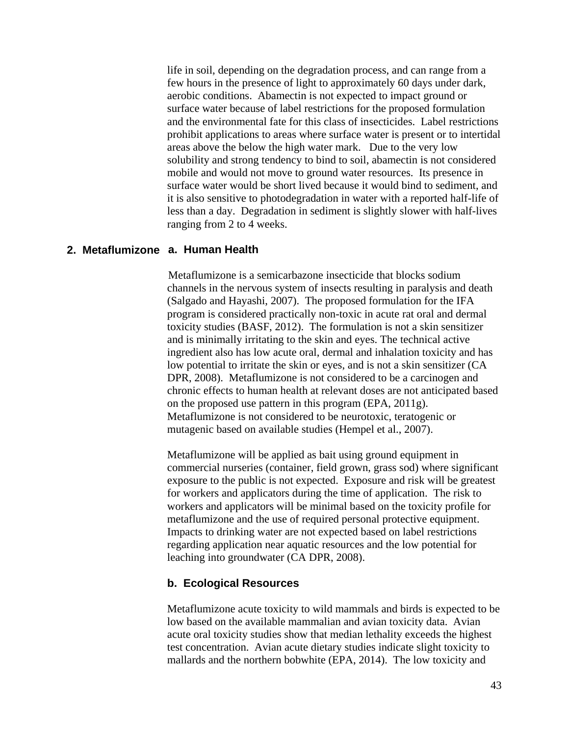life in soil, depending on the degradation process, and can range from a few hours in the presence of light to approximately 60 days under dark, aerobic conditions. Abamectin is not expected to impact ground or surface water because of label restrictions for the proposed formulation and the environmental fate for this class of insecticides. Label restrictions prohibit applications to areas where surface water is present or to intertidal areas above the below the high water mark. Due to the very low solubility and strong tendency to bind to soil, abamectin is not considered mobile and would not move to ground water resources. Its presence in surface water would be short lived because it would bind to sediment, and it is also sensitive to photodegradation in water with a reported half-life of less than a day. Degradation in sediment is slightly slower with half-lives ranging from 2 to 4 weeks.

## 2. Metaflumizone

### a. Human Health

Metaflumizone is a semicarbazone insecticide that blocks sodium channels in the nervous system of insects resulting in paralysis and death (Salgado and Hayashi, 2007). The proposed formulation for the IFA program is considered practically non-toxic in acute rat oral and dermal toxicity studies (BASF, 2012). The formulation is not a skin sensitizer and is minimally irritating to the skin and eyes. The technical active ingredient also has low acute oral, dermal and inhalation toxicity and has low potential to irritate the skin or eyes, and is not a skin sensitizer (CA DPR, 2008). Metaflumizone is not considered to be a carcinogen and chronic effects to human health at relevant doses are not anticipated based on the proposed use pattern in this program (EPA, 2011g). Metaflumizone is not considered to be neurotoxic, teratogenic or mutagenic based on available studies (Hempel et al., 2007).

Metaflumizone will be applied as bait using ground equipment in commercial nurseries (container, field grown, grass sod) where significant exposure to the public is not expected. Exposure and risk will be greatest for workers and applicators during the time of application. The risk to workers and applicators will be minimal based on the toxicity profile for metaflumizone and the use of required personal protective equipment. Impacts to drinking water are not expected based on label restrictions regarding application near aquatic resources and the low potential for leaching into groundwater (CA DPR, 2008).

### b. Ecological Resources

Metaflumizone acute toxicity to wild mammals and birds is expected to be low based on the available mammalian and avian toxicity data. Avian acute oral toxicity studies show that median lethality exceeds the highest test concentration. Avian acute dietary studies indicate slight toxicity to mallards and the northern bobwhite (EPA, 2014). The low toxicity and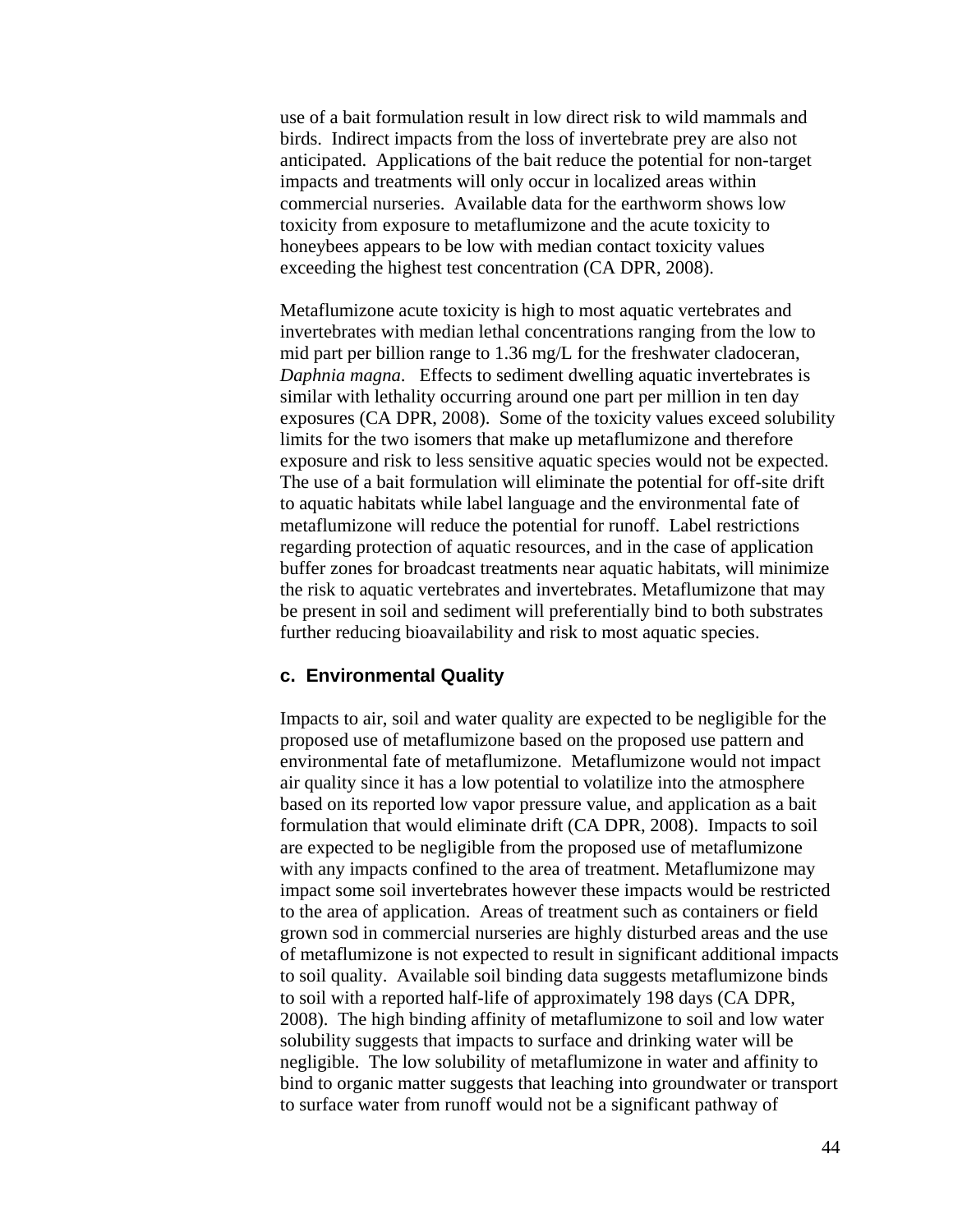use of a bait formulation result in low direct risk to wild mammals and birds. Indirect impacts from the loss of invertebrate prey are also not anticipated. Applications of the bait reduce the potential for non-target impacts and treatments will only occur in localized areas within commercial nurseries. Available data for the earthworm shows low toxicity from exposure to metaflumizone and the acute toxicity to honeybees appears to be low with median contact toxicity values exceeding the highest test concentration (CA DPR, 2008).

Metaflumizone acute toxicity is high to most aquatic vertebrates and invertebrates with median lethal concentrations ranging from the low to mid part per billion range to 1.36 mg/L for the freshwater cladoceran, *Daphnia magna*. Effects to sediment dwelling aquatic invertebrates is similar with lethality occurring around one part per million in ten day exposures (CA DPR, 2008). Some of the toxicity values exceed solubility limits for the two isomers that make up metaflumizone and therefore exposure and risk to less sensitive aquatic species would not be expected. The use of a bait formulation will eliminate the potential for off-site drift to aquatic habitats while label language and the environmental fate of metaflumizone will reduce the potential for runoff. Label restrictions regarding protection of aquatic resources, and in the case of application buffer zones for broadcast treatments near aquatic habitats, will minimize the risk to aquatic vertebrates and invertebrates. Metaflumizone that may be present in soil and sediment will preferentially bind to both substrates further reducing bioavailability and risk to most aquatic species.

### c. Environmental Quality

Impacts to air, soil and water quality are expected to be negligible for the proposed use of metaflumizone based on the proposed use pattern and environmental fate of metaflumizone. Metaflumizone would not impact air quality since it has a low potential to volatilize into the atmosphere based on its reported low vapor pressure value, and application as a bait formulation that would eliminate drift (CA DPR, 2008). Impacts to soil are expected to be negligible from the proposed use of metaflumizone with any impacts confined to the area of treatment. Metaflumizone may impact some soil invertebrates however these impacts would be restricted to the area of application. Areas of treatment such as containers or field grown sod in commercial nurseries are highly disturbed areas and the use of metaflumizone is not expected to result in significant additional impacts to soil quality. Available soil binding data suggests metaflumizone binds to soil with a reported half-life of approximately 198 days (CA DPR, 2008). The high binding affinity of metaflumizone to soil and low water solubility suggests that impacts to surface and drinking water will be negligible. The low solubility of metaflumizone in water and affinity to bind to organic matter suggests that leaching into groundwater or transport to surface water from runoff would not be a significant pathway of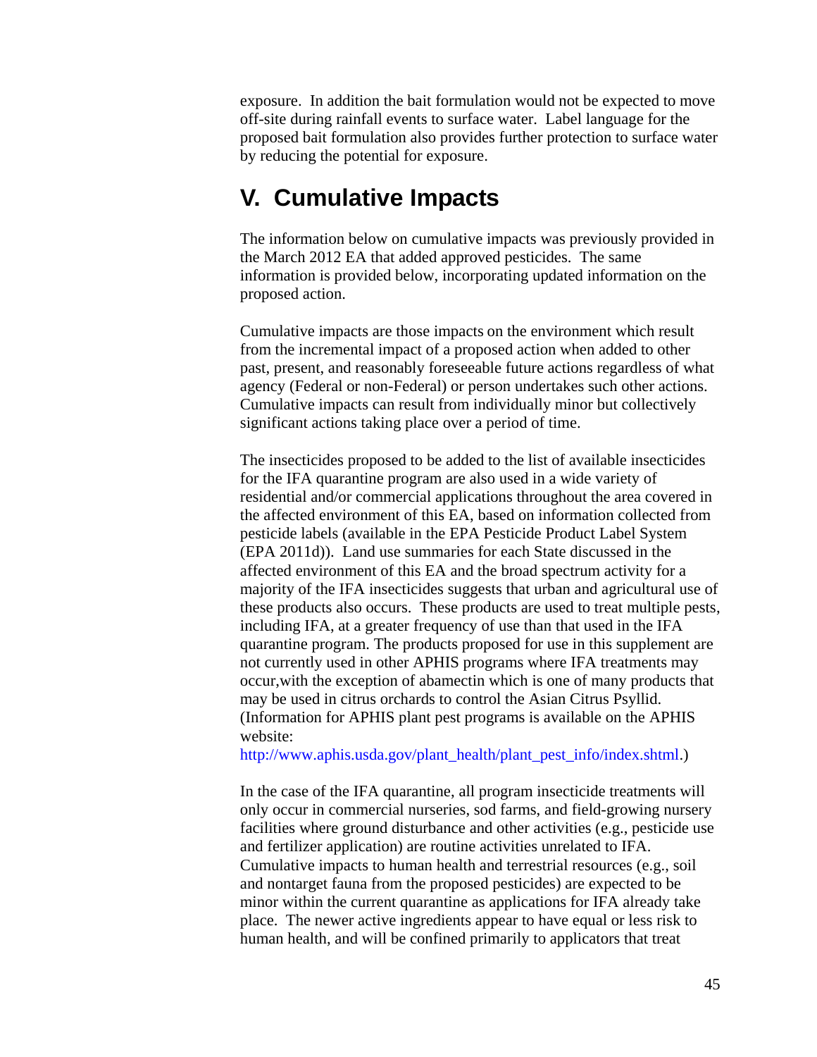exposure. In addition the bait formulation would not be expected to move off-site during rainfall events to surface water. Label language for the proposed bait formulation also provides further protection to surface water by reducing the potential for exposure.

# V. Cumulative Impacts

The information below on cumulative impacts was previously provided in the March 2012 EA that added approved pesticides. The same information is provided below, incorporating updated information on the proposed action.

Cumulative impacts are those impacts on the environment which result from the incremental impact of a proposed action when added to other past, present, and reasonably foreseeable future actions regardless of what agency (Federal or non-Federal) or person undertakes such other actions. Cumulative impacts can result from individually minor but collectively significant actions taking place over a period of time.

The insecticides proposed to be added to the list of available insecticides for the IFA quarantine program are also used in a wide variety of residential and/or commercial applications throughout the area covered in the affected environment of this EA, based on information collected from pesticide labels (available in the EPA Pesticide Product Label System (EPA 2011d)). Land use summaries for each State discussed in the affected environment of this EA and the broad spectrum activity for a majority of the IFA insecticides suggests that urban and agricultural use of these products also occurs. These products are used to treat multiple pests, including IFA, at a greater frequency of use than that used in the IFA quarantine program. The products proposed for use in this supplement are not currently used in other APHIS programs where IFA treatments may occur,with the exception of abamectin which is one of many products that may be used in citrus orchards to control the Asian Citrus Psyllid. (Information for APHIS plant pest programs is available on the APHIS website: http://www.aphis.usda.gov/plant_health/plant_pest_info/index.shtml.)

In the case of the IFA quarantine, all program insecticide treatments will only occur in commercial nurseries, sod farms, and field-growing nursery facilities where ground disturbance and other activities (e.g., pesticide use and fertilizer application) are routine activities unrelated to IFA. Cumulative impacts to human health and terrestrial resources (e.g., soil and nontarget fauna from the proposed pesticides) are expected to be minor within the current quarantine as applications for IFA already take place. The newer active ingredients appear to have equal or less risk to human health, and will be confined primarily to applicators that treat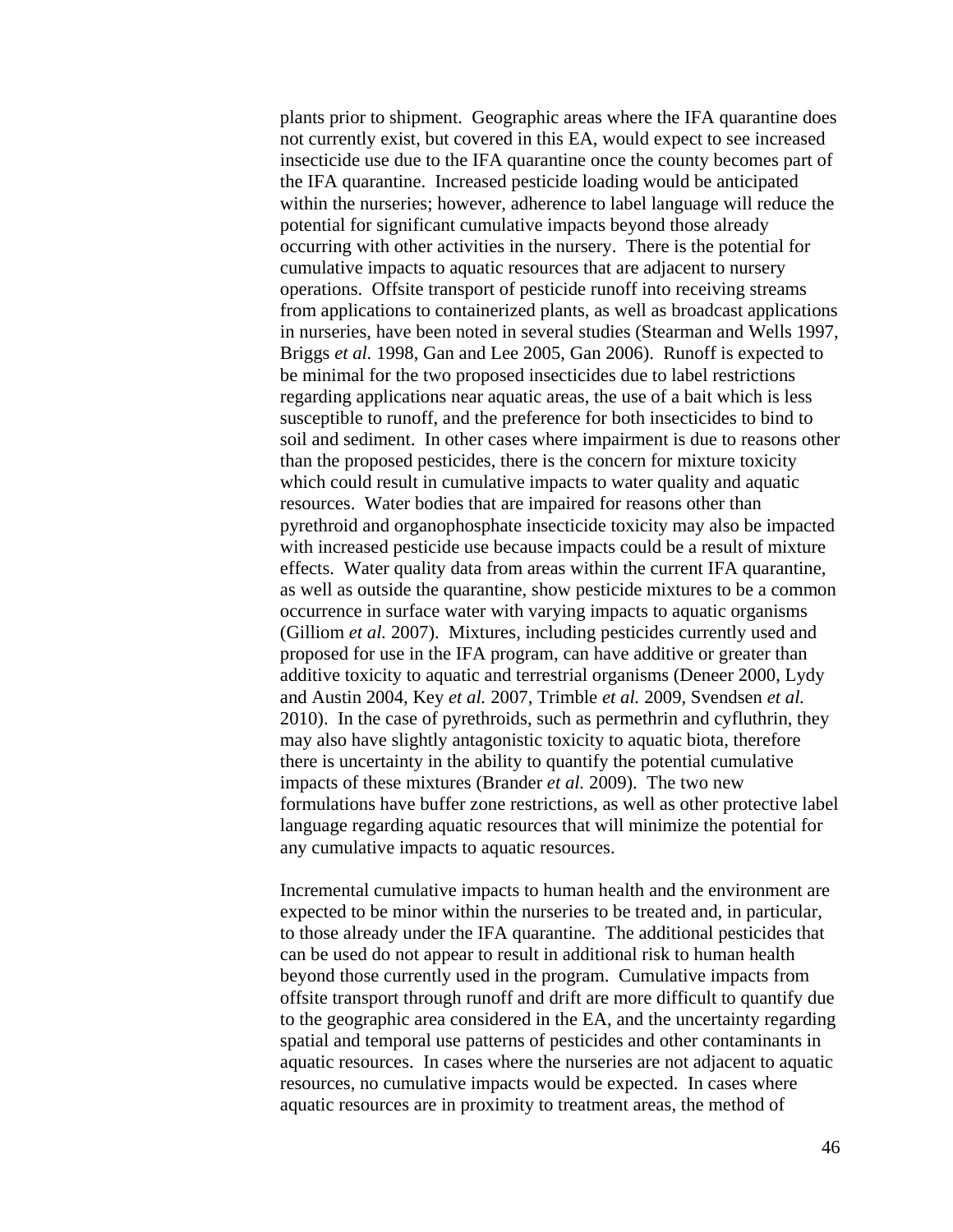plants prior to shipment. Geographic areas where the IFA quarantine does not currently exist, but covered in this EA, would expect to see increased insecticide use due to the IFA quarantine once the county becomes part of the IFA quarantine. Increased pesticide loading would be anticipated within the nurseries; however, adherence to label language will reduce the potential for significant cumulative impacts beyond those already occurring with other activities in the nursery. There is the potential for cumulative impacts to aquatic resources that are adjacent to nursery operations. Offsite transport of pesticide runoff into receiving streams from applications to containerized plants, as well as broadcast applications in nurseries, have been noted in several studies (Stearman and Wells 1997, Briggs *et al.* 1998, Gan and Lee 2005, Gan 2006). Runoff is expected to be minimal for the two proposed insecticides due to label restrictions regarding applications near aquatic areas, the use of a bait which is less susceptible to runoff, and the preference for both insecticides to bind to soil and sediment. In other cases where impairment is due to reasons other than the proposed pesticides, there is the concern for mixture toxicity which could result in cumulative impacts to water quality and aquatic resources. Water bodies that are impaired for reasons other than pyrethroid and organophosphate insecticide toxicity may also be impacted with increased pesticide use because impacts could be a result of mixture effects. Water quality data from areas within the current IFA quarantine, as well as outside the quarantine, show pesticide mixtures to be a common occurrence in surface water with varying impacts to aquatic organisms (Gilliom *et al.* 2007). Mixtures, including pesticides currently used and proposed for use in the IFA program, can have additive or greater than additive toxicity to aquatic and terrestrial organisms (Deneer 2000, Lydy and Austin 2004, Key *et al.* 2007, Trimble *et al.* 2009, Svendsen *et al.* 2010). In the case of pyrethroids, such as permethrin and cyfluthrin, they may also have slightly antagonistic toxicity to aquatic biota, therefore there is uncertainty in the ability to quantify the potential cumulative impacts of these mixtures (Brander *et al.* 2009). The two new formulations have buffer zone restrictions, as well as other protective label language regarding aquatic resources that will minimize the potential for any cumulative impacts to aquatic resources.

Incremental cumulative impacts to human health and the environment are expected to be minor within the nurseries to be treated and, in particular, to those already under the IFA quarantine. The additional pesticides that can be used do not appear to result in additional risk to human health beyond those currently used in the program. Cumulative impacts from offsite transport through runoff and drift are more difficult to quantify due to the geographic area considered in the EA, and the uncertainty regarding spatial and temporal use patterns of pesticides and other contaminants in aquatic resources. In cases where the nurseries are not adjacent to aquatic resources, no cumulative impacts would be expected. In cases where aquatic resources are in proximity to treatment areas, the method of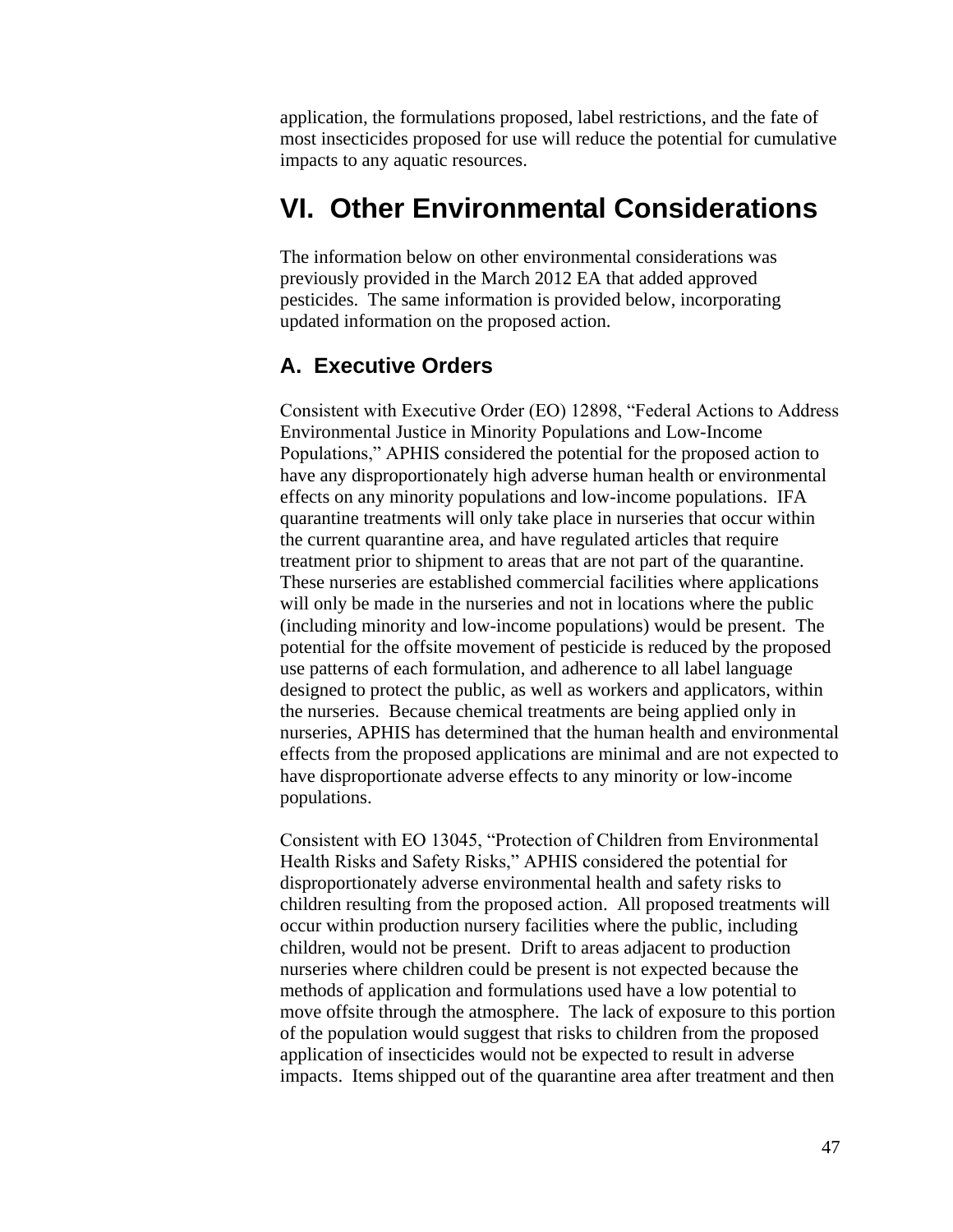application, the formulations proposed, label restrictions, and the fate of most insecticides proposed for use will reduce the potential for cumulative impacts to any aquatic resources.

# VI. Other Environmental Considerations

The information below on other environmental considerations was previously provided in the March 2012 EA that added approved pesticides. The same information is provided below, incorporating updated information on the proposed action.

## A. Executive Orders

Consistent with Executive Order (EO) 12898, "Federal Actions to Address Environmental Justice in Minority Populations and Low-Income Populations," APHIS considered the potential for the proposed action to have any disproportionately high adverse human health or environmental effects on any minority populations and low-income populations. IFA quarantine treatments will only take place in nurseries that occur within the current quarantine area, and have regulated articles that require treatment prior to shipment to areas that are not part of the quarantine. These nurseries are established commercial facilities where applications will only be made in the nurseries and not in locations where the public (including minority and low-income populations) would be present. The potential for the offsite movement of pesticide is reduced by the proposed use patterns of each formulation, and adherence to all label language designed to protect the public, as well as workers and applicators, within the nurseries. Because chemical treatments are being applied only in nurseries, APHIS has determined that the human health and environmental effects from the proposed applications are minimal and are not expected to have disproportionate adverse effects to any minority or low-income populations.

Consistent with EO 13045, "Protection of Children from Environmental Health Risks and Safety Risks," APHIS considered the potential for disproportionately adverse environmental health and safety risks to children resulting from the proposed action. All proposed treatments will occur within production nursery facilities where the public, including children, would not be present. Drift to areas adjacent to production nurseries where children could be present is not expected because the methods of application and formulations used have a low potential to move offsite through the atmosphere. The lack of exposure to this portion of the population would suggest that risks to children from the proposed application of insecticides would not be expected to result in adverse impacts. Items shipped out of the quarantine area after treatment and then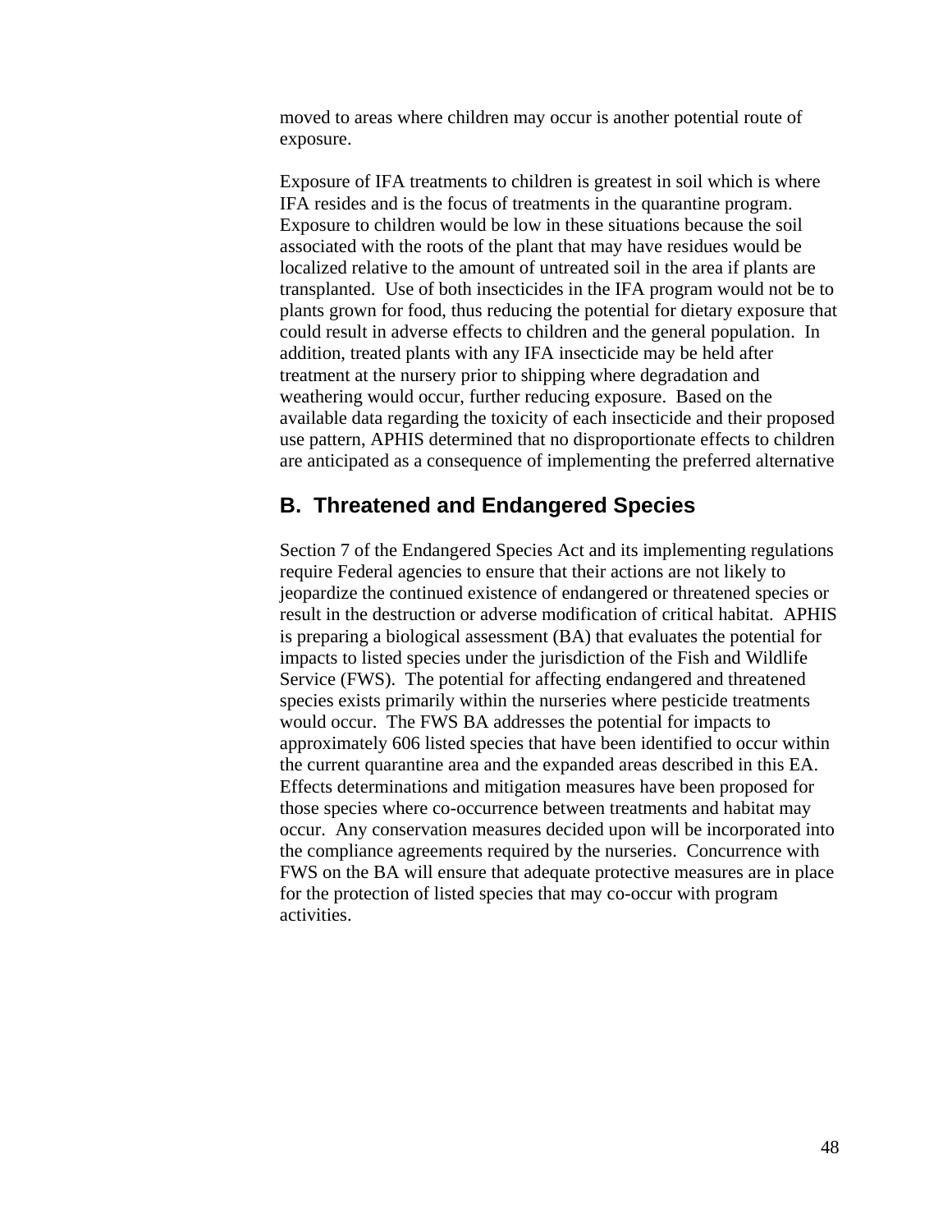moved to areas where children may occur is another potential route of exposure.

Exposure of IFA treatments to children is greatest in soil which is where IFA resides and is the focus of treatments in the quarantine program. Exposure to children would be low in these situations because the soil associated with the roots of the plant that may have residues would be localized relative to the amount of untreated soil in the area if plants are transplanted. Use of both insecticides in the IFA program would not be to plants grown for food, thus reducing the potential for dietary exposure that could result in adverse effects to children and the general population. In addition, treated plants with any IFA insecticide may be held after treatment at the nursery prior to shipping where degradation and weathering would occur, further reducing exposure. Based on the available data regarding the toxicity of each insecticide and their proposed use pattern, APHIS determined that no disproportionate effects to children are anticipated as a consequence of implementing the preferred alternative

## B. Threatened and Endangered Species

Section 7 of the Endangered Species Act and its implementing regulations require Federal agencies to ensure that their actions are not likely to jeopardize the continued existence of endangered or threatened species or result in the destruction or adverse modification of critical habitat. APHIS is preparing a biological assessment (BA) that evaluates the potential for impacts to listed species under the jurisdiction of the Fish and Wildlife Service (FWS). The potential for affecting endangered and threatened species exists primarily within the nurseries where pesticide treatments would occur. The FWS BA addresses the potential for impacts to approximately 606 listed species that have been identified to occur within the current quarantine area and the expanded areas described in this EA. Effects determinations and mitigation measures have been proposed for those species where co-occurrence between treatments and habitat may occur. Any conservation measures decided upon will be incorporated into the compliance agreements required by the nurseries. Concurrence with FWS on the BA will ensure that adequate protective measures are in place for the protection of listed species that may co-occur with program activities.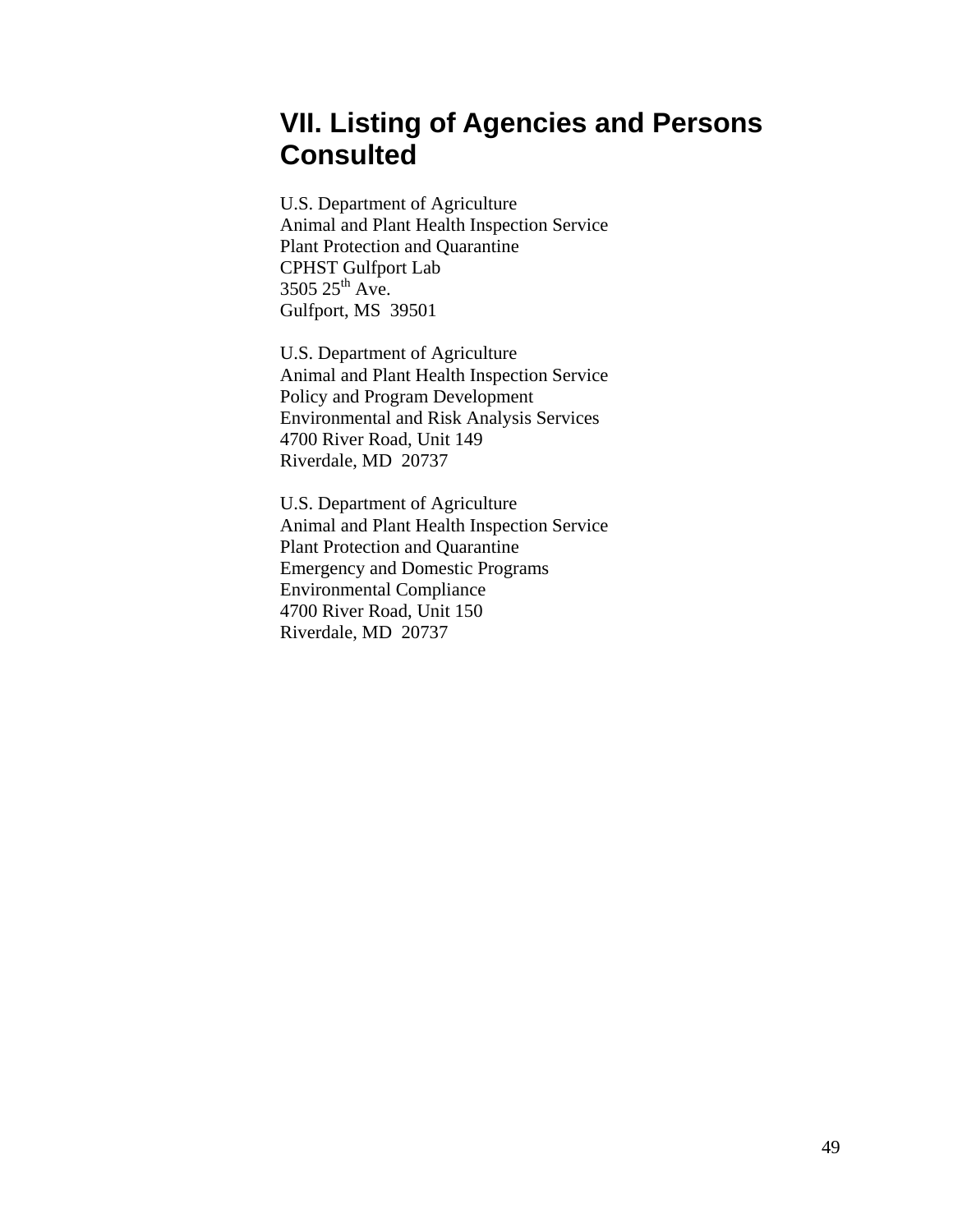# VII. Listing of Agencies and Persons Consulted

U.S. Department of Agriculture
Animal and Plant Health Inspection Service
Plant Protection and Quarantine
CPHST Gulfport Lab
3505 25th Ave.
Gulfport, MS 39501

U.S. Department of Agriculture
Animal and Plant Health Inspection Service
Policy and Program Development
Environmental and Risk Analysis Services
4700 River Road, Unit 149
Riverdale, MD 20737

U.S. Department of Agriculture
Animal and Plant Health Inspection Service
Plant Protection and Quarantine
Emergency and Domestic Programs
Environmental Compliance
4700 River Road, Unit 150
Riverdale, MD 20737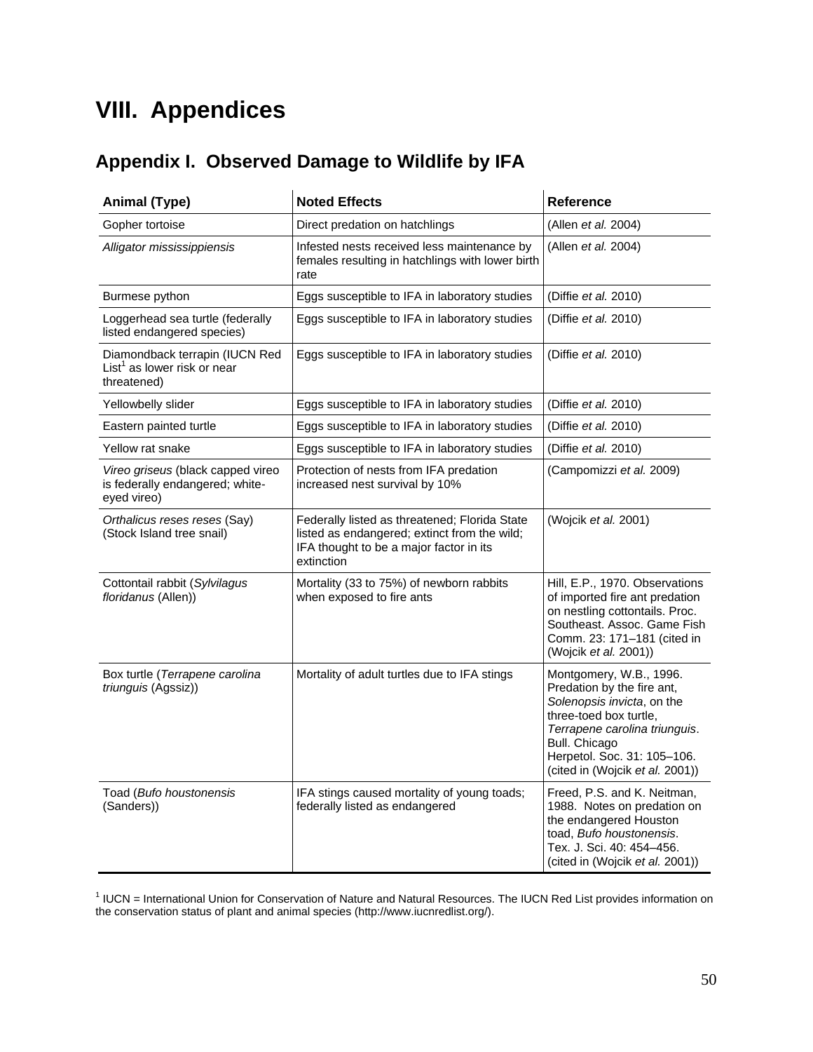# VIII. Appendices

## Appendix I. Observed Damage to Wildlife by IFA

| Animal (Type) | Noted Effects | Reference |
|---|---|---|
| Gopher tortoise | Direct predation on hatchlings | (Allen *et al.* 2004) |
| *Alligator mississippiensis* | Infested nests received less maintenance by females resulting in hatchlings with lower birth rate | (Allen *et al.* 2004) |
| Burmese python | Eggs susceptible to IFA in laboratory studies | (Diffie *et al.* 2010) |
| Loggerhead sea turtle (federally listed endangered species) | Eggs susceptible to IFA in laboratory studies | (Diffie *et al.* 2010) |
| Diamondback terrapin (IUCN Red List[1] as lower risk or near threatened) | Eggs susceptible to IFA in laboratory studies | (Diffie *et al.* 2010) |
| Yellowbelly slider | Eggs susceptible to IFA in laboratory studies | (Diffie *et al.* 2010) |
| Eastern painted turtle | Eggs susceptible to IFA in laboratory studies | (Diffie *et al.* 2010) |
| Yellow rat snake | Eggs susceptible to IFA in laboratory studies | (Diffie *et al.* 2010) |
| *Vireo griseus* (black capped vireo is federally endangered; white-eyed vireo) | Protection of nests from IFA predation increased nest survival by 10% | (Campomizzi *et al.* 2009) |
| *Orthalicus reses reses* (Say) (Stock Island tree snail) | Federally listed as threatened; Florida State listed as endangered; extinct from the wild; IFA thought to be a major factor in its extinction | (Wojcik *et al.* 2001) |
| Cottontail rabbit (*Sylvilagus floridanus* (Allen)) | Mortality (33 to 75%) of newborn rabbits when exposed to fire ants | Hill, E.P., 1970. Observations of imported fire ant predation on nestling cottontails. Proc. Southeast. Assoc. Game Fish Comm. 23: 171–181 (cited in (Wojcik *et al.* 2001)) |
| Box turtle (*Terrapene carolina triunguis* (Agssiz)) | Mortality of adult turtles due to IFA stings | Montgomery, W.B., 1996. Predation by the fire ant, *Solenopsis invicta*, on the three-toed box turtle, *Terrapene carolina triunguis*. Bull. Chicago Herpetol. Soc. 31: 105–106. (cited in (Wojcik *et al.* 2001)) |
| Toad (*Bufo houstonensis* (Sanders)) | IFA stings caused mortality of young toads; federally listed as endangered | Freed, P.S. and K. Neitman, 1988. Notes on predation on the endangered Houston toad, *Bufo houstonensis*. Tex. J. Sci. 40: 454–456. (cited in (Wojcik *et al.* 2001)) |

[1] IUCN = International Union for Conservation of Nature and Natural Resources. The IUCN Red List provides information on the conservation status of plant and animal species (http://www.iucnredlist.org/).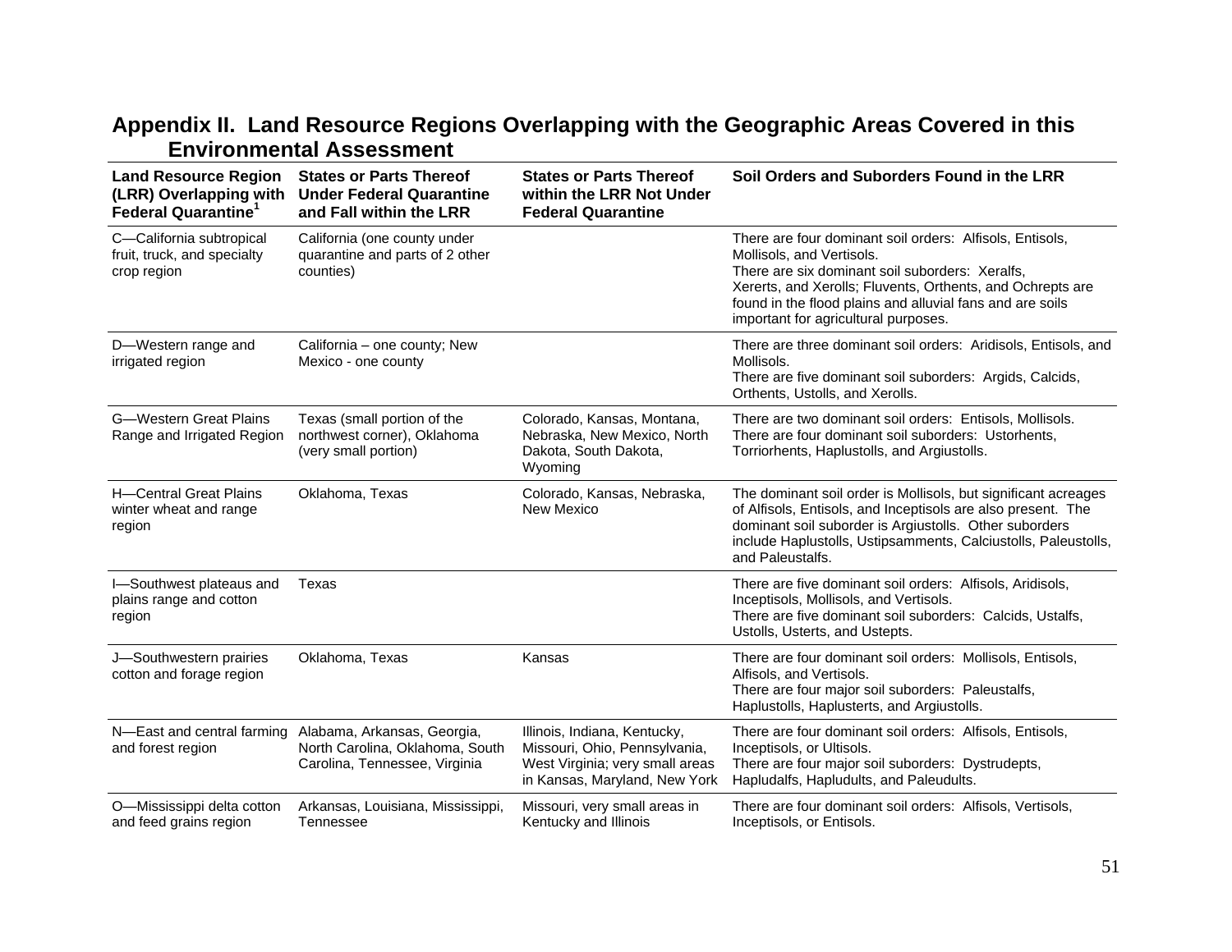## Appendix II. Land Resource Regions Overlapping with the Geographic Areas Covered in this Environmental Assessment

| Land Resource Region (LRR) Overlapping with Federal Quarantine[1] | States or Parts Thereof Under Federal Quarantine and Fall within the LRR | States or Parts Thereof within the LRR Not Under Federal Quarantine | Soil Orders and Suborders Found in the LRR |
|---|---|---|---|
| C—California subtropical fruit, truck, and specialty crop region | California (one county under quarantine and parts of 2 other counties) | | There are four dominant soil orders: Alfisols, Entisols, Mollisols, and Vertisols. There are six dominant soil suborders: Xeralfs, Xererts, and Xerolls; Fluvents, Orthents, and Ochrepts are found in the flood plains and alluvial fans and are soils important for agricultural purposes. |
| D—Western range and irrigated region | California – one county; New Mexico - one county | | There are three dominant soil orders: Aridisols, Entisols, and Mollisols. There are five dominant soil suborders: Argids, Calcids, Orthents, Ustolls, and Xerolls. |
| G—Western Great Plains Range and Irrigated Region | Texas (small portion of the northwest corner), Oklahoma (very small portion) | Colorado, Kansas, Montana, Nebraska, New Mexico, North Dakota, South Dakota, Wyoming | There are two dominant soil orders: Entisols, Mollisols. There are four dominant soil suborders: Ustorhents, Torriorhents, Haplustolls, and Argiustolls. |
| H—Central Great Plains winter wheat and range region | Oklahoma, Texas | Colorado, Kansas, Nebraska, New Mexico | The dominant soil order is Mollisols, but significant acreages of Alfisols, Entisols, and Inceptisols are also present. The dominant soil suborder is Argiustolls. Other suborders include Haplustolls, Ustipsamments, Calciustolls, Paleustolls, and Paleustalfs. |
| I—Southwest plateaus and plains range and cotton region | Texas | | There are five dominant soil orders: Alfisols, Aridisols, Inceptisols, Mollisols, and Vertisols. There are five dominant soil suborders: Calcids, Ustalfs, Ustolls, Usterts, and Ustepts. |
| J—Southwestern prairies cotton and forage region | Oklahoma, Texas | Kansas | There are four dominant soil orders: Mollisols, Entisols, Alfisols, and Vertisols. There are four major soil suborders: Paleustalfs, Haplustolls, Haplusterts, and Argiustolls. |
| N—East and central farming and forest region | Alabama, Arkansas, Georgia, North Carolina, Oklahoma, South Carolina, Tennessee, Virginia | Illinois, Indiana, Kentucky, Missouri, Ohio, Pennsylvania, West Virginia; very small areas in Kansas, Maryland, New York | There are four dominant soil orders: Alfisols, Entisols, Inceptisols, or Ultisols. There are four major soil suborders: Dystrudepts, Hapludalfs, Hapludults, and Paleudults. |
| O—Mississippi delta cotton and feed grains region | Arkansas, Louisiana, Mississippi, Tennessee | Missouri, very small areas in Kentucky and Illinois | There are four dominant soil orders: Alfisols, Vertisols, Inceptisols, or Entisols. |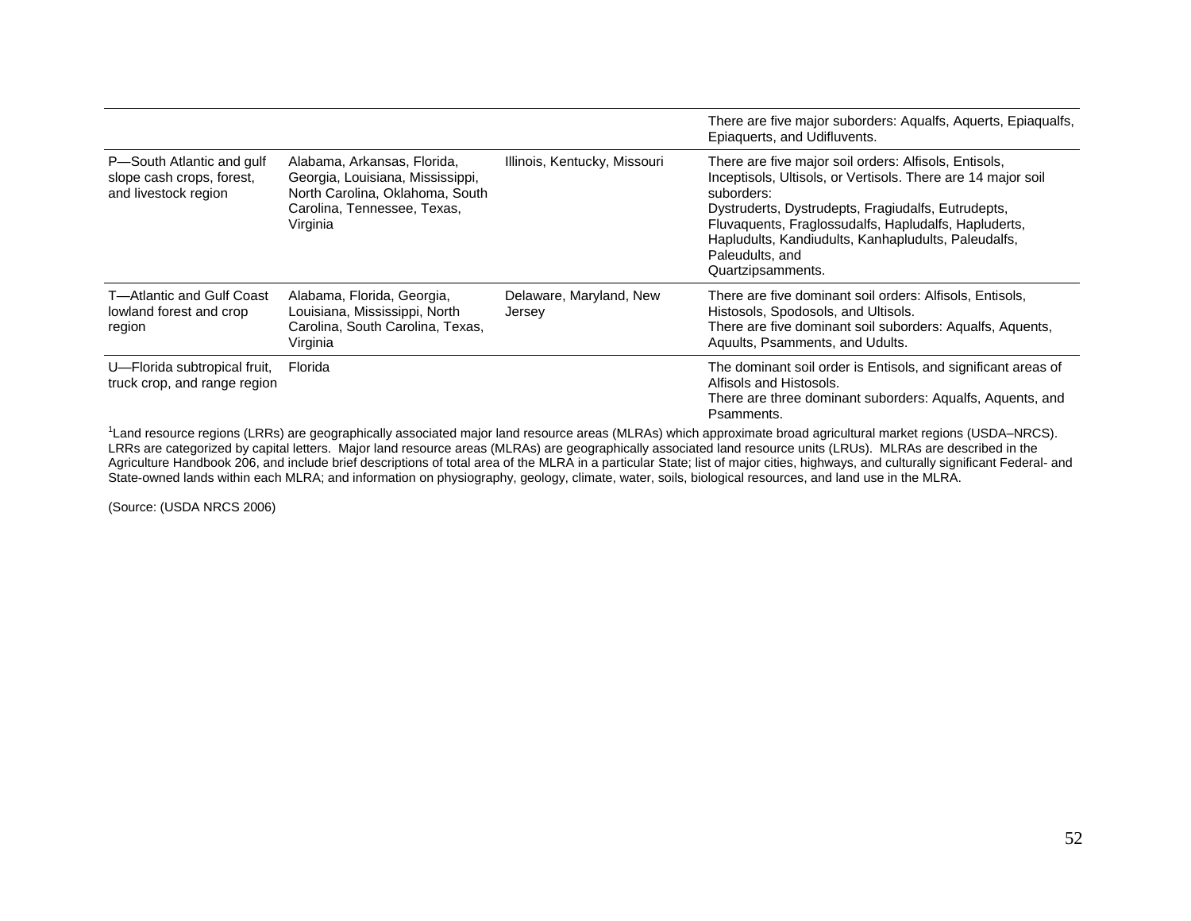| | | | |
|---|---|---|---|
| | | | There are five major suborders: Aqualfs, Aquerts, Epiaqualfs, Epiaquerts, and Udifluvents. |
| P—South Atlantic and gulf slope cash crops, forest, and livestock region | Alabama, Arkansas, Florida, Georgia, Louisiana, Mississippi, North Carolina, Oklahoma, South Carolina, Tennessee, Texas, Virginia | Illinois, Kentucky, Missouri | There are five major soil orders: Alfisols, Entisols, Inceptisols, Ultisols, or Vertisols. There are 14 major soil suborders: Dystruderts, Dystrudepts, Fragiudalfs, Eutrudepts, Fluvaquents, Fraglossudalfs, Hapludalfs, Hapluderts, Hapludults, Kandiudults, Kanhapludults, Paleudalfs, Paleudults, and Quartzipsamments. |
| T—Atlantic and Gulf Coast lowland forest and crop region | Alabama, Florida, Georgia, Louisiana, Mississippi, North Carolina, South Carolina, Texas, Virginia | Delaware, Maryland, New Jersey | There are five dominant soil orders: Alfisols, Entisols, Histosols, Spodosols, and Ultisols. There are five dominant soil suborders: Aqualfs, Aquents, Aquults, Psamments, and Udults. |
| U—Florida subtropical fruit, truck crop, and range region | Florida | | The dominant soil order is Entisols, and significant areas of Alfisols and Histosols. There are three dominant suborders: Aqualfs, Aquents, and Psamments. |

[1]Land resource regions (LRRs) are geographically associated major land resource areas (MLRAs) which approximate broad agricultural market regions (USDA–NRCS). LRRs are categorized by capital letters. Major land resource areas (MLRAs) are geographically associated land resource units (LRUs). MLRAs are described in the Agriculture Handbook 206, and include brief descriptions of total area of the MLRA in a particular State; list of major cities, highways, and culturally significant Federal- and State-owned lands within each MLRA; and information on physiography, geology, climate, water, soils, biological resources, and land use in the MLRA.

(Source: (USDA NRCS 2006)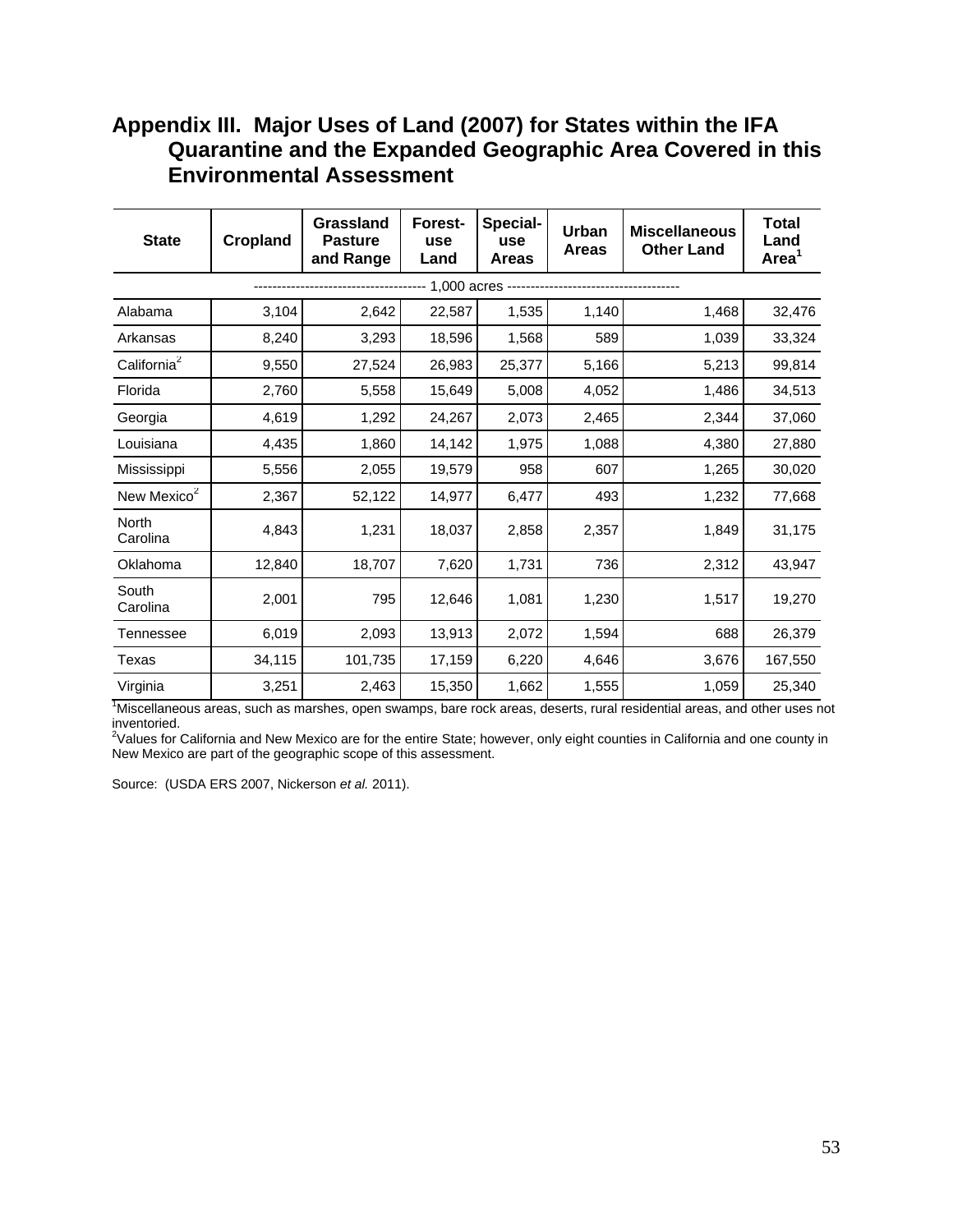## Appendix III. Major Uses of Land (2007) for States within the IFA Quarantine and the Expanded Geographic Area Covered in this Environmental Assessment

| State | Cropland | Grassland Pasture and Range | Forest-use Land | Special-use Areas | Urban Areas | Miscellaneous Other Land | Total Land Area[1] |
|---|---|---|---|---|---|---|---|
| | | | 1,000 acres | | | | |
| Alabama | 3,104 | 2,642 | 22,587 | 1,535 | 1,140 | 1,468 | 32,476 |
| Arkansas | 8,240 | 3,293 | 18,596 | 1,568 | 589 | 1,039 | 33,324 |
| California[2] | 9,550 | 27,524 | 26,983 | 25,377 | 5,166 | 5,213 | 99,814 |
| Florida | 2,760 | 5,558 | 15,649 | 5,008 | 4,052 | 1,486 | 34,513 |
| Georgia | 4,619 | 1,292 | 24,267 | 2,073 | 2,465 | 2,344 | 37,060 |
| Louisiana | 4,435 | 1,860 | 14,142 | 1,975 | 1,088 | 4,380 | 27,880 |
| Mississippi | 5,556 | 2,055 | 19,579 | 958 | 607 | 1,265 | 30,020 |
| New Mexico[2] | 2,367 | 52,122 | 14,977 | 6,477 | 493 | 1,232 | 77,668 |
| North Carolina | 4,843 | 1,231 | 18,037 | 2,858 | 2,357 | 1,849 | 31,175 |
| Oklahoma | 12,840 | 18,707 | 7,620 | 1,731 | 736 | 2,312 | 43,947 |
| South Carolina | 2,001 | 795 | 12,646 | 1,081 | 1,230 | 1,517 | 19,270 |
| Tennessee | 6,019 | 2,093 | 13,913 | 2,072 | 1,594 | 688 | 26,379 |
| Texas | 34,115 | 101,735 | 17,159 | 6,220 | 4,646 | 3,676 | 167,550 |
| Virginia | 3,251 | 2,463 | 15,350 | 1,662 | 1,555 | 1,059 | 25,340 |

[1]Miscellaneous areas, such as marshes, open swamps, bare rock areas, deserts, rural residential areas, and other uses not inventoried.
[2]Values for California and New Mexico are for the entire State; however, only eight counties in California and one county in New Mexico are part of the geographic scope of this assessment.

Source: (USDA ERS 2007, Nickerson *et al.* 2011).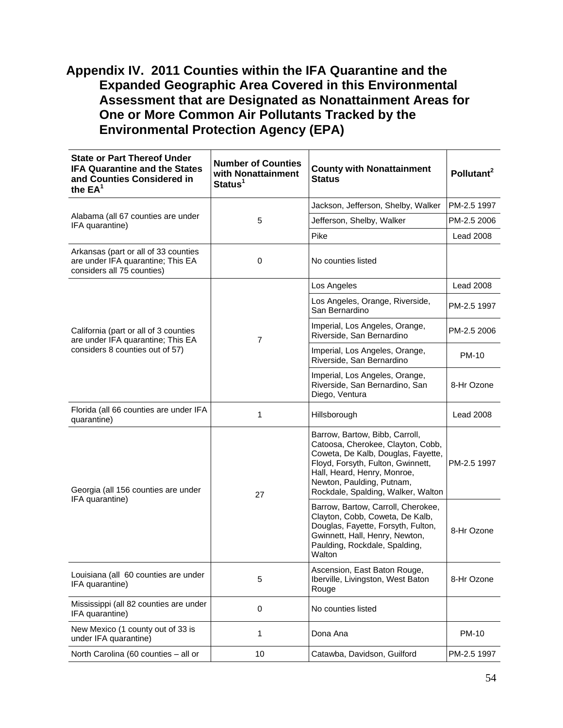# Appendix IV. 2011 Counties within the IFA Quarantine and the Expanded Geographic Area Covered in this Environmental Assessment that are Designated as Nonattainment Areas for One or More Common Air Pollutants Tracked by the Environmental Protection Agency (EPA)

| State or Part Thereof Under IFA Quarantine and the States and Counties Considered in the EA[1] | Number of Counties with Nonattainment Status[1] | County with Nonattainment Status | Pollutant[2] |
|---|---|---|---|
| Alabama (all 67 counties are under IFA quarantine) | 5 | Jackson, Jefferson, Shelby, Walker | PM-2.5 1997 |
| | | Jefferson, Shelby, Walker | PM-2.5 2006 |
| | | Pike | Lead 2008 |
| Arkansas (part or all of 33 counties are under IFA quarantine; This EA considers all 75 counties) | 0 | No counties listed | |
| California (part or all of 3 counties are under IFA quarantine; This EA considers 8 counties out of 57) | 7 | Los Angeles | Lead 2008 |
| | | Los Angeles, Orange, Riverside, San Bernardino | PM-2.5 1997 |
| | | Imperial, Los Angeles, Orange, Riverside, San Bernardino | PM-2.5 2006 |
| | | Imperial, Los Angeles, Orange, Riverside, San Bernardino | PM-10 |
| | | Imperial, Los Angeles, Orange, Riverside, San Bernardino, San Diego, Ventura | 8-Hr Ozone |
| Florida (all 66 counties are under IFA quarantine) | 1 | Hillsborough | Lead 2008 |
| Georgia (all 156 counties are under IFA quarantine) | 27 | Barrow, Bartow, Bibb, Carroll, Catoosa, Cherokee, Clayton, Cobb, Coweta, De Kalb, Douglas, Fayette, Floyd, Forsyth, Fulton, Gwinnett, Hall, Heard, Henry, Monroe, Newton, Paulding, Putnam, Rockdale, Spalding, Walker, Walton | PM-2.5 1997 |
| | | Barrow, Bartow, Carroll, Cherokee, Clayton, Cobb, Coweta, De Kalb, Douglas, Fayette, Forsyth, Fulton, Gwinnett, Hall, Henry, Newton, Paulding, Rockdale, Spalding, Walton | 8-Hr Ozone |
| Louisiana (all 60 counties are under IFA quarantine) | 5 | Ascension, East Baton Rouge, Iberville, Livingston, West Baton Rouge | 8-Hr Ozone |
| Mississippi (all 82 counties are under IFA quarantine) | 0 | No counties listed | |
| New Mexico (1 county out of 33 is under IFA quarantine) | 1 | Dona Ana | PM-10 |
| North Carolina (60 counties – all or | 10 | Catawba, Davidson, Guilford | PM-2.5 1997 |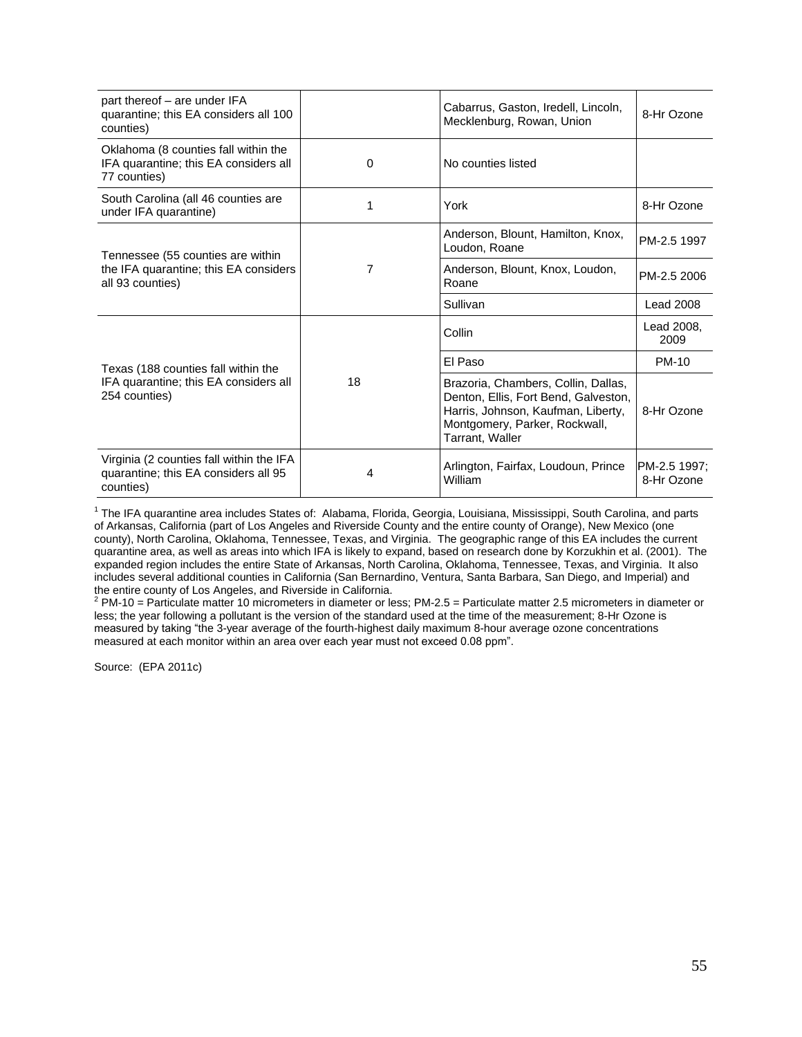| | | | |
|---|---|---|---|
| part thereof – are under IFA quarantine; this EA considers all 100 counties) | | Cabarrus, Gaston, Iredell, Lincoln, Mecklenburg, Rowan, Union | 8-Hr Ozone |
| Oklahoma (8 counties fall within the IFA quarantine; this EA considers all 77 counties) | 0 | No counties listed | |
| South Carolina (all 46 counties are under IFA quarantine) | 1 | York | 8-Hr Ozone |
| Tennessee (55 counties are within the IFA quarantine; this EA considers all 93 counties) | 7 | Anderson, Blount, Hamilton, Knox, Loudon, Roane | PM-2.5 1997 |
| | | Anderson, Blount, Knox, Loudon, Roane | PM-2.5 2006 |
| | | Sullivan | Lead 2008 |
| Texas (188 counties fall within the IFA quarantine; this EA considers all 254 counties) | 18 | Collin | Lead 2008, 2009 |
| | | El Paso | PM-10 |
| | | Brazoria, Chambers, Collin, Dallas, Denton, Ellis, Fort Bend, Galveston, Harris, Johnson, Kaufman, Liberty, Montgomery, Parker, Rockwall, Tarrant, Waller | 8-Hr Ozone |
| Virginia (2 counties fall within the IFA quarantine; this EA considers all 95 counties) | 4 | Arlington, Fairfax, Loudoun, Prince William | PM-2.5 1997; 8-Hr Ozone |

[1] The IFA quarantine area includes States of: Alabama, Florida, Georgia, Louisiana, Mississippi, South Carolina, and parts of Arkansas, California (part of Los Angeles and Riverside County and the entire county of Orange), New Mexico (one county), North Carolina, Oklahoma, Tennessee, Texas, and Virginia. The geographic range of this EA includes the current quarantine area, as well as areas into which IFA is likely to expand, based on research done by Korzukhin et al. (2001). The expanded region includes the entire State of Arkansas, North Carolina, Oklahoma, Tennessee, Texas, and Virginia. It also includes several additional counties in California (San Bernardino, Ventura, Santa Barbara, San Diego, and Imperial) and the entire county of Los Angeles, and Riverside in California.
[2] PM-10 = Particulate matter 10 micrometers in diameter or less; PM-2.5 = Particulate matter 2.5 micrometers in diameter or less; the year following a pollutant is the version of the standard used at the time of the measurement; 8-Hr Ozone is measured by taking "the 3-year average of the fourth-highest daily maximum 8-hour average ozone concentrations measured at each monitor within an area over each year must not exceed 0.08 ppm".

Source: (EPA 2011c)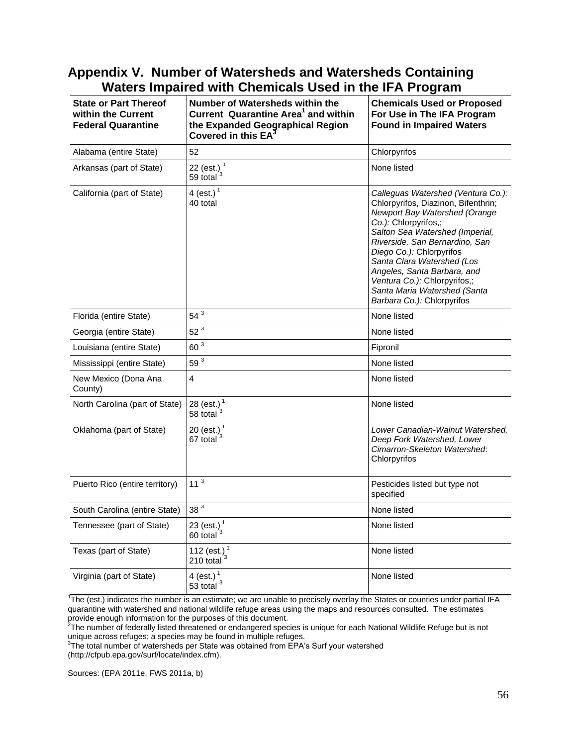## Appendix V. Number of Watersheds and Watersheds Containing Waters Impaired with Chemicals Used in the IFA Program

| State or Part Thereof within the Current Federal Quarantine | Number of Watersheds within the Current Quarantine Area[1] and within the Expanded Geographical Region Covered in this EA[3] | Chemicals Used or Proposed For Use in The IFA Program Found in Impaired Waters |
|---|---|---|
| Alabama (entire State) | 52 | Chlorpyrifos |
| Arkansas (part of State) | 22 (est.)[1] 59 total[3] | None listed |
| California (part of State) | 4 (est.)[1] 40 total | *Calleguas Watershed (Ventura Co.):* Chlorpyrifos, Diazinon, Bifenthrin; *Newport Bay Watershed (Orange Co.):* Chlorpyrifos,; *Salton Sea Watershed (Imperial, Riverside, San Bernardino, San Diego Co.):* Chlorpyrifos *Santa Clara Watershed (Los Angeles, Santa Barbara, and Ventura Co.):* Chlorpyrifos,; *Santa Maria Watershed (Santa Barbara Co.):* Chlorpyrifos |
| Florida (entire State) | 54[3] | None listed |
| Georgia (entire State) | 52[3] | None listed |
| Louisiana (entire State) | 60[3] | Fipronil |
| Mississippi (entire State) | 59[3] | None listed |
| New Mexico (Dona Ana County) | 4 | None listed |
| North Carolina (part of State) | 28 (est.)[1] 58 total[3] | None listed |
| Oklahoma (part of State) | 20 (est.)[1] 67 total[3] | *Lower Canadian-Walnut Watershed, Deep Fork Watershed, Lower Cimarron-Skeleton Watershed*: Chlorpyrifos |
| Puerto Rico (entire territory) | 11[3] | Pesticides listed but type not specified |
| South Carolina (entire State) | 38[3] | None listed |
| Tennessee (part of State) | 23 (est.)[1] 60 total[3] | None listed |
| Texas (part of State) | 112 (est.)[1] 210 total[3] | None listed |
| Virginia (part of State) | 4 (est.)[1] 53 total[3] | None listed |

[1]The (est.) indicates the number is an estimate; we are unable to precisely overlay the States or counties under partial IFA quarantine with watershed and national wildlife refuge areas using the maps and resources consulted. The estimates provide enough information for the purposes of this document.
[2]The number of federally listed threatened or endangered species is unique for each National Wildlife Refuge but is not unique across refuges; a species may be found in multiple refuges.
[3]The total number of watersheds per State was obtained from EPA's Surf your watershed (http://cfpub.epa.gov/surf/locate/index.cfm).

Sources: (EPA 2011e, FWS 2011a, b)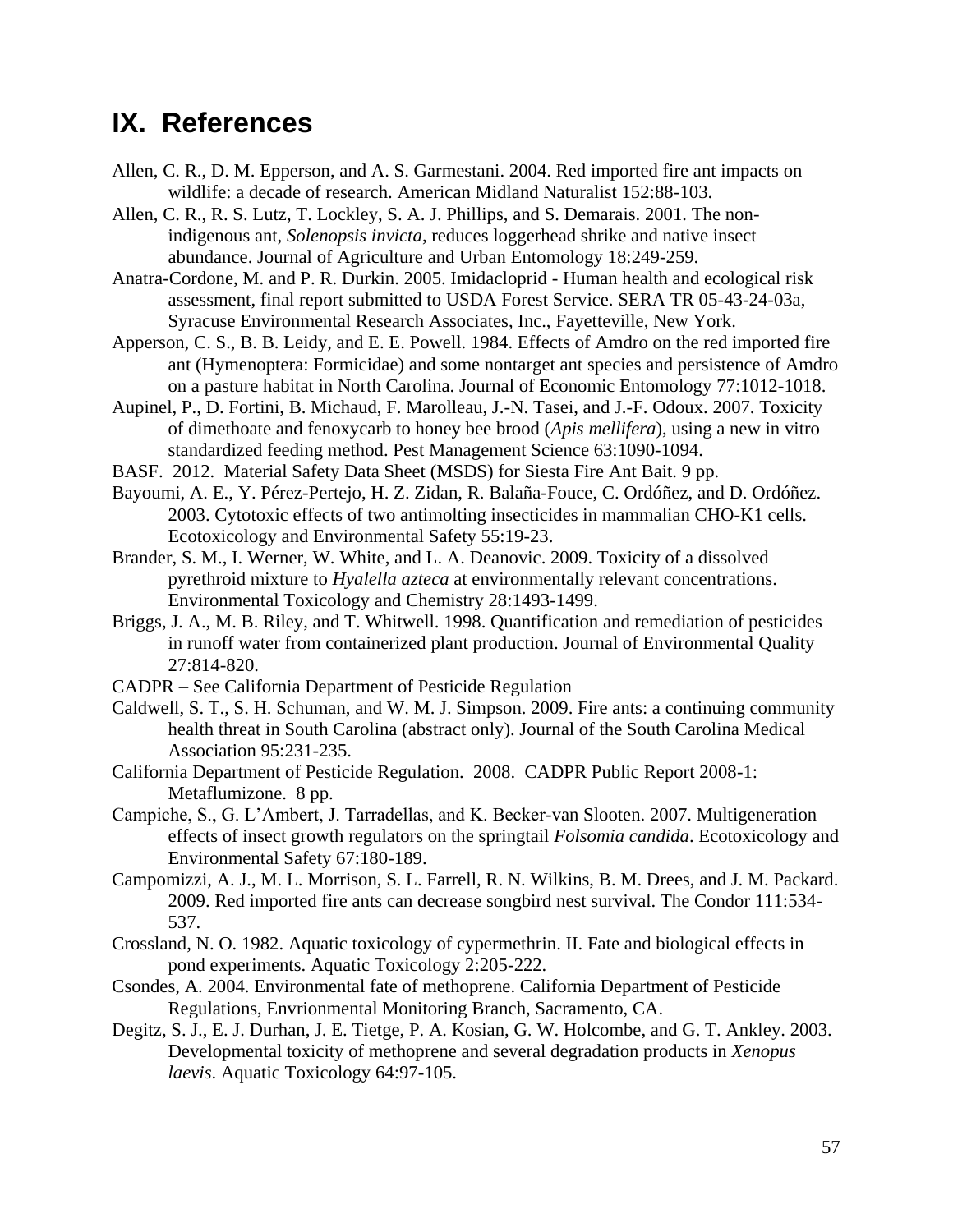# IX. References

Allen, C. R., D. M. Epperson, and A. S. Garmestani. 2004. Red imported fire ant impacts on wildlife: a decade of research. American Midland Naturalist 152:88-103.

Allen, C. R., R. S. Lutz, T. Lockley, S. A. J. Phillips, and S. Demarais. 2001. The non-indigenous ant, *Solenopsis invicta*, reduces loggerhead shrike and native insect abundance. Journal of Agriculture and Urban Entomology 18:249-259.

Anatra-Cordone, M. and P. R. Durkin. 2005. Imidacloprid - Human health and ecological risk assessment, final report submitted to USDA Forest Service. SERA TR 05-43-24-03a, Syracuse Environmental Research Associates, Inc., Fayetteville, New York.

Apperson, C. S., B. B. Leidy, and E. E. Powell. 1984. Effects of Amdro on the red imported fire ant (Hymenoptera: Formicidae) and some nontarget ant species and persistence of Amdro on a pasture habitat in North Carolina. Journal of Economic Entomology 77:1012-1018.

Aupinel, P., D. Fortini, B. Michaud, F. Marolleau, J.-N. Tasei, and J.-F. Odoux. 2007. Toxicity of dimethoate and fenoxycarb to honey bee brood (*Apis mellifera*), using a new in vitro standardized feeding method. Pest Management Science 63:1090-1094.

BASF. 2012. Material Safety Data Sheet (MSDS) for Siesta Fire Ant Bait. 9 pp.

Bayoumi, A. E., Y. Pérez-Pertejo, H. Z. Zidan, R. Balaña-Fouce, C. Ordóñez, and D. Ordóñez. 2003. Cytotoxic effects of two antimolting insecticides in mammalian CHO-K1 cells. Ecotoxicology and Environmental Safety 55:19-23.

Brander, S. M., I. Werner, W. White, and L. A. Deanovic. 2009. Toxicity of a dissolved pyrethroid mixture to *Hyalella azteca* at environmentally relevant concentrations. Environmental Toxicology and Chemistry 28:1493-1499.

Briggs, J. A., M. B. Riley, and T. Whitwell. 1998. Quantification and remediation of pesticides in runoff water from containerized plant production. Journal of Environmental Quality 27:814-820.

CADPR – See California Department of Pesticide Regulation

Caldwell, S. T., S. H. Schuman, and W. M. J. Simpson. 2009. Fire ants: a continuing community health threat in South Carolina (abstract only). Journal of the South Carolina Medical Association 95:231-235.

California Department of Pesticide Regulation. 2008. CADPR Public Report 2008-1: Metaflumizone. 8 pp.

Campiche, S., G. L'Ambert, J. Tarradellas, and K. Becker-van Slooten. 2007. Multigeneration effects of insect growth regulators on the springtail *Folsomia candida*. Ecotoxicology and Environmental Safety 67:180-189.

Campomizzi, A. J., M. L. Morrison, S. L. Farrell, R. N. Wilkins, B. M. Drees, and J. M. Packard. 2009. Red imported fire ants can decrease songbird nest survival. The Condor 111:534-537.

Crossland, N. O. 1982. Aquatic toxicology of cypermethrin. II. Fate and biological effects in pond experiments. Aquatic Toxicology 2:205-222.

Csondes, A. 2004. Environmental fate of methoprene. California Department of Pesticide Regulations, Envrionmental Monitoring Branch, Sacramento, CA.

Degitz, S. J., E. J. Durhan, J. E. Tietge, P. A. Kosian, G. W. Holcombe, and G. T. Ankley. 2003. Developmental toxicity of methoprene and several degradation products in *Xenopus laevis*. Aquatic Toxicology 64:97-105.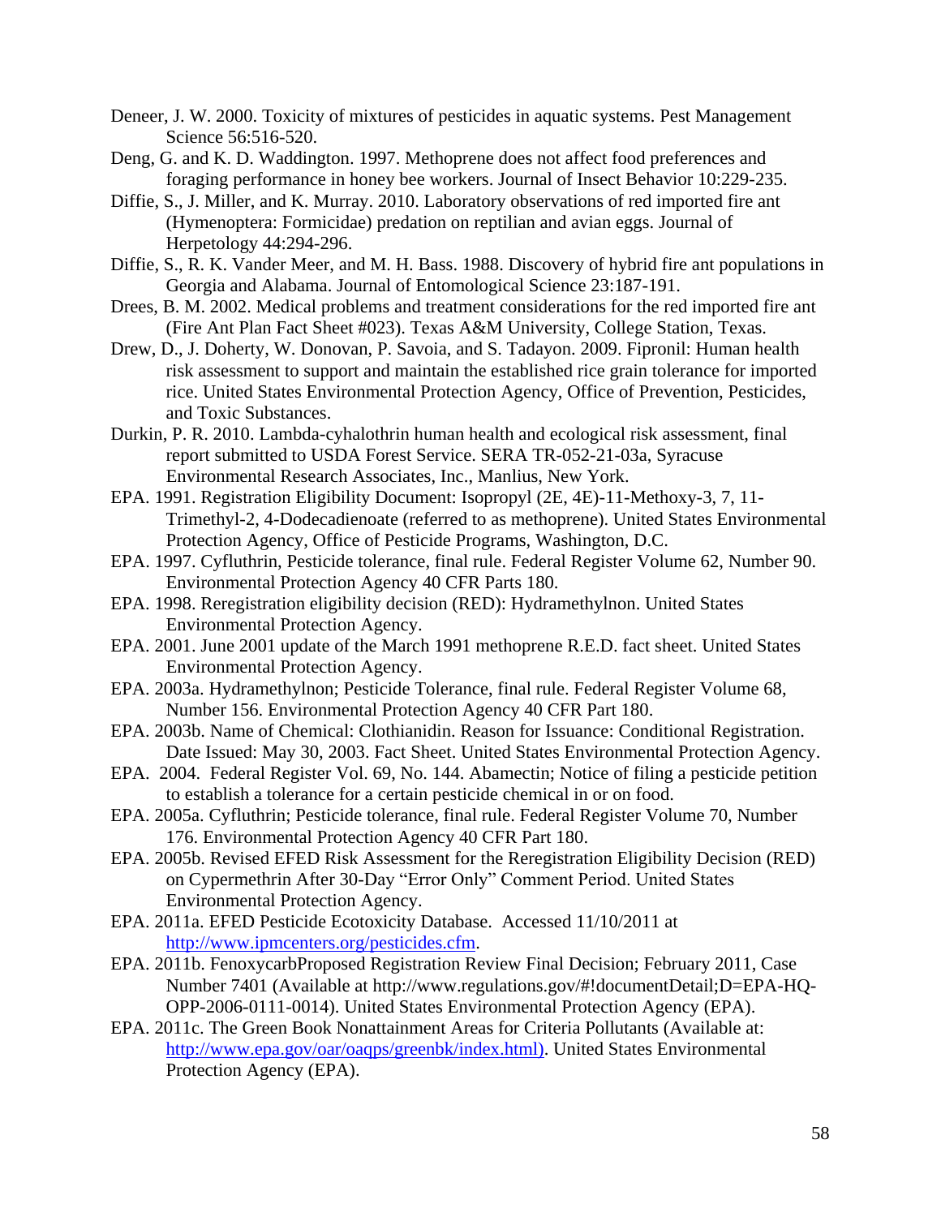Deneer, J. W. 2000. Toxicity of mixtures of pesticides in aquatic systems. Pest Management Science 56:516-520.

Deng, G. and K. D. Waddington. 1997. Methoprene does not affect food preferences and foraging performance in honey bee workers. Journal of Insect Behavior 10:229-235.

Diffie, S., J. Miller, and K. Murray. 2010. Laboratory observations of red imported fire ant (Hymenoptera: Formicidae) predation on reptilian and avian eggs. Journal of Herpetology 44:294-296.

Diffie, S., R. K. Vander Meer, and M. H. Bass. 1988. Discovery of hybrid fire ant populations in Georgia and Alabama. Journal of Entomological Science 23:187-191.

Drees, B. M. 2002. Medical problems and treatment considerations for the red imported fire ant (Fire Ant Plan Fact Sheet #023). Texas A&M University, College Station, Texas.

Drew, D., J. Doherty, W. Donovan, P. Savoia, and S. Tadayon. 2009. Fipronil: Human health risk assessment to support and maintain the established rice grain tolerance for imported rice. United States Environmental Protection Agency, Office of Prevention, Pesticides, and Toxic Substances.

Durkin, P. R. 2010. Lambda-cyhalothrin human health and ecological risk assessment, final report submitted to USDA Forest Service. SERA TR-052-21-03a, Syracuse Environmental Research Associates, Inc., Manlius, New York.

EPA. 1991. Registration Eligibility Document: Isopropyl (2E, 4E)-11-Methoxy-3, 7, 11-Trimethyl-2, 4-Dodecadienoate (referred to as methoprene). United States Environmental Protection Agency, Office of Pesticide Programs, Washington, D.C.

EPA. 1997. Cyfluthrin, Pesticide tolerance, final rule. Federal Register Volume 62, Number 90. Environmental Protection Agency 40 CFR Parts 180.

EPA. 1998. Reregistration eligibility decision (RED): Hydramethylnon. United States Environmental Protection Agency.

EPA. 2001. June 2001 update of the March 1991 methoprene R.E.D. fact sheet. United States Environmental Protection Agency.

EPA. 2003a. Hydramethylnon; Pesticide Tolerance, final rule. Federal Register Volume 68, Number 156. Environmental Protection Agency 40 CFR Part 180.

EPA. 2003b. Name of Chemical: Clothianidin. Reason for Issuance: Conditional Registration. Date Issued: May 30, 2003. Fact Sheet. United States Environmental Protection Agency.

EPA. 2004. Federal Register Vol. 69, No. 144. Abamectin; Notice of filing a pesticide petition to establish a tolerance for a certain pesticide chemical in or on food.

EPA. 2005a. Cyfluthrin; Pesticide tolerance, final rule. Federal Register Volume 70, Number 176. Environmental Protection Agency 40 CFR Part 180.

EPA. 2005b. Revised EFED Risk Assessment for the Reregistration Eligibility Decision (RED) on Cypermethrin After 30-Day "Error Only" Comment Period. United States Environmental Protection Agency.

EPA. 2011a. EFED Pesticide Ecotoxicity Database. Accessed 11/10/2011 at http://www.ipmcenters.org/pesticides.cfm.

EPA. 2011b. FenoxycarbProposed Registration Review Final Decision; February 2011, Case Number 7401 (Available at http://www.regulations.gov/#!documentDetail;D=EPA-HQ-OPP-2006-0111-0014). United States Environmental Protection Agency (EPA).

EPA. 2011c. The Green Book Nonattainment Areas for Criteria Pollutants (Available at: http://www.epa.gov/oar/oaqps/greenbk/index.html). United States Environmental Protection Agency (EPA).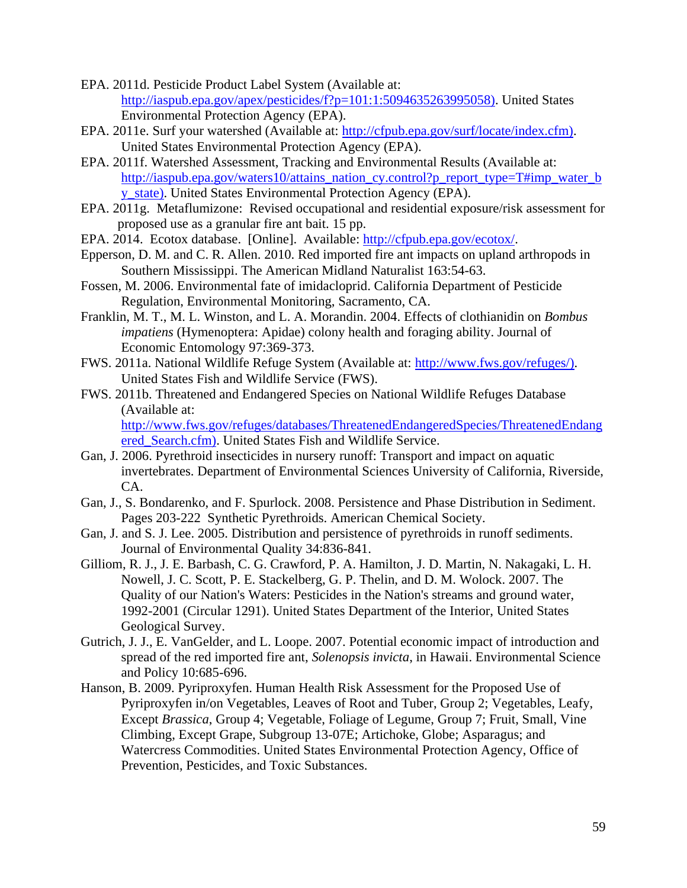EPA. 2011d. Pesticide Product Label System (Available at: http://iaspub.epa.gov/apex/pesticides/f?p=101:1:5094635263995058). United States Environmental Protection Agency (EPA).

EPA. 2011e. Surf your watershed (Available at: http://cfpub.epa.gov/surf/locate/index.cfm). United States Environmental Protection Agency (EPA).

EPA. 2011f. Watershed Assessment, Tracking and Environmental Results (Available at: http://iaspub.epa.gov/waters10/attains_nation_cy.control?p_report_type=T#imp_water_by_state). United States Environmental Protection Agency (EPA).

EPA. 2011g. Metaflumizone: Revised occupational and residential exposure/risk assessment for proposed use as a granular fire ant bait. 15 pp.

EPA. 2014. Ecotox database. [Online]. Available: http://cfpub.epa.gov/ecotox/.

Epperson, D. M. and C. R. Allen. 2010. Red imported fire ant impacts on upland arthropods in Southern Mississippi. The American Midland Naturalist 163:54-63.

Fossen, M. 2006. Environmental fate of imidacloprid. California Department of Pesticide Regulation, Environmental Monitoring, Sacramento, CA.

Franklin, M. T., M. L. Winston, and L. A. Morandin. 2004. Effects of clothianidin on *Bombus impatiens* (Hymenoptera: Apidae) colony health and foraging ability. Journal of Economic Entomology 97:369-373.

FWS. 2011a. National Wildlife Refuge System (Available at: http://www.fws.gov/refuges/). United States Fish and Wildlife Service (FWS).

FWS. 2011b. Threatened and Endangered Species on National Wildlife Refuges Database (Available at: http://www.fws.gov/refuges/databases/ThreatenedEndangeredSpecies/ThreatenedEndangered_Search.cfm). United States Fish and Wildlife Service.

Gan, J. 2006. Pyrethroid insecticides in nursery runoff: Transport and impact on aquatic invertebrates. Department of Environmental Sciences University of California, Riverside, CA.

Gan, J., S. Bondarenko, and F. Spurlock. 2008. Persistence and Phase Distribution in Sediment. Pages 203-222 Synthetic Pyrethroids. American Chemical Society.

Gan, J. and S. J. Lee. 2005. Distribution and persistence of pyrethroids in runoff sediments. Journal of Environmental Quality 34:836-841.

Gilliom, R. J., J. E. Barbash, C. G. Crawford, P. A. Hamilton, J. D. Martin, N. Nakagaki, L. H. Nowell, J. C. Scott, P. E. Stackelberg, G. P. Thelin, and D. M. Wolock. 2007. The Quality of our Nation's Waters: Pesticides in the Nation's streams and ground water, 1992-2001 (Circular 1291). United States Department of the Interior, United States Geological Survey.

Gutrich, J. J., E. VanGelder, and L. Loope. 2007. Potential economic impact of introduction and spread of the red imported fire ant, *Solenopsis invicta*, in Hawaii. Environmental Science and Policy 10:685-696.

Hanson, B. 2009. Pyriproxyfen. Human Health Risk Assessment for the Proposed Use of Pyriproxyfen in/on Vegetables, Leaves of Root and Tuber, Group 2; Vegetables, Leafy, Except *Brassica*, Group 4; Vegetable, Foliage of Legume, Group 7; Fruit, Small, Vine Climbing, Except Grape, Subgroup 13-07E; Artichoke, Globe; Asparagus; and Watercress Commodities. United States Environmental Protection Agency, Office of Prevention, Pesticides, and Toxic Substances.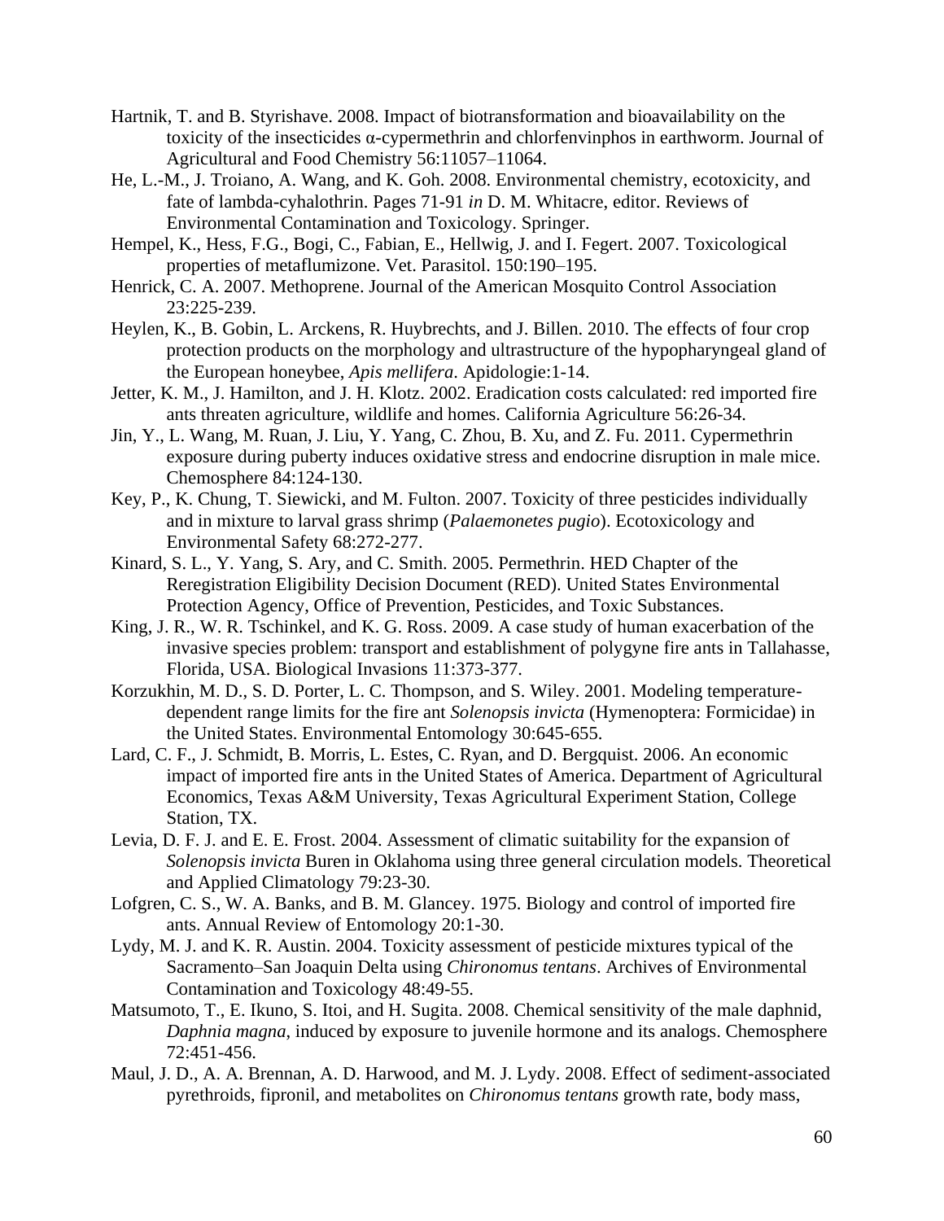Hartnik, T. and B. Styrishave. 2008. Impact of biotransformation and bioavailability on the toxicity of the insecticides α-cypermethrin and chlorfenvinphos in earthworm. Journal of Agricultural and Food Chemistry 56:11057–11064.

He, L.-M., J. Troiano, A. Wang, and K. Goh. 2008. Environmental chemistry, ecotoxicity, and fate of lambda-cyhalothrin. Pages 71-91 *in* D. M. Whitacre, editor. Reviews of Environmental Contamination and Toxicology. Springer.

Hempel, K., Hess, F.G., Bogi, C., Fabian, E., Hellwig, J. and I. Fegert. 2007. Toxicological properties of metaflumizone. Vet. Parasitol. 150:190–195.

Henrick, C. A. 2007. Methoprene. Journal of the American Mosquito Control Association 23:225-239.

Heylen, K., B. Gobin, L. Arckens, R. Huybrechts, and J. Billen. 2010. The effects of four crop protection products on the morphology and ultrastructure of the hypopharyngeal gland of the European honeybee, *Apis mellifera*. Apidologie:1-14.

Jetter, K. M., J. Hamilton, and J. H. Klotz. 2002. Eradication costs calculated: red imported fire ants threaten agriculture, wildlife and homes. California Agriculture 56:26-34.

Jin, Y., L. Wang, M. Ruan, J. Liu, Y. Yang, C. Zhou, B. Xu, and Z. Fu. 2011. Cypermethrin exposure during puberty induces oxidative stress and endocrine disruption in male mice. Chemosphere 84:124-130.

Key, P., K. Chung, T. Siewicki, and M. Fulton. 2007. Toxicity of three pesticides individually and in mixture to larval grass shrimp (*Palaemonetes pugio*). Ecotoxicology and Environmental Safety 68:272-277.

Kinard, S. L., Y. Yang, S. Ary, and C. Smith. 2005. Permethrin. HED Chapter of the Reregistration Eligibility Decision Document (RED). United States Environmental Protection Agency, Office of Prevention, Pesticides, and Toxic Substances.

King, J. R., W. R. Tschinkel, and K. G. Ross. 2009. A case study of human exacerbation of the invasive species problem: transport and establishment of polygyne fire ants in Tallahasse, Florida, USA. Biological Invasions 11:373-377.

Korzukhin, M. D., S. D. Porter, L. C. Thompson, and S. Wiley. 2001. Modeling temperature-dependent range limits for the fire ant *Solenopsis invicta* (Hymenoptera: Formicidae) in the United States. Environmental Entomology 30:645-655.

Lard, C. F., J. Schmidt, B. Morris, L. Estes, C. Ryan, and D. Bergquist. 2006. An economic impact of imported fire ants in the United States of America. Department of Agricultural Economics, Texas A&M University, Texas Agricultural Experiment Station, College Station, TX.

Levia, D. F. J. and E. E. Frost. 2004. Assessment of climatic suitability for the expansion of *Solenopsis invicta* Buren in Oklahoma using three general circulation models. Theoretical and Applied Climatology 79:23-30.

Lofgren, C. S., W. A. Banks, and B. M. Glancey. 1975. Biology and control of imported fire ants. Annual Review of Entomology 20:1-30.

Lydy, M. J. and K. R. Austin. 2004. Toxicity assessment of pesticide mixtures typical of the Sacramento–San Joaquin Delta using *Chironomus tentans*. Archives of Environmental Contamination and Toxicology 48:49-55.

Matsumoto, T., E. Ikuno, S. Itoi, and H. Sugita. 2008. Chemical sensitivity of the male daphnid, *Daphnia magna*, induced by exposure to juvenile hormone and its analogs. Chemosphere 72:451-456.

Maul, J. D., A. A. Brennan, A. D. Harwood, and M. J. Lydy. 2008. Effect of sediment-associated pyrethroids, fipronil, and metabolites on *Chironomus tentans* growth rate, body mass,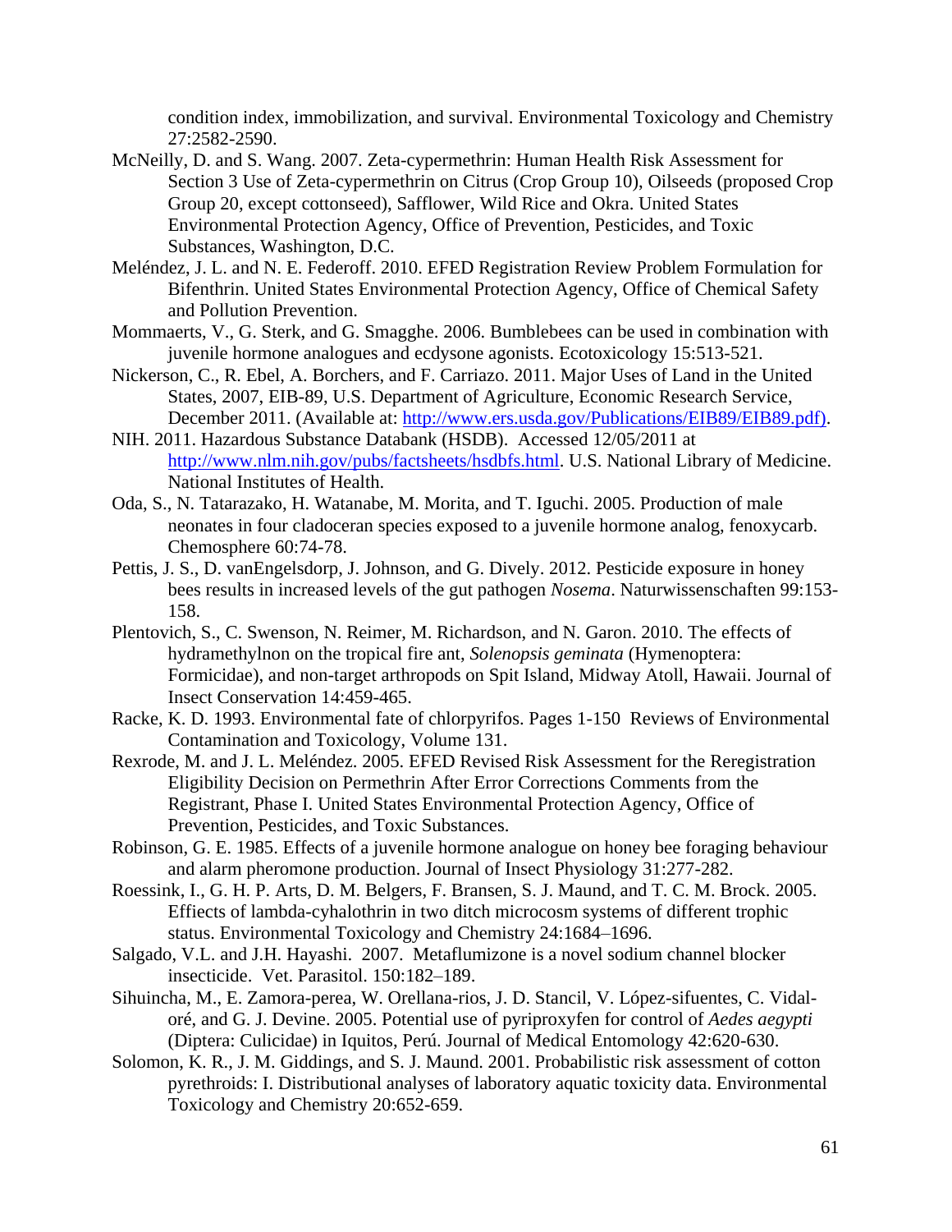condition index, immobilization, and survival. Environmental Toxicology and Chemistry 27:2582-2590.

McNeilly, D. and S. Wang. 2007. Zeta-cypermethrin: Human Health Risk Assessment for Section 3 Use of Zeta-cypermethrin on Citrus (Crop Group 10), Oilseeds (proposed Crop Group 20, except cottonseed), Safflower, Wild Rice and Okra. United States Environmental Protection Agency, Office of Prevention, Pesticides, and Toxic Substances, Washington, D.C.

Meléndez, J. L. and N. E. Federoff. 2010. EFED Registration Review Problem Formulation for Bifenthrin. United States Environmental Protection Agency, Office of Chemical Safety and Pollution Prevention.

Mommaerts, V., G. Sterk, and G. Smagghe. 2006. Bumblebees can be used in combination with juvenile hormone analogues and ecdysone agonists. Ecotoxicology 15:513-521.

Nickerson, C., R. Ebel, A. Borchers, and F. Carriazo. 2011. Major Uses of Land in the United States, 2007, EIB-89, U.S. Department of Agriculture, Economic Research Service, December 2011. (Available at: http://www.ers.usda.gov/Publications/EIB89/EIB89.pdf).

NIH. 2011. Hazardous Substance Databank (HSDB). Accessed 12/05/2011 at http://www.nlm.nih.gov/pubs/factsheets/hsdbfs.html. U.S. National Library of Medicine. National Institutes of Health.

Oda, S., N. Tatarazako, H. Watanabe, M. Morita, and T. Iguchi. 2005. Production of male neonates in four cladoceran species exposed to a juvenile hormone analog, fenoxycarb. Chemosphere 60:74-78.

Pettis, J. S., D. vanEngelsdorp, J. Johnson, and G. Dively. 2012. Pesticide exposure in honey bees results in increased levels of the gut pathogen *Nosema*. Naturwissenschaften 99:153-158.

Plentovich, S., C. Swenson, N. Reimer, M. Richardson, and N. Garon. 2010. The effects of hydramethylnon on the tropical fire ant, *Solenopsis geminata* (Hymenoptera: Formicidae), and non-target arthropods on Spit Island, Midway Atoll, Hawaii. Journal of Insect Conservation 14:459-465.

Racke, K. D. 1993. Environmental fate of chlorpyrifos. Pages 1-150 Reviews of Environmental Contamination and Toxicology, Volume 131.

Rexrode, M. and J. L. Meléndez. 2005. EFED Revised Risk Assessment for the Reregistration Eligibility Decision on Permethrin After Error Corrections Comments from the Registrant, Phase I. United States Environmental Protection Agency, Office of Prevention, Pesticides, and Toxic Substances.

Robinson, G. E. 1985. Effects of a juvenile hormone analogue on honey bee foraging behaviour and alarm pheromone production. Journal of Insect Physiology 31:277-282.

Roessink, I., G. H. P. Arts, D. M. Belgers, F. Bransen, S. J. Maund, and T. C. M. Brock. 2005. Effiects of lambda-cyhalothrin in two ditch microcosm systems of different trophic status. Environmental Toxicology and Chemistry 24:1684–1696.

Salgado, V.L. and J.H. Hayashi. 2007. Metaflumizone is a novel sodium channel blocker insecticide. Vet. Parasitol. 150:182–189.

Sihuincha, M., E. Zamora-perea, W. Orellana-rios, J. D. Stancil, V. López-sifuentes, C. Vidal-oré, and G. J. Devine. 2005. Potential use of pyriproxyfen for control of *Aedes aegypti* (Diptera: Culicidae) in Iquitos, Perú. Journal of Medical Entomology 42:620-630.

Solomon, K. R., J. M. Giddings, and S. J. Maund. 2001. Probabilistic risk assessment of cotton pyrethroids: I. Distributional analyses of laboratory aquatic toxicity data. Environmental Toxicology and Chemistry 20:652-659.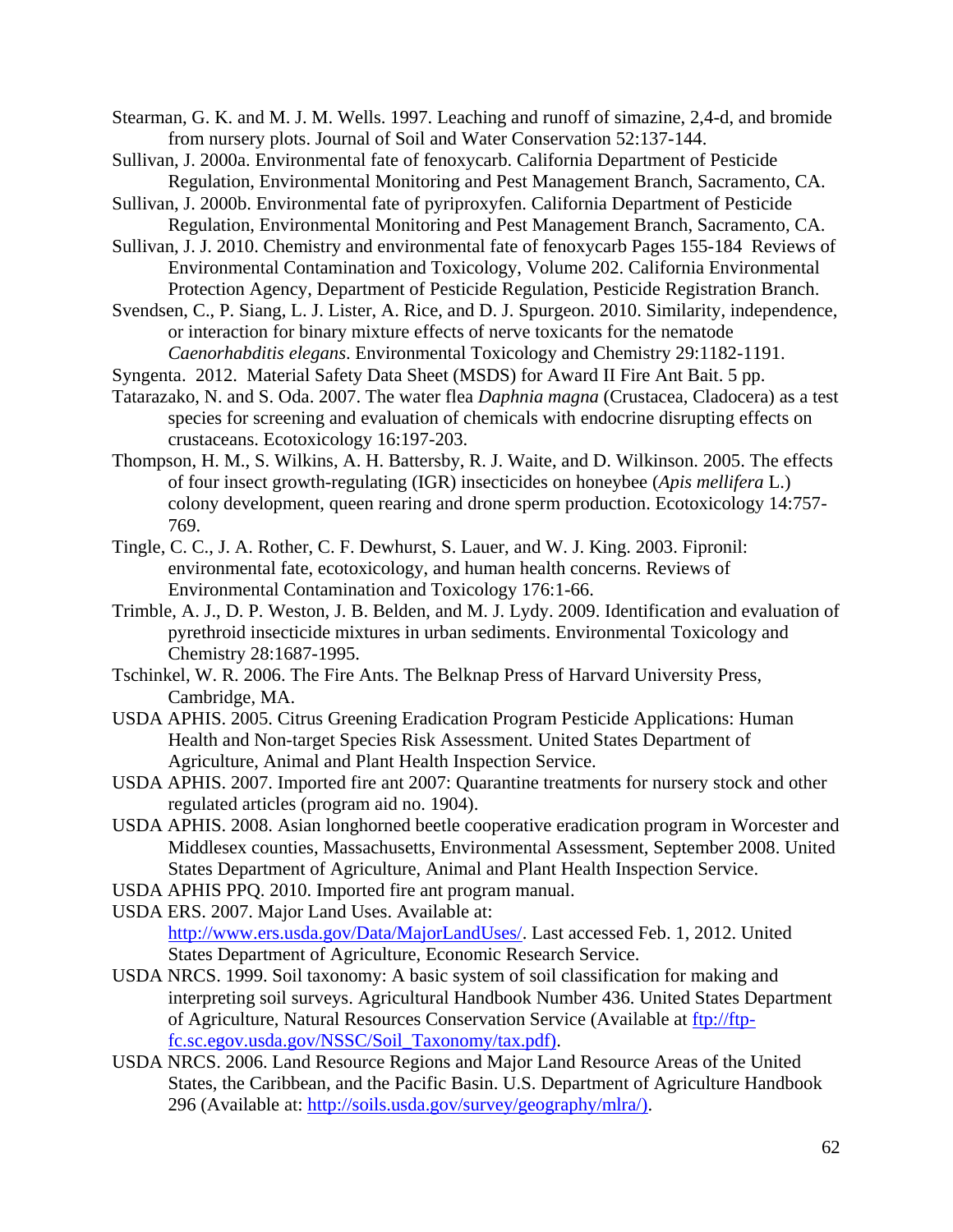Stearman, G. K. and M. J. M. Wells. 1997. Leaching and runoff of simazine, 2,4-d, and bromide from nursery plots. Journal of Soil and Water Conservation 52:137-144.

Sullivan, J. 2000a. Environmental fate of fenoxycarb. California Department of Pesticide Regulation, Environmental Monitoring and Pest Management Branch, Sacramento, CA.

Sullivan, J. 2000b. Environmental fate of pyriproxyfen. California Department of Pesticide Regulation, Environmental Monitoring and Pest Management Branch, Sacramento, CA.

Sullivan, J. J. 2010. Chemistry and environmental fate of fenoxycarb Pages 155-184 Reviews of Environmental Contamination and Toxicology, Volume 202. California Environmental Protection Agency, Department of Pesticide Regulation, Pesticide Registration Branch.

Svendsen, C., P. Siang, L. J. Lister, A. Rice, and D. J. Spurgeon. 2010. Similarity, independence, or interaction for binary mixture effects of nerve toxicants for the nematode *Caenorhabditis elegans*. Environmental Toxicology and Chemistry 29:1182-1191.

Syngenta. 2012. Material Safety Data Sheet (MSDS) for Award II Fire Ant Bait. 5 pp.

Tatarazako, N. and S. Oda. 2007. The water flea *Daphnia magna* (Crustacea, Cladocera) as a test species for screening and evaluation of chemicals with endocrine disrupting effects on crustaceans. Ecotoxicology 16:197-203.

Thompson, H. M., S. Wilkins, A. H. Battersby, R. J. Waite, and D. Wilkinson. 2005. The effects of four insect growth-regulating (IGR) insecticides on honeybee (*Apis mellifera* L.) colony development, queen rearing and drone sperm production. Ecotoxicology 14:757-769.

Tingle, C. C., J. A. Rother, C. F. Dewhurst, S. Lauer, and W. J. King. 2003. Fipronil: environmental fate, ecotoxicology, and human health concerns. Reviews of Environmental Contamination and Toxicology 176:1-66.

Trimble, A. J., D. P. Weston, J. B. Belden, and M. J. Lydy. 2009. Identification and evaluation of pyrethroid insecticide mixtures in urban sediments. Environmental Toxicology and Chemistry 28:1687-1995.

Tschinkel, W. R. 2006. The Fire Ants. The Belknap Press of Harvard University Press, Cambridge, MA.

USDA APHIS. 2005. Citrus Greening Eradication Program Pesticide Applications: Human Health and Non-target Species Risk Assessment. United States Department of Agriculture, Animal and Plant Health Inspection Service.

USDA APHIS. 2007. Imported fire ant 2007: Quarantine treatments for nursery stock and other regulated articles (program aid no. 1904).

USDA APHIS. 2008. Asian longhorned beetle cooperative eradication program in Worcester and Middlesex counties, Massachusetts, Environmental Assessment, September 2008. United States Department of Agriculture, Animal and Plant Health Inspection Service.

USDA APHIS PPQ. 2010. Imported fire ant program manual.

USDA ERS. 2007. Major Land Uses. Available at: http://www.ers.usda.gov/Data/MajorLandUses/. Last accessed Feb. 1, 2012. United States Department of Agriculture, Economic Research Service.

USDA NRCS. 1999. Soil taxonomy: A basic system of soil classification for making and interpreting soil surveys. Agricultural Handbook Number 436. United States Department of Agriculture, Natural Resources Conservation Service (Available at ftp://ftp-fc.sc.egov.usda.gov/NSSC/Soil_Taxonomy/tax.pdf).

USDA NRCS. 2006. Land Resource Regions and Major Land Resource Areas of the United States, the Caribbean, and the Pacific Basin. U.S. Department of Agriculture Handbook 296 (Available at: http://soils.usda.gov/survey/geography/mlra/).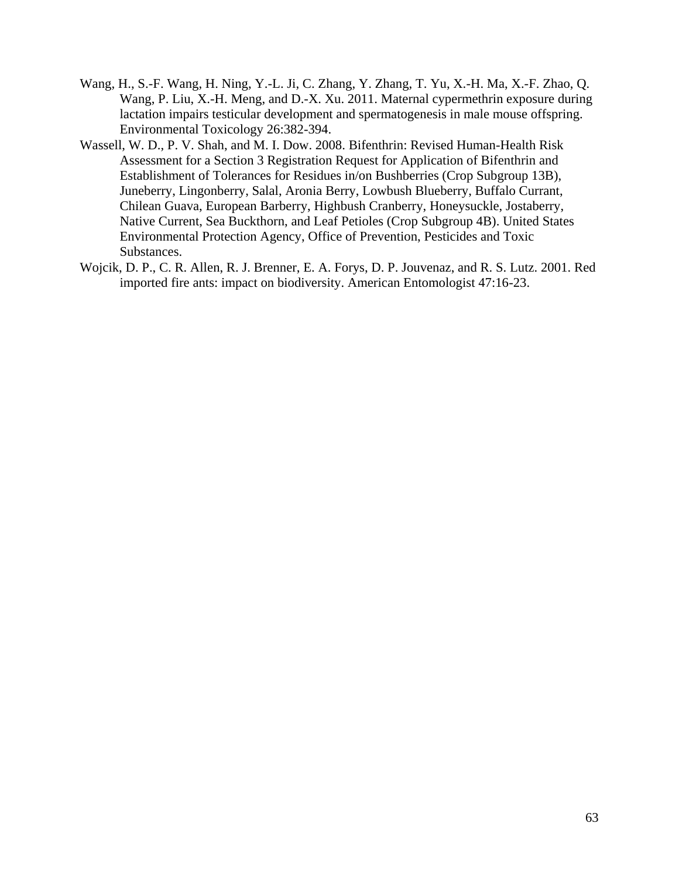Wang, H., S.-F. Wang, H. Ning, Y.-L. Ji, C. Zhang, Y. Zhang, T. Yu, X.-H. Ma, X.-F. Zhao, Q. Wang, P. Liu, X.-H. Meng, and D.-X. Xu. 2011. Maternal cypermethrin exposure during lactation impairs testicular development and spermatogenesis in male mouse offspring. Environmental Toxicology 26:382-394.

Wassell, W. D., P. V. Shah, and M. I. Dow. 2008. Bifenthrin: Revised Human-Health Risk Assessment for a Section 3 Registration Request for Application of Bifenthrin and Establishment of Tolerances for Residues in/on Bushberries (Crop Subgroup 13B), Juneberry, Lingonberry, Salal, Aronia Berry, Lowbush Blueberry, Buffalo Currant, Chilean Guava, European Barberry, Highbush Cranberry, Honeysuckle, Jostaberry, Native Current, Sea Buckthorn, and Leaf Petioles (Crop Subgroup 4B). United States Environmental Protection Agency, Office of Prevention, Pesticides and Toxic Substances.

Wojcik, D. P., C. R. Allen, R. J. Brenner, E. A. Forys, D. P. Jouvenaz, and R. S. Lutz. 2001. Red imported fire ants: impact on biodiversity. American Entomologist 47:16-23.